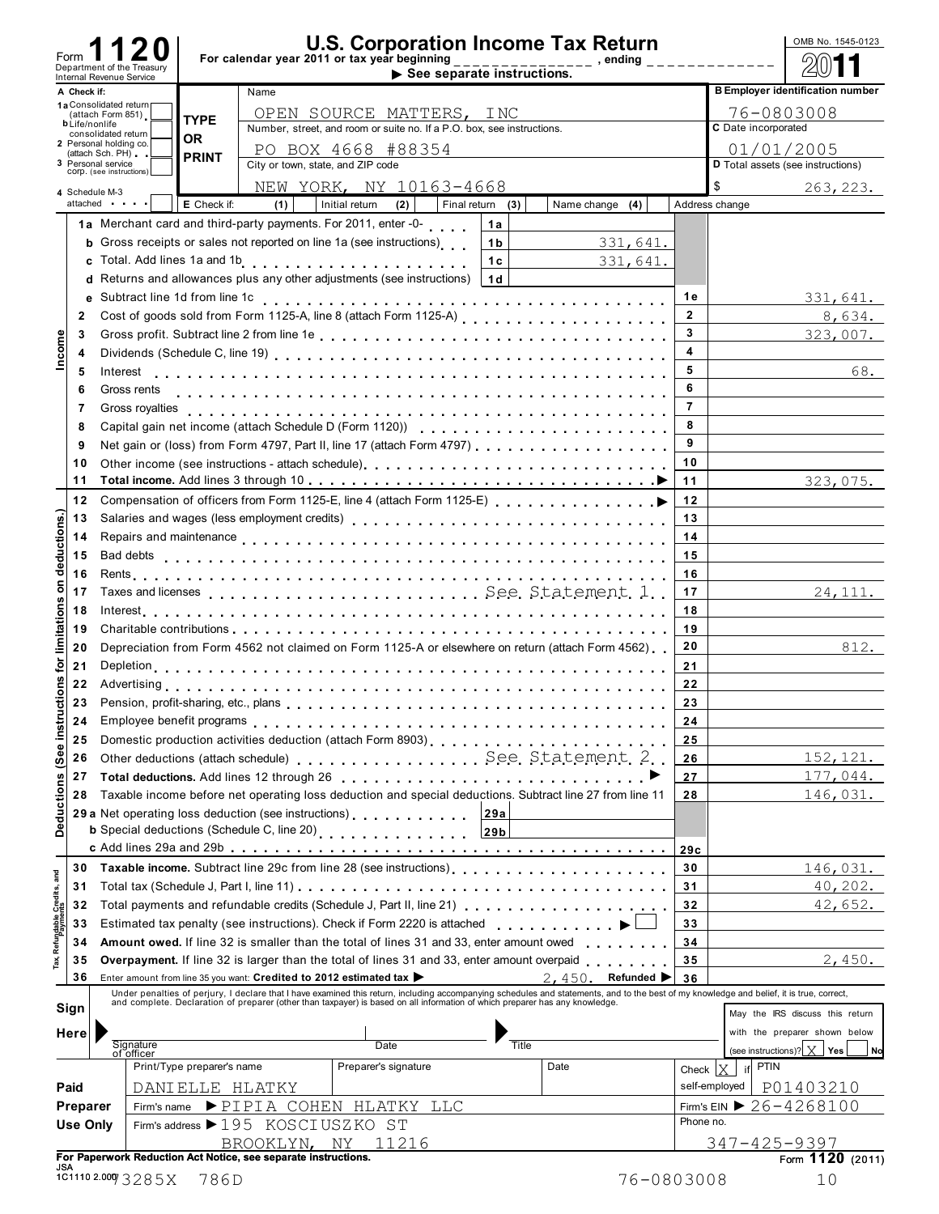# Form 1120 — U.S. Corporation Income Tax Return

Department of the Treasury
Internal Revenue Service

For calendar year 2011 or tax year beginning _______________, ending _____________

▶ See separate instructions.

OMB No. 1545-0123

**2011**

**A Check if:**
1a Consolidated return (attach Form 851)
b Life/nonlife consolidated return
2 Personal holding co. (attach Sch. PH)
3 Personal service corp. (see instructions)
4 Schedule M-3 attached

**TYPE OR PRINT**

Name: OPEN SOURCE MATTERS, INC

Number, street, and room or suite no. If a P.O. box, see instructions: PO BOX 4668 #88354

City or town, state, and ZIP code: NEW YORK, NY 10163-4668

**B** Employer identification number: 76-0803008

**C** Date incorporated: 01/01/2005

**D** Total assets (see instructions): $ 263,223.

**E** Check if: (1) Initial return (2) Final return (3) Name change (4) Address change

## Income

| Line | Description | | Amount |
|---|---|---|---|
| 1a | Merchant card and third-party payments. For 2011, enter -0- | 1a | |
| b | Gross receipts or sales not reported on line 1a (see instructions) | 1b | 331,641. |
| c | Total. Add lines 1a and 1b | 1c | 331,641. |
| d | Returns and allowances plus any other adjustments (see instructions) | 1d | |
| e | Subtract line 1d from line 1c | 1e | 331,641. |
| 2 | Cost of goods sold from Form 1125-A, line 8 (attach Form 1125-A) | 2 | 8,634. |
| 3 | Gross profit. Subtract line 2 from line 1e | 3 | 323,007. |
| 4 | Dividends (Schedule C, line 19) | 4 | |
| 5 | Interest | 5 | 68. |
| 6 | Gross rents | 6 | |
| 7 | Gross royalties | 7 | |
| 8 | Capital gain net income (attach Schedule D (Form 1120)) | 8 | |
| 9 | Net gain or (loss) from Form 4797, Part II, line 17 (attach Form 4797) | 9 | |
| 10 | Other income (see instructions - attach schedule) | 10 | |
| 11 | **Total income.** Add lines 3 through 10 | 11 | 323,075. |

## Deductions (See instructions for limitations on deductions.)

| Line | Description | | Amount |
|---|---|---|---|
| 12 | Compensation of officers from Form 1125-E, line 4 (attach Form 1125-E) | 12 | |
| 13 | Salaries and wages (less employment credits) | 13 | |
| 14 | Repairs and maintenance | 14 | |
| 15 | Bad debts | 15 | |
| 16 | Rents | 16 | |
| 17 | Taxes and licenses — See Statement 1 | 17 | 24,111. |
| 18 | Interest | 18 | |
| 19 | Charitable contributions | 19 | |
| 20 | Depreciation from Form 4562 not claimed on Form 1125-A or elsewhere on return (attach Form 4562) | 20 | 812. |
| 21 | Depletion | 21 | |
| 22 | Advertising | 22 | |
| 23 | Pension, profit-sharing, etc., plans | 23 | |
| 24 | Employee benefit programs | 24 | |
| 25 | Domestic production activities deduction (attach Form 8903) | 25 | |
| 26 | Other deductions (attach schedule) — See Statement 2 | 26 | 152,121. |
| 27 | **Total deductions.** Add lines 12 through 26 | 27 | 177,044. |
| 28 | Taxable income before net operating loss deduction and special deductions. Subtract line 27 from line 11 | 28 | 146,031. |
| 29a | Net operating loss deduction (see instructions) | 29a | |
| b | Special deductions (Schedule C, line 20) | 29b | |
| c | Add lines 29a and 29b | 29c | |

## Tax, Refundable Credits, and Payments

| Line | Description | | Amount |
|---|---|---|---|
| 30 | **Taxable income.** Subtract line 29c from line 28 (see instructions) | 30 | 146,031. |
| 31 | Total tax (Schedule J, Part I, line 11) | 31 | 40,202. |
| 32 | Total payments and refundable credits (Schedule J, Part II, line 21) | 32 | 42,652. |
| 33 | Estimated tax penalty (see instructions). Check if Form 2220 is attached | 33 | |
| 34 | **Amount owed.** If line 32 is smaller than the total of lines 31 and 33, enter amount owed | 34 | |
| 35 | **Overpayment.** If line 32 is larger than the total of lines 31 and 33, enter amount overpaid | 35 | 2,450. |
| 36 | Enter amount from line 35 you want: **Credited to 2012 estimated tax** ▶ 2,450. **Refunded** ▶ | 36 | |

## Sign Here

Under penalties of perjury, I declare that I have examined this return, including accompanying schedules and statements, and to the best of my knowledge and belief, it is true, correct, and complete. Declaration of preparer (other than taxpayer) is based on all information of which preparer has any knowledge.

Signature of officer | Date | Title

May the IRS discuss this return with the preparer shown below (see instructions)? [X] Yes [ ] No

## Paid Preparer Use Only

| Print/Type preparer's name | Preparer's signature | Date | Check [X] if self-employed | PTIN |
|---|---|---|---|---|
| DANIELLE HLATKY | | | | P01403210 |

Firm's name ▶ PIPIA COHEN HLATKY LLC — Firm's EIN ▶ 26-4268100

Firm's address ▶ 195 KOSCIUSZKO ST, BROOKLYN, NY 11216 — Phone no. 347-425-9397

For Paperwork Reduction Act Notice, see separate instructions.

JSA 1C1110 2.000 73285X 786D — 76-0803008 — Form **1120** (2011)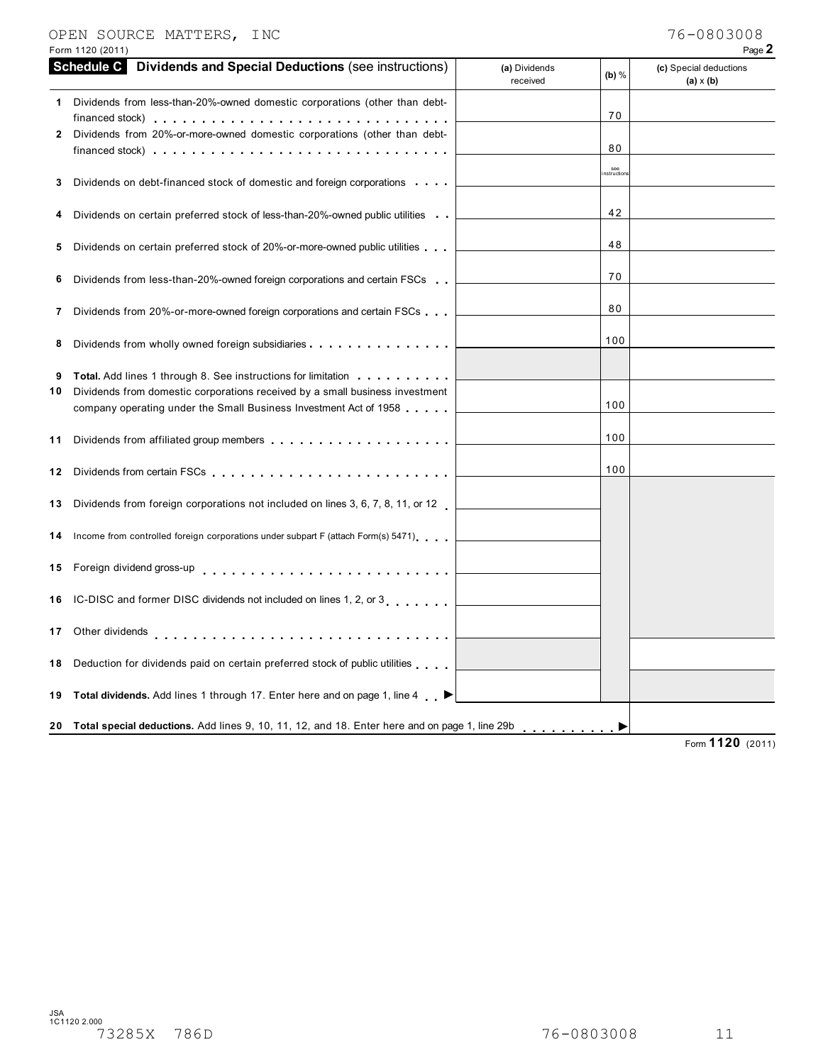OPEN SOURCE MATTERS, INC — 76-0803008

Form 1120 (2011) Page **2**

## Schedule C Dividends and Special Deductions (see instructions)

| | | (a) Dividends received | (b) % | (c) Special deductions (a) x (b) |
|---|---|---|---|---|
| 1 | Dividends from less-than-20%-owned domestic corporations (other than debt-financed stock) | | 70 | |
| 2 | Dividends from 20%-or-more-owned domestic corporations (other than debt-financed stock) | | 80 | |
| 3 | Dividends on debt-financed stock of domestic and foreign corporations | | see instructions | |
| 4 | Dividends on certain preferred stock of less-than-20%-owned public utilities | | 42 | |
| 5 | Dividends on certain preferred stock of 20%-or-more-owned public utilities | | 48 | |
| 6 | Dividends from less-than-20%-owned foreign corporations and certain FSCs | | 70 | |
| 7 | Dividends from 20%-or-more-owned foreign corporations and certain FSCs | | 80 | |
| 8 | Dividends from wholly owned foreign subsidiaries | | 100 | |
| 9 | **Total.** Add lines 1 through 8. See instructions for limitation | | | |
| 10 | Dividends from domestic corporations received by a small business investment company operating under the Small Business Investment Act of 1958 | | 100 | |
| 11 | Dividends from affiliated group members | | 100 | |
| 12 | Dividends from certain FSCs | | 100 | |
| 13 | Dividends from foreign corporations not included on lines 3, 6, 7, 8, 11, or 12 | | | |
| 14 | Income from controlled foreign corporations under subpart F (attach Form(s) 5471) | | | |
| 15 | Foreign dividend gross-up | | | |
| 16 | IC-DISC and former DISC dividends not included on lines 1, 2, or 3 | | | |
| 17 | Other dividends | | | |
| 18 | Deduction for dividends paid on certain preferred stock of public utilities | | | |
| 19 | **Total dividends.** Add lines 1 through 17. Enter here and on page 1, line 4 ▶ | | | |
| 20 | **Total special deductions.** Add lines 9, 10, 11, 12, and 18. Enter here and on page 1, line 29b ▶ | | | |

Form **1120** (2011)

JSA 1C1120 2.000

73285X 786D 76-0803008 11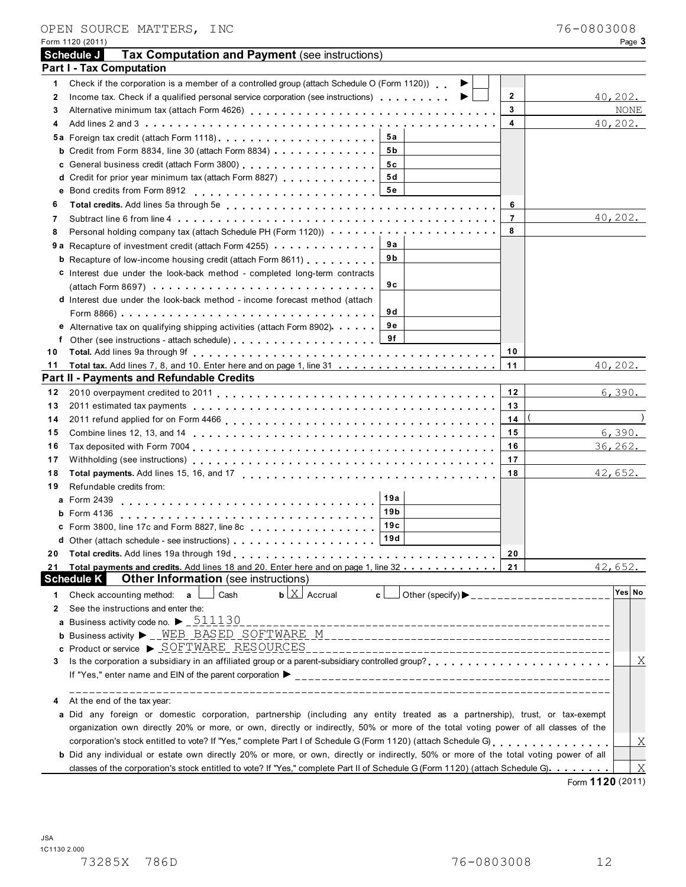OPEN SOURCE MATTERS, INC 76-0803008

Form 1120 (2011) Page **3**

## Schedule J — Tax Computation and Payment (see instructions)

### Part I - Tax Computation

| Line | Description | | | Line | Amount |
|---|---|---|---|---|---|
| 1 | Check if the corporation is a member of a controlled group (attach Schedule O (Form 1120)) ▶ ☐ | | | | |
| 2 | Income tax. Check if a qualified personal service corporation (see instructions) ▶ ☐ | | | 2 | 40,202. |
| 3 | Alternative minimum tax (attach Form 4626) | | | 3 | NONE |
| 4 | Add lines 2 and 3 | | | 4 | 40,202. |
| 5a | Foreign tax credit (attach Form 1118) | 5a | | | |
| b | Credit from Form 8834, line 30 (attach Form 8834) | 5b | | | |
| c | General business credit (attach Form 3800) | 5c | | | |
| d | Credit for prior year minimum tax (attach Form 8827) | 5d | | | |
| e | Bond credits from Form 8912 | 5e | | | |
| 6 | **Total credits.** Add lines 5a through 5e | | | 6 | |
| 7 | Subtract line 6 from line 4 | | | 7 | 40,202. |
| 8 | Personal holding company tax (attach Schedule PH (Form 1120)) | | | 8 | |
| 9a | Recapture of investment credit (attach Form 4255) | 9a | | | |
| b | Recapture of low-income housing credit (attach Form 8611) | 9b | | | |
| c | Interest due under the look-back method - completed long-term contracts (attach Form 8697) | 9c | | | |
| d | Interest due under the look-back method - income forecast method (attach Form 8866) | 9d | | | |
| e | Alternative tax on qualifying shipping activities (attach Form 8902) | 9e | | | |
| f | Other (see instructions - attach schedule) | 9f | | | |
| 10 | **Total.** Add lines 9a through 9f | | | 10 | |
| 11 | **Total tax.** Add lines 7, 8, and 10. Enter here and on page 1, line 31 | | | 11 | 40,202. |

### Part II - Payments and Refundable Credits

| Line | Description | | | Line | Amount |
|---|---|---|---|---|---|
| 12 | 2010 overpayment credited to 2011 | | | 12 | 6,390. |
| 13 | 2011 estimated tax payments | | | 13 | |
| 14 | 2011 refund applied for on Form 4466 | | | 14 | ( ) |
| 15 | Combine lines 12, 13, and 14 | | | 15 | 6,390. |
| 16 | Tax deposited with Form 7004 | | | 16 | 36,262. |
| 17 | Withholding (see instructions) | | | 17 | |
| 18 | **Total payments.** Add lines 15, 16, and 17 | | | 18 | 42,652. |
| 19 | Refundable credits from: | | | | |
| a | Form 2439 | 19a | | | |
| b | Form 4136 | 19b | | | |
| c | Form 3800, line 17c and Form 8827, line 8c | 19c | | | |
| d | Other (attach schedule - see instructions) | 19d | | | |
| 20 | **Total credits.** Add lines 19a through 19d | | | 20 | |
| 21 | **Total payments and credits.** Add lines 18 and 20. Enter here and on page 1, line 32 | | | 21 | 42,652. |

## Schedule K — Other Information (see instructions)

| Line | Question | Yes | No |
|---|---|---|---|
| 1 | Check accounting method: **a** ☐ Cash **b** ☒ Accrual **c** ☐ Other (specify) ▶ | | |
| 2 | See the instructions and enter the: | | |
| a | Business activity code no. ▶ 511130 | | |
| b | Business activity ▶ WEB BASED SOFTWARE M | | |
| c | Product or service ▶ SOFTWARE RESOURCES | | |
| 3 | Is the corporation a subsidiary in an affiliated group or a parent-subsidiary controlled group? If "Yes," enter name and EIN of the parent corporation ▶ | | X |
| 4 | At the end of the tax year: | | |
| a | Did any foreign or domestic corporation, partnership (including any entity treated as a partnership), trust, or tax-exempt organization own directly 20% or more, or own, directly or indirectly, 50% or more of the total voting power of all classes of the corporation's stock entitled to vote? If "Yes," complete Part I of Schedule G (Form 1120) (attach Schedule G) | | X |
| b | Did any individual or estate own directly 20% or more, or own, directly or indirectly, 50% or more of the total voting power of all classes of the corporation's stock entitled to vote? If "Yes," complete Part II of Schedule G (Form 1120) (attach Schedule G) | | X |

Form **1120** (2011)

JSA
1C1130 2.000
73285X 786D 76-0803008 12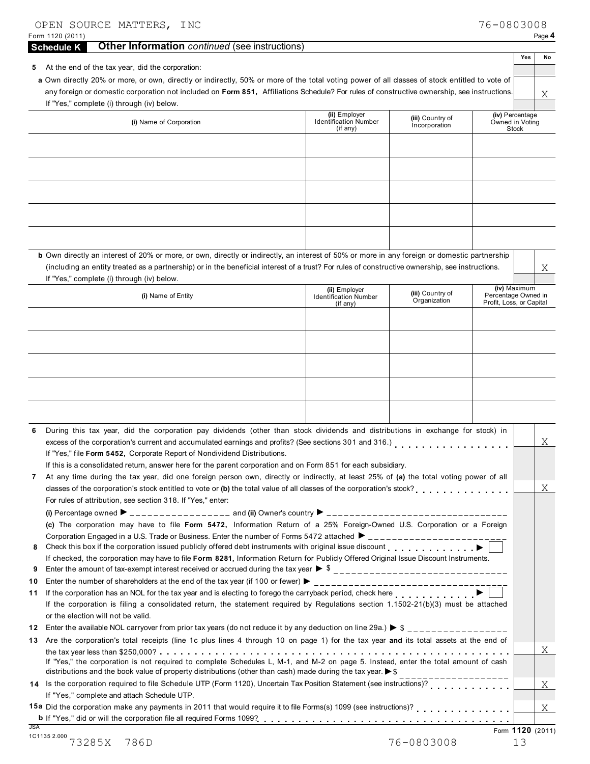OPEN SOURCE MATTERS, INC — 76-0803008

Form 1120 (2011) Page 4

## Schedule K — Other Information *continued* (see instructions)

| | Yes | No |
|---|---|---|
| **5** At the end of the tax year, did the corporation: | | |
| **a** Own directly 20% or more, or own, directly or indirectly, 50% or more of the total voting power of all classes of stock entitled to vote of any foreign or domestic corporation not included on **Form 851,** Affiliations Schedule? For rules of constructive ownership, see instructions. If "Yes," complete (i) through (iv) below. | | X |

| (i) Name of Corporation | (ii) Employer Identification Number (if any) | (iii) Country of Incorporation | (iv) Percentage Owned in Voting Stock |
|---|---|---|---|
| | | | |
| | | | |
| | | | |
| | | | |
| | | | |

| | Yes | No |
|---|---|---|
| **b** Own directly an interest of 20% or more, or own, directly or indirectly, an interest of 50% or more in any foreign or domestic partnership (including an entity treated as a partnership) or in the beneficial interest of a trust? For rules of constructive ownership, see instructions. If "Yes," complete (i) through (iv) below. | | X |

| (i) Name of Entity | (ii) Employer Identification Number (if any) | (iii) Country of Organization | (iv) Maximum Percentage Owned in Profit, Loss, or Capital |
|---|---|---|---|
| | | | |
| | | | |
| | | | |
| | | | |
| | | | |

| | Yes | No |
|---|---|---|
| **6** During this tax year, did the corporation pay dividends (other than stock dividends and distributions in exchange for stock) in excess of the corporation's current and accumulated earnings and profits? (See sections 301 and 316.) If "Yes," file **Form 5452,** Corporate Report of Nondividend Distributions. If this is a consolidated return, answer here for the parent corporation and on Form 851 for each subsidiary. | | X |
| **7** At any time during the tax year, did one foreign person own, directly or indirectly, at least 25% of **(a)** the total voting power of all classes of the corporation's stock entitled to vote or **(b)** the total value of all classes of the corporation's stock? For rules of attribution, see section 318. If "Yes," enter: | | X |
| **(i)** Percentage owned ▶ ________ and **(ii)** Owner's country ▶ ________ | | |
| **(c)** The corporation may have to file **Form 5472,** Information Return of a 25% Foreign-Owned U.S. Corporation or a Foreign Corporation Engaged in a U.S. Trade or Business. Enter the number of Forms 5472 attached ▶ ________ | | |
| **8** Check this box if the corporation issued publicly offered debt instruments with original issue discount ▶ ☐ If checked, the corporation may have to file **Form 8281,** Information Return for Publicly Offered Original Issue Discount Instruments. | | |
| **9** Enter the amount of tax-exempt interest received or accrued during the tax year ▶ $ ________ | | |
| **10** Enter the number of shareholders at the end of the tax year (if 100 or fewer) ▶ ________ | | |
| **11** If the corporation has an NOL for the tax year and is electing to forego the carryback period, check here ▶ ☐ If the corporation is filing a consolidated return, the statement required by Regulations section 1.1502-21(b)(3) must be attached or the election will not be valid. | | |
| **12** Enter the available NOL carryover from prior tax years (do not reduce it by any deduction on line 29a.) ▶ $ ________ | | |
| **13** Are the corporation's total receipts (line 1c plus lines 4 through 10 on page 1) for the tax year **and** its total assets at the end of the tax year less than $250,000? If "Yes," the corporation is not required to complete Schedules L, M-1, and M-2 on page 5. Instead, enter the total amount of cash distributions and the book value of property distributions (other than cash) made during the tax year. ▶ $ ________ | | X |
| **14** Is the corporation required to file Schedule UTP (Form 1120), Uncertain Tax Position Statement (see instructions)? If "Yes," complete and attach Schedule UTP. | | X |
| **15a** Did the corporation make any payments in 2011 that would require it to file Forms(s) 1099 (see instructions)? | | X |
| **b** If "Yes," did or will the corporation file all required Forms 1099? | | |

Form **1120** (2011)

73285X 786D — 76-0803008 — 13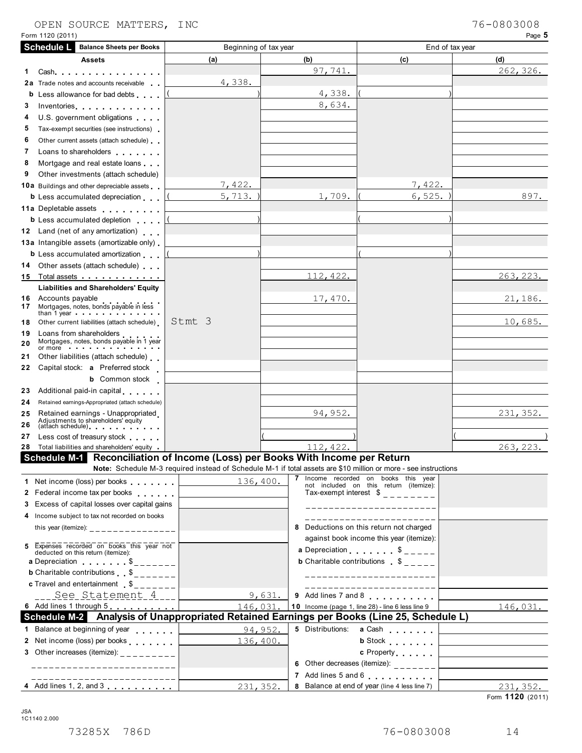OPEN SOURCE MATTERS, INC 76-0803008

Form 1120 (2011) Page **5**

## Schedule L Balance Sheets per Books

| Assets | Beginning of tax year (a) | (b) | End of tax year (c) | (d) |
|---|---|---|---|---|
| 1 Cash | | 97,741. | | 262,326. |
| 2a Trade notes and accounts receivable | 4,338. | | | |
| b Less allowance for bad debts | ( ) | 4,338. | ( ) | |
| 3 Inventories | | 8,634. | | |
| 4 U.S. government obligations | | | | |
| 5 Tax-exempt securities (see instructions) | | | | |
| 6 Other current assets (attach schedule) | | | | |
| 7 Loans to shareholders | | | | |
| 8 Mortgage and real estate loans | | | | |
| 9 Other investments (attach schedule) | | | | |
| 10a Buildings and other depreciable assets | 7,422. | | 7,422. | |
| b Less accumulated depreciation | ( 5,713. ) | 1,709. | ( 6,525. ) | 897. |
| 11a Depletable assets | | | | |
| b Less accumulated depletion | ( ) | | ( ) | |
| 12 Land (net of any amortization) | | | | |
| 13a Intangible assets (amortizable only) | | | | |
| b Less accumulated amortization | ( ) | | ( ) | |
| 14 Other assets (attach schedule) | | | | |
| 15 Total assets | | 112,422. | | 263,223. |
| **Liabilities and Shareholders' Equity** | | | | |
| 16 Accounts payable | | 17,470. | | 21,186. |
| 17 Mortgages, notes, bonds payable in less than 1 year | | | | |
| 18 Other current liabilities (attach schedule) | Stmt 3 | | | 10,685. |
| 19 Loans from shareholders | | | | |
| 20 Mortgages, notes, bonds payable in 1 year or more | | | | |
| 21 Other liabilities (attach schedule) | | | | |
| 22 Capital stock: a Preferred stock | | | | |
| b Common stock | | | | |
| 23 Additional paid-in capital | | | | |
| 24 Retained earnings-Appropriated (attach schedule) | | | | |
| 25 Retained earnings - Unappropriated | | 94,952. | | 231,352. |
| 26 Adjustments to shareholders' equity (attach schedule) | | | | |
| 27 Less cost of treasury stock | | ( ) | | ( ) |
| 28 Total liabilities and shareholders' equity | | 112,422. | | 263,223. |

## Schedule M-1 Reconciliation of Income (Loss) per Books With Income per Return

**Note:** Schedule M-3 required instead of Schedule M-1 if total assets are $10 million or more - see instructions

| | | | |
|---|---|---|---|
| 1 Net income (loss) per books | 136,400. | 7 Income recorded on books this year not included on this return (itemize): Tax-exempt interest $ | |
| 2 Federal income tax per books | | | |
| 3 Excess of capital losses over capital gains | | | |
| 4 Income subject to tax not recorded on books this year (itemize): | | 8 Deductions on this return not charged against book income this year (itemize): | |
| 5 Expenses recorded on books this year not deducted on this return (itemize): | | a Depreciation $ | |
| a Depreciation $ | | b Charitable contributions $ | |
| b Charitable contributions $ | | | |
| c Travel and entertainment $ | | | |
| See Statement 4 | 9,631. | 9 Add lines 7 and 8 | |
| 6 Add lines 1 through 5 | 146,031. | 10 Income (page 1, line 28) - line 6 less line 9 | 146,031. |

## Schedule M-2 Analysis of Unappropriated Retained Earnings per Books (Line 25, Schedule L)

| | | | |
|---|---|---|---|
| 1 Balance at beginning of year | 94,952. | 5 Distributions: a Cash | |
| 2 Net income (loss) per books | 136,400. | b Stock | |
| 3 Other increases (itemize): | | c Property | |
| | | 6 Other decreases (itemize): | |
| | | 7 Add lines 5 and 6 | |
| 4 Add lines 1, 2, and 3 | 231,352. | 8 Balance at end of year (line 4 less line 7) | 231,352. |

Form **1120** (2011)

JSA 1C1140 2.000

73285X 786D 76-0803008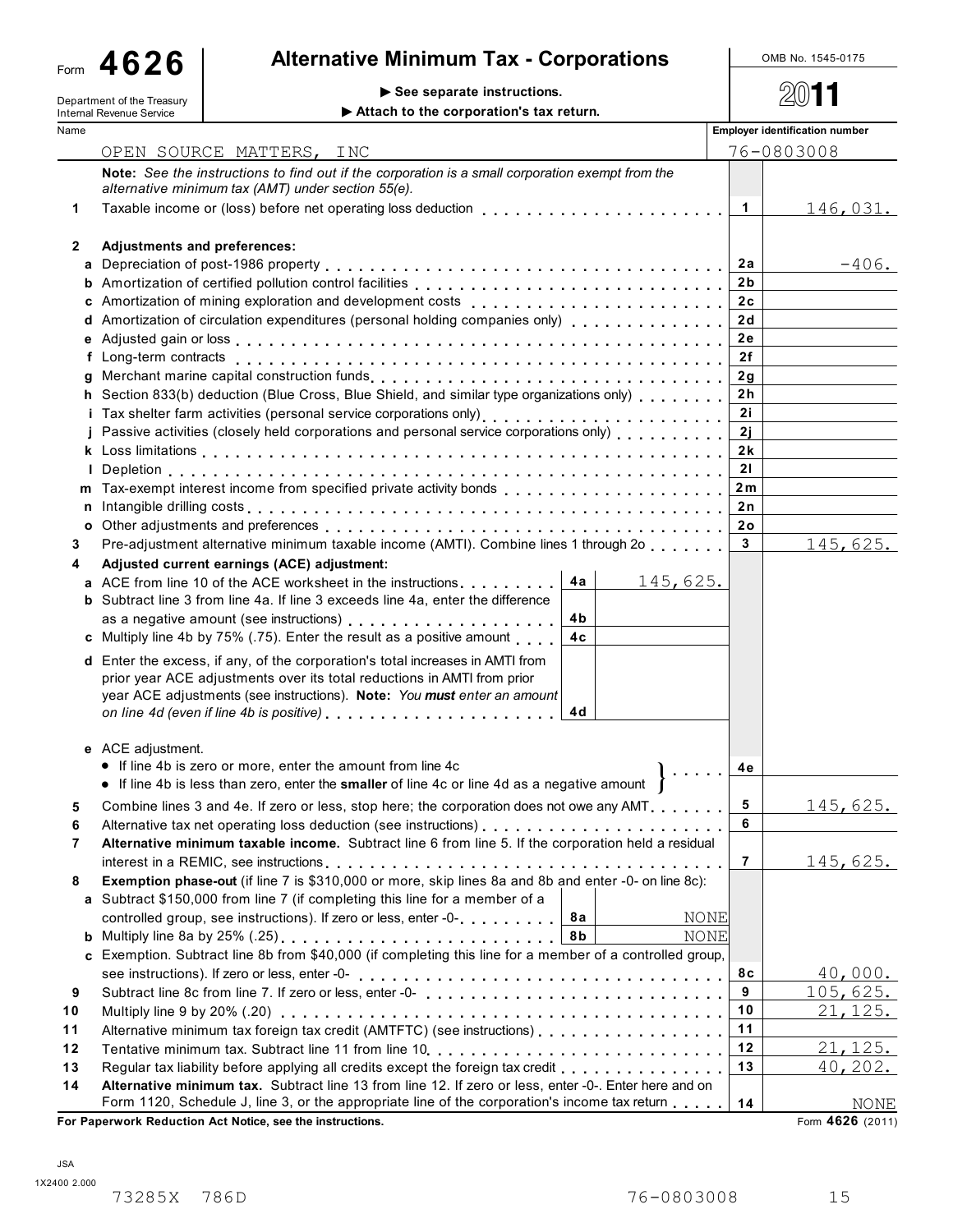Form **4626**

Department of the Treasury
Internal Revenue Service

# Alternative Minimum Tax - Corporations

▶ See separate instructions.
▶ Attach to the corporation's tax return.

OMB No. 1545-0175

2011

| Name | Employer identification number |
|---|---|
| OPEN SOURCE MATTERS, INC | 76-0803008 |

**Note:** *See the instructions to find out if the corporation is a small corporation exempt from the alternative minimum tax (AMT) under section 55(e).*

| Line | Description | Sub-line | Sub-amount | Line no. | Amount |
|---|---|---|---|---|---|
| 1 | Taxable income or (loss) before net operating loss deduction | | | 1 | 146,031. |
| 2 | **Adjustments and preferences:** | | | | |
| a | Depreciation of post-1986 property | | | 2a | -406. |
| b | Amortization of certified pollution control facilities | | | 2b | |
| c | Amortization of mining exploration and development costs | | | 2c | |
| d | Amortization of circulation expenditures (personal holding companies only) | | | 2d | |
| e | Adjusted gain or loss | | | 2e | |
| f | Long-term contracts | | | 2f | |
| g | Merchant marine capital construction funds | | | 2g | |
| h | Section 833(b) deduction (Blue Cross, Blue Shield, and similar type organizations only) | | | 2h | |
| i | Tax shelter farm activities (personal service corporations only) | | | 2i | |
| j | Passive activities (closely held corporations and personal service corporations only) | | | 2j | |
| k | Loss limitations | | | 2k | |
| l | Depletion | | | 2l | |
| m | Tax-exempt interest income from specified private activity bonds | | | 2m | |
| n | Intangible drilling costs | | | 2n | |
| o | Other adjustments and preferences | | | 2o | |
| 3 | Pre-adjustment alternative minimum taxable income (AMTI). Combine lines 1 through 2o | | | 3 | 145,625. |
| 4 | **Adjusted current earnings (ACE) adjustment:** | | | | |
| a | ACE from line 10 of the ACE worksheet in the instructions | 4a | 145,625. | | |
| b | Subtract line 3 from line 4a. If line 3 exceeds line 4a, enter the difference as a negative amount (see instructions) | 4b | | | |
| c | Multiply line 4b by 75% (.75). Enter the result as a positive amount | 4c | | | |
| d | Enter the excess, if any, of the corporation's total increases in AMTI from prior year ACE adjustments over its total reductions in AMTI from prior year ACE adjustments (see instructions). **Note:** *You **must** enter an amount on line 4d (even if line 4b is positive)* | 4d | | | |
| e | ACE adjustment. • If line 4b is zero or more, enter the amount from line 4c • If line 4b is less than zero, enter the **smaller** of line 4c or line 4d as a negative amount | | | 4e | |
| 5 | Combine lines 3 and 4e. If zero or less, stop here; the corporation does not owe any AMT | | | 5 | 145,625. |
| 6 | Alternative tax net operating loss deduction (see instructions) | | | 6 | |
| 7 | **Alternative minimum taxable income.** Subtract line 6 from line 5. If the corporation held a residual interest in a REMIC, see instructions | | | 7 | 145,625. |
| 8 | **Exemption phase-out** (if line 7 is $310,000 or more, skip lines 8a and 8b and enter -0- on line 8c): | | | | |
| a | Subtract $150,000 from line 7 (if completing this line for a member of a controlled group, see instructions). If zero or less, enter -0- | 8a | NONE | | |
| b | Multiply line 8a by 25% (.25) | 8b | NONE | | |
| c | Exemption. Subtract line 8b from $40,000 (if completing this line for a member of a controlled group, see instructions). If zero or less, enter -0- | | | 8c | 40,000. |
| 9 | Subtract line 8c from line 7. If zero or less, enter -0- | | | 9 | 105,625. |
| 10 | Multiply line 9 by 20% (.20) | | | 10 | 21,125. |
| 11 | Alternative minimum tax foreign tax credit (AMTFTC) (see instructions) | | | 11 | |
| 12 | Tentative minimum tax. Subtract line 11 from line 10 | | | 12 | 21,125. |
| 13 | Regular tax liability before applying all credits except the foreign tax credit | | | 13 | 40,202. |
| 14 | **Alternative minimum tax.** Subtract line 13 from line 12. If zero or less, enter -0-. Enter here and on Form 1120, Schedule J, line 3, or the appropriate line of the corporation's income tax return | | | 14 | NONE |

**For Paperwork Reduction Act Notice, see the instructions.**

Form **4626** (2011)

JSA
1X2400 2.000

73285X 786D    76-0803008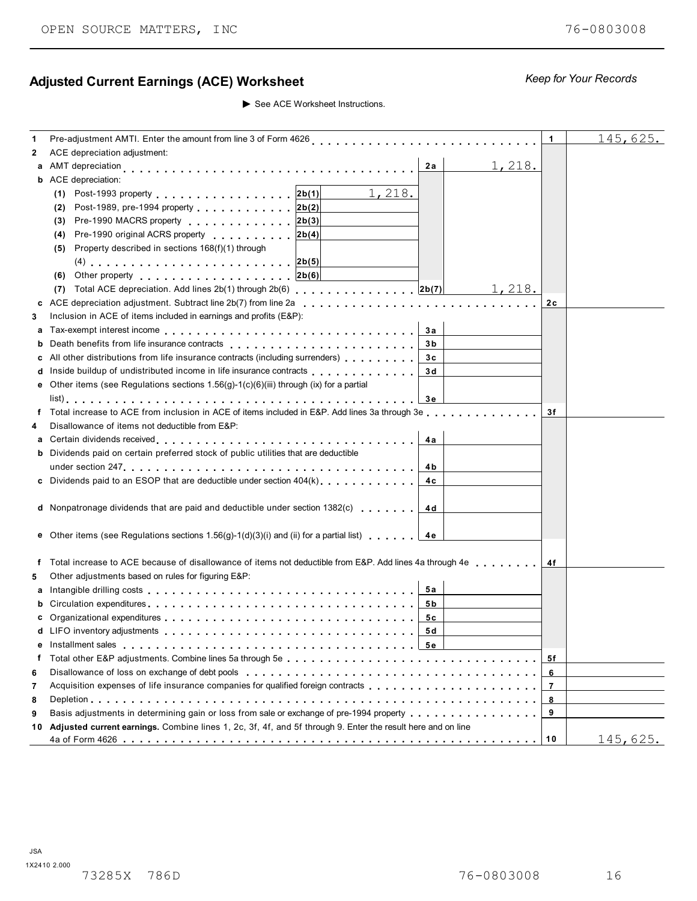OPEN SOURCE MATTERS, INC 76-0803008

## Adjusted Current Earnings (ACE) Worksheet

*Keep for Your Records*

▶ See ACE Worksheet Instructions.

| Line | Description | Sub-line | Sub-amount | Line ref | Amount | Line ref | Amount |
|---|---|---|---|---|---|---|---|
| 1 | Pre-adjustment AMTI. Enter the amount from line 3 of Form 4626 | | | | | 1 | 145,625. |
| 2 | ACE depreciation adjustment: | | | | | | |
| a | AMT depreciation | | | 2a | 1,218. | | |
| b | ACE depreciation: | | | | | | |
| | (1) Post-1993 property | 2b(1) | 1,218. | | | | |
| | (2) Post-1989, pre-1994 property | 2b(2) | | | | | |
| | (3) Pre-1990 MACRS property | 2b(3) | | | | | |
| | (4) Pre-1990 original ACRS property | 2b(4) | | | | | |
| | (5) Property described in sections 168(f)(1) through (4) | 2b(5) | | | | | |
| | (6) Other property | 2b(6) | | | | | |
| | (7) Total ACE depreciation. Add lines 2b(1) through 2b(6) | | | 2b(7) | 1,218. | | |
| c | ACE depreciation adjustment. Subtract line 2b(7) from line 2a | | | | | 2c | |
| 3 | Inclusion in ACE of items included in earnings and profits (E&P): | | | | | | |
| a | Tax-exempt interest income | | | 3a | | | |
| b | Death benefits from life insurance contracts | | | 3b | | | |
| c | All other distributions from life insurance contracts (including surrenders) | | | 3c | | | |
| d | Inside buildup of undistributed income in life insurance contracts | | | 3d | | | |
| e | Other items (see Regulations sections 1.56(g)-1(c)(6)(iii) through (ix) for a partial list) | | | 3e | | | |
| f | Total increase to ACE from inclusion in ACE of items included in E&P. Add lines 3a through 3e | | | | | 3f | |
| 4 | Disallowance of items not deductible from E&P: | | | | | | |
| a | Certain dividends received | | | 4a | | | |
| b | Dividends paid on certain preferred stock of public utilities that are deductible under section 247 | | | 4b | | | |
| c | Dividends paid to an ESOP that are deductible under section 404(k) | | | 4c | | | |
| d | Nonpatronage dividends that are paid and deductible under section 1382(c) | | | 4d | | | |
| e | Other items (see Regulations sections 1.56(g)-1(d)(3)(i) and (ii) for a partial list) | | | 4e | | | |
| f | Total increase to ACE because of disallowance of items not deductible from E&P. Add lines 4a through 4e | | | | | 4f | |
| 5 | Other adjustments based on rules for figuring E&P: | | | | | | |
| a | Intangible drilling costs | | | 5a | | | |
| b | Circulation expenditures | | | 5b | | | |
| c | Organizational expenditures | | | 5c | | | |
| d | LIFO inventory adjustments | | | 5d | | | |
| e | Installment sales | | | 5e | | | |
| f | Total other E&P adjustments. Combine lines 5a through 5e | | | | | 5f | |
| 6 | Disallowance of loss on exchange of debt pools | | | | | 6 | |
| 7 | Acquisition expenses of life insurance companies for qualified foreign contracts | | | | | 7 | |
| 8 | Depletion | | | | | 8 | |
| 9 | Basis adjustments in determining gain or loss from sale or exchange of pre-1994 property | | | | | 9 | |
| 10 | **Adjusted current earnings.** Combine lines 1, 2c, 3f, 4f, and 5f through 9. Enter the result here and on line 4a of Form 4626 | | | | | 10 | 145,625. |

JSA
1X2410 2.000
73285X 786D 76-0803008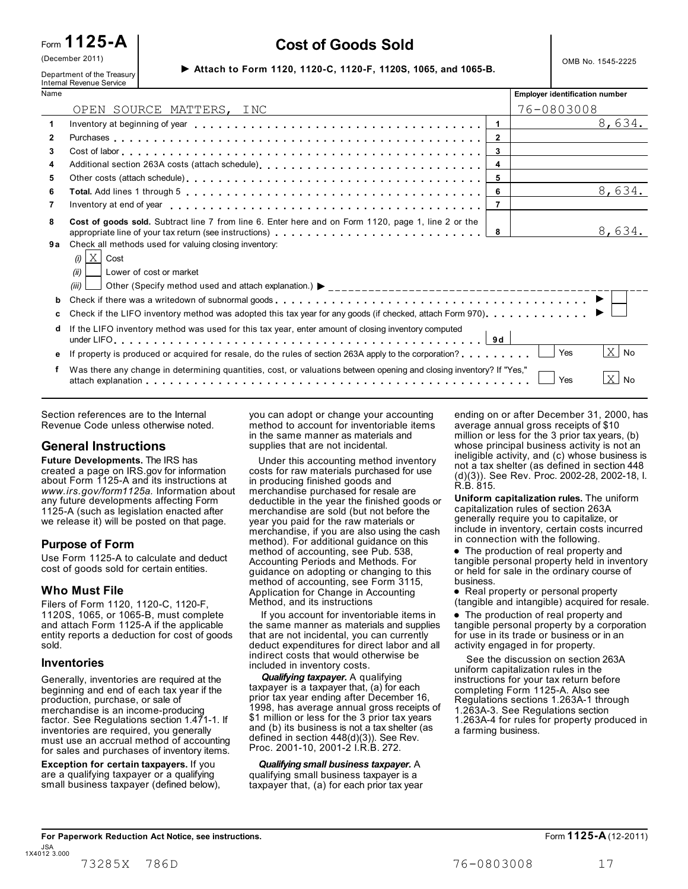Form **1125-A** (December 2011) Department of the Treasury Internal Revenue Service

# Cost of Goods Sold

▶ **Attach to Form 1120, 1120-C, 1120-F, 1120S, 1065, and 1065-B.**

OMB No. 1545-2225

| Name | Employer identification number |
|---|---|
| OPEN SOURCE MATTERS, INC | 76-0803008 |

| | | | |
|---|---|---|---|
| **1** | Inventory at beginning of year | 1 | 8,634. |
| **2** | Purchases | 2 | |
| **3** | Cost of labor | 3 | |
| **4** | Additional section 263A costs (attach schedule) | 4 | |
| **5** | Other costs (attach schedule) | 5 | |
| **6** | **Total.** Add lines 1 through 5 | 6 | 8,634. |
| **7** | Inventory at end of year | 7 | |
| **8** | **Cost of goods sold.** Subtract line 7 from line 6. Enter here and on Form 1120, page 1, line 2 or the appropriate line of your tax return (see instructions) | 8 | 8,634. |

**9a** Check all methods used for valuing closing inventory:

- *(i)* [X] Cost
- *(ii)* [ ] Lower of cost or market
- *(iii)* [ ] Other (Specify method used and attach explanation.) ▶

**b** Check if there was a writedown of subnormal goods ▶ [ ]

**c** Check if the LIFO inventory method was adopted this tax year for any goods (if checked, attach Form 970) ▶ [ ]

**d** If the LIFO inventory method was used for this tax year, enter amount of closing inventory computed under LIFO | 9d |

**e** If property is produced or acquired for resale, do the rules of section 263A apply to the corporation? [ ] Yes [X] No

**f** Was there any change in determining quantities, cost, or valuations between opening and closing inventory? If "Yes," attach explanation [ ] Yes [X] No

Section references are to the Internal Revenue Code unless otherwise noted.

## General Instructions

**Future Developments.** The IRS has created a page on IRS.gov for information about Form 1125-A and its instructions at *www.irs.gov/form1125a.* Information about any future developments affecting Form 1125-A (such as legislation enacted after we release it) will be posted on that page.

### Purpose of Form

Use Form 1125-A to calculate and deduct cost of goods sold for certain entities.

### Who Must File

Filers of Form 1120, 1120-C, 1120-F, 1120S, 1065, or 1065-B, must complete and attach Form 1125-A if the applicable entity reports a deduction for cost of goods sold.

### Inventories

Generally, inventories are required at the beginning and end of each tax year if the production, purchase, or sale of merchandise is an income-producing factor. See Regulations section 1.471-1. If inventories are required, you generally must use an accrual method of accounting for sales and purchases of inventory items.

**Exception for certain taxpayers.** If you are a qualifying taxpayer or a qualifying small business taxpayer (defined below), you can adopt or change your accounting method to account for inventoriable items in the same manner as materials and supplies that are not incidental.

Under this accounting method inventory costs for raw materials purchased for use in producing finished goods and merchandise purchased for resale are deductible in the year the finished goods or merchandise are sold (but not before the year you paid for the raw materials or merchandise, if you are also using the cash method). For additional guidance on this method of accounting, see Pub. 538, Accounting Periods and Methods. For guidance on adopting or changing to this method of accounting, see Form 3115, Application for Change in Accounting Method, and its instructions

If you account for inventoriable items in the same manner as materials and supplies that are not incidental, you can currently deduct expenditures for direct labor and all indirect costs that would otherwise be included in inventory costs.

***Qualifying taxpayer.*** A qualifying taxpayer is a taxpayer that, (a) for each prior tax year ending after December 16, 1998, has average annual gross receipts of $1 million or less for the 3 prior tax years and (b) its business is not a tax shelter (as defined in section 448(d)(3)). See Rev. Proc. 2001-10, 2001-2 I.R.B. 272.

***Qualifying small business taxpayer.*** A qualifying small business taxpayer is a taxpayer that, (a) for each prior tax year ending on or after December 31, 2000, has average annual gross receipts of $10 million or less for the 3 prior tax years, (b) whose principal business activity is not an ineligible activity, and (c) whose business is not a tax shelter (as defined in section 448 (d)(3)). See Rev. Proc. 2002-28, 2002-18, I. R.B. 815.

**Uniform capitalization rules.** The uniform capitalization rules of section 263A generally require you to capitalize, or include in inventory, certain costs incurred in connection with the following.

- The production of real property and tangible personal property held in inventory or held for sale in the ordinary course of business.
- Real property or personal property (tangible and intangible) acquired for resale.
- The production of real property and tangible personal property by a corporation for use in its trade or business or in an activity engaged in for property.

See the discussion on section 263A uniform capitalization rules in the instructions for your tax return before completing Form 1125-A. Also see Regulations sections 1.263A-1 through 1.263A-3. See Regulations section 1.263A-4 for rules for property produced in a farming business.

**For Paperwork Reduction Act Notice, see instructions.** Form **1125-A** (12-2011)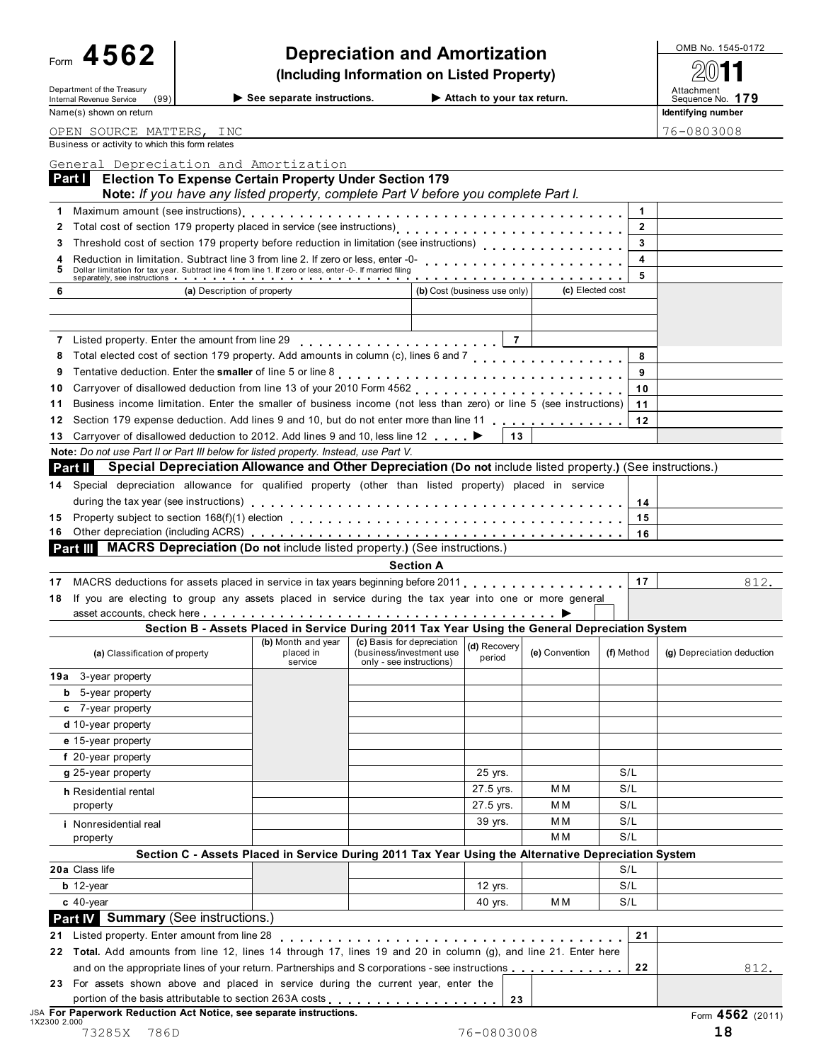Form **4562**

Department of the Treasury
Internal Revenue Service (99)

# Depreciation and Amortization
## (Including Information on Listed Property)

▶ See separate instructions. ▶ Attach to your tax return.

OMB No. 1545-0172

2011

Attachment Sequence No. 179

Name(s) shown on return: OPEN SOURCE MATTERS, INC

Identifying number: 76-0803008

Business or activity to which this form relates: General Depreciation and Amortization

**Part I Election To Expense Certain Property Under Section 179**

**Note:** *If you have any listed property, complete Part V before you complete Part I.*

| | | Line | Amount |
|---|---|---|---|
| 1 | Maximum amount (see instructions) | 1 | |
| 2 | Total cost of section 179 property placed in service (see instructions) | 2 | |
| 3 | Threshold cost of section 179 property before reduction in limitation (see instructions) | 3 | |
| 4 | Reduction in limitation. Subtract line 3 from line 2. If zero or less, enter -0- | 4 | |
| 5 | Dollar limitation for tax year. Subtract line 4 from line 1. If zero or less, enter -0-. If married filing separately, see instructions | 5 | |

| 6 | (a) Description of property | (b) Cost (business use only) | (c) Elected cost |
|---|---|---|---|
| | | | |
| | | | |

| | | Line | Amount |
|---|---|---|---|
| 7 | Listed property. Enter the amount from line 29 | 7 | |
| 8 | Total elected cost of section 179 property. Add amounts in column (c), lines 6 and 7 | 8 | |
| 9 | Tentative deduction. Enter the **smaller** of line 5 or line 8 | 9 | |
| 10 | Carryover of disallowed deduction from line 13 of your 2010 Form 4562 | 10 | |
| 11 | Business income limitation. Enter the smaller of business income (not less than zero) or line 5 (see instructions) | 11 | |
| 12 | Section 179 expense deduction. Add lines 9 and 10, but do not enter more than line 11 | 12 | |
| 13 | Carryover of disallowed deduction to 2012. Add lines 9 and 10, less line 12 ▶ | 13 | |

**Note:** *Do not use Part II or Part III below for listed property. Instead, use Part V.*

**Part II Special Depreciation Allowance and Other Depreciation** (Do **not** include listed property.) (See instructions.)

| | | Line | Amount |
|---|---|---|---|
| 14 | Special depreciation allowance for qualified property (other than listed property) placed in service during the tax year (see instructions) | 14 | |
| 15 | Property subject to section 168(f)(1) election | 15 | |
| 16 | Other depreciation (including ACRS) | 16 | |

**Part III MACRS Depreciation** (Do **not** include listed property.) (See instructions.)

**Section A**

| | | Line | Amount |
|---|---|---|---|
| 17 | MACRS deductions for assets placed in service in tax years beginning before 2011 | 17 | 812. |
| 18 | If you are electing to group any assets placed in service during the tax year into one or more general asset accounts, check here ▶ | | |

**Section B - Assets Placed in Service During 2011 Tax Year Using the General Depreciation System**

| (a) Classification of property | (b) Month and year placed in service | (c) Basis for depreciation (business/investment use only - see instructions) | (d) Recovery period | (e) Convention | (f) Method | (g) Depreciation deduction |
|---|---|---|---|---|---|---|
| 19a 3-year property | | | | | | |
| b 5-year property | | | | | | |
| c 7-year property | | | | | | |
| d 10-year property | | | | | | |
| e 15-year property | | | | | | |
| f 20-year property | | | | | | |
| g 25-year property | | | 25 yrs. | | S/L | |
| h Residential rental property | | | 27.5 yrs. | MM | S/L | |
| | | | 27.5 yrs. | MM | S/L | |
| i Nonresidential real property | | | 39 yrs. | MM | S/L | |
| | | | | MM | S/L | |

**Section C - Assets Placed in Service During 2011 Tax Year Using the Alternative Depreciation System**

| (a) Classification of property | (b) Month and year placed in service | (c) Basis for depreciation | (d) Recovery period | (e) Convention | (f) Method | (g) Depreciation deduction |
|---|---|---|---|---|---|---|
| 20a Class life | | | | | S/L | |
| b 12-year | | | 12 yrs. | | S/L | |
| c 40-year | | | 40 yrs. | MM | S/L | |

**Part IV Summary** (See instructions.)

| | | Line | Amount |
|---|---|---|---|
| 21 | Listed property. Enter amount from line 28 | 21 | |
| 22 | **Total.** Add amounts from line 12, lines 14 through 17, lines 19 and 20 in column (g), and line 21. Enter here and on the appropriate lines of your return. Partnerships and S corporations - see instructions | 22 | 812. |
| 23 | For assets shown above and placed in service during the current year, enter the portion of the basis attributable to section 263A costs | 23 | |

JSA **For Paperwork Reduction Act Notice, see separate instructions.** Form **4562** (2011)

1X2300 2.000

73285X 786D 76-0803008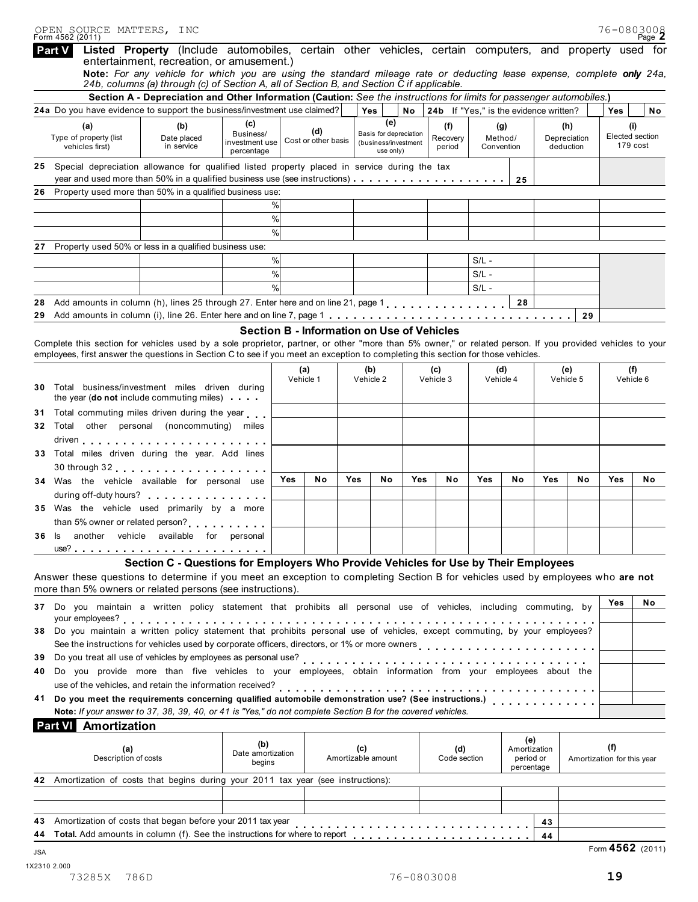OPEN SOURCE MATTERS, INC 76-0803008

Form 4562 (2011) Page **2**

## Part V Listed Property (Include automobiles, certain other vehicles, certain computers, and property used for entertainment, recreation, or amusement.)

**Note:** *For any vehicle for which you are using the standard mileage rate or deducting lease expense, complete **only** 24a, 24b, columns (a) through (c) of Section A, all of Section B, and Section C if applicable.*

### Section A - Depreciation and Other Information (Caution: *See the instructions for limits for passenger automobiles.*)

**24a** Do you have evidence to support the business/investment use claimed? Yes ☐ No ☐ **24b** If "Yes," is the evidence written? Yes ☐ No ☐

| (a) Type of property (list vehicles first) | (b) Date placed in service | (c) Business/ investment use percentage | (d) Cost or other basis | (e) Basis for depreciation (business/investment use only) | (f) Recovery period | (g) Method/ Convention | (h) Depreciation deduction | (i) Elected section 179 cost |
|---|---|---|---|---|---|---|---|---|
| **25** Special depreciation allowance for qualified listed property placed in service during the tax year and used more than 50% in a qualified business use (see instructions) . . . **25** | | | | | | | | |
| **26** Property used more than 50% in a qualified business use: | | | | | | | | |
| | | % | | | | | | |
| | | % | | | | | | |
| | | % | | | | | | |
| **27** Property used 50% or less in a qualified business use: | | | | | | | | |
| | | % | | | | S/L - | | |
| | | % | | | | S/L - | | |
| | | % | | | | S/L - | | |
| **28** Add amounts in column (h), lines 25 through 27. Enter here and on line 21, page 1 . . . **28** | | | | | | | | |
| **29** Add amounts in column (i), line 26. Enter here and on line 7, page 1 . . . **29** | | | | | | | | |

### Section B - Information on Use of Vehicles

Complete this section for vehicles used by a sole proprietor, partner, or other "more than 5% owner," or related person. If you provided vehicles to your employees, first answer the questions in Section C to see if you meet an exception to completing this section for those vehicles.

| | (a) Vehicle 1 | | (b) Vehicle 2 | | (c) Vehicle 3 | | (d) Vehicle 4 | | (e) Vehicle 5 | | (f) Vehicle 6 | |
|---|---|---|---|---|---|---|---|---|---|---|---|---|
| **30** Total business/investment miles driven during the year (**do not** include commuting miles) . . . | | | | | | | | | | | | |
| **31** Total commuting miles driven during the year . . . | | | | | | | | | | | | |
| **32** Total other personal (noncommuting) miles driven . . . | | | | | | | | | | | | |
| **33** Total miles driven during the year. Add lines 30 through 32 . . . | | | | | | | | | | | | |
| | Yes | No | Yes | No | Yes | No | Yes | No | Yes | No | Yes | No |
| **34** Was the vehicle available for personal use during off-duty hours? . . . | | | | | | | | | | | | |
| **35** Was the vehicle used primarily by a more than 5% owner or related person? . . . | | | | | | | | | | | | |
| **36** Is another vehicle available for personal use? . . . | | | | | | | | | | | | |

### Section C - Questions for Employers Who Provide Vehicles for Use by Their Employees

Answer these questions to determine if you meet an exception to completing Section B for vehicles used by employees who **are not** more than 5% owners or related persons (see instructions).

| | Yes | No |
|---|---|---|
| **37** Do you maintain a written policy statement that prohibits all personal use of vehicles, including commuting, by your employees? . . . | | |
| **38** Do you maintain a written policy statement that prohibits personal use of vehicles, except commuting, by your employees? See the instructions for vehicles used by corporate officers, directors, or 1% or more owners . . . | | |
| **39** Do you treat all use of vehicles by employees as personal use? . . . | | |
| **40** Do you provide more than five vehicles to your employees, obtain information from your employees about the use of the vehicles, and retain the information received? . . . | | |
| **41** **Do you meet the requirements concerning qualified automobile demonstration use? (See instructions.)** . . . | | |

**Note:** *If your answer to 37, 38, 39, 40, or 41 is "Yes," do not complete Section B for the covered vehicles.*

## Part VI Amortization

| (a) Description of costs | (b) Date amortization begins | (c) Amortizable amount | (d) Code section | (e) Amortization period or percentage | (f) Amortization for this year |
|---|---|---|---|---|---|
| **42** Amortization of costs that begins during your 2011 tax year (see instructions): | | | | | |
| | | | | | |
| | | | | | |
| **43** Amortization of costs that began before your 2011 tax year . . . **43** | | | | | |
| **44** **Total.** Add amounts in column (f). See the instructions for where to report . . . **44** | | | | | |

JSA
1X2310 2.000

Form **4562** (2011)

73285X 786D 76-0803008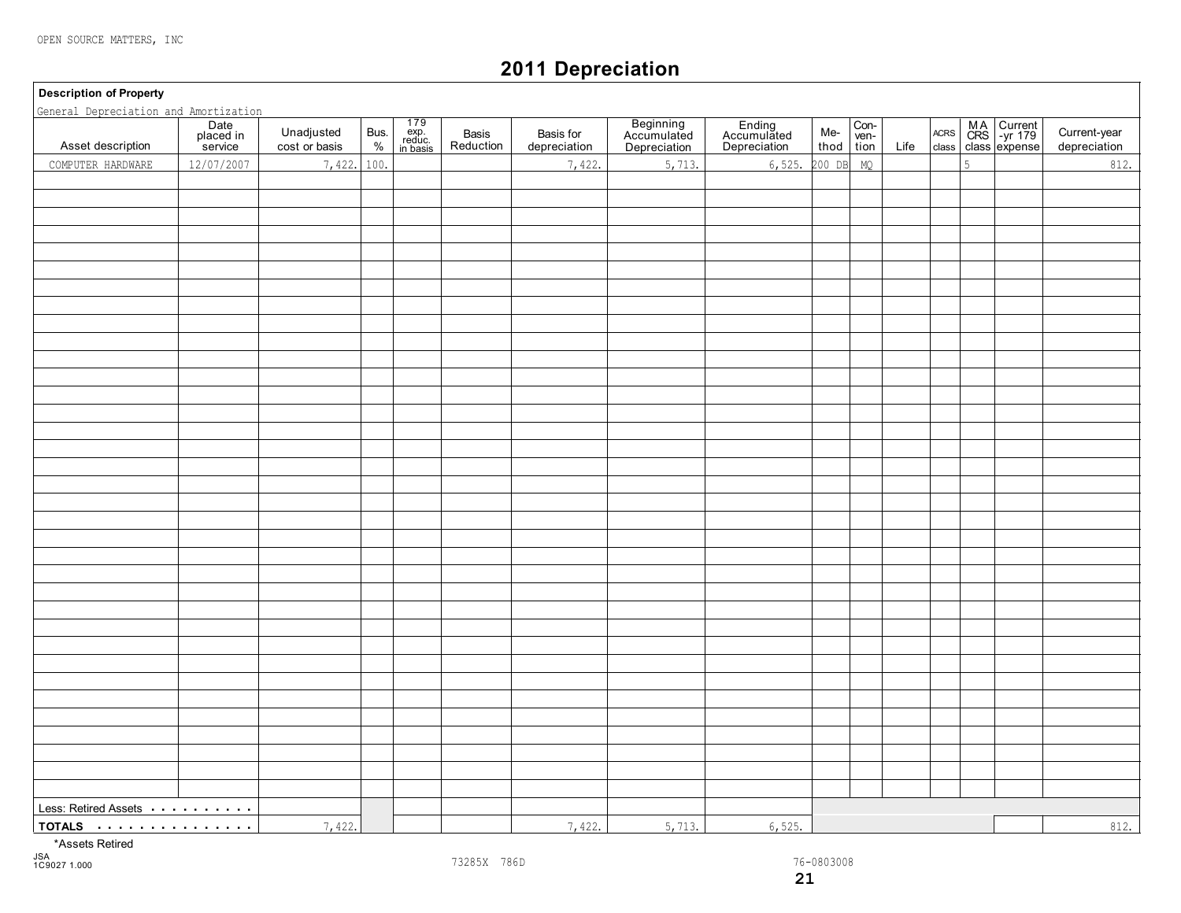OPEN SOURCE MATTERS, INC

# 2011 Depreciation

**Description of Property**

General Depreciation and Amortization

| Asset description | Date placed in service | Unadjusted cost or basis | Bus. % | 179 exp. reduc. in basis | Basis Reduction | Basis for depreciation | Beginning Accumulated Depreciation | Ending Accumulated Depreciation | Me-thod | Con-ven-tion | Life | ACRS class | MACRS class | Current-yr 179 expense | Current-year depreciation |
|---|---|---|---|---|---|---|---|---|---|---|---|---|---|---|---|
| COMPUTER HARDWARE | 12/07/2007 | 7,422. | 100. | | | 7,422. | 5,713. | 6,525. | 200 DB | MQ | | | 5 | | 812. |
| Less: Retired Assets | | | | | | | | | | | | | | | |
| **TOTALS** | | 7,422. | | | | 7,422. | 5,713. | 6,525. | | | | | | | 812. |

*Assets Retired

JSA
1C9027 1.000

73285X 786D

76-0803008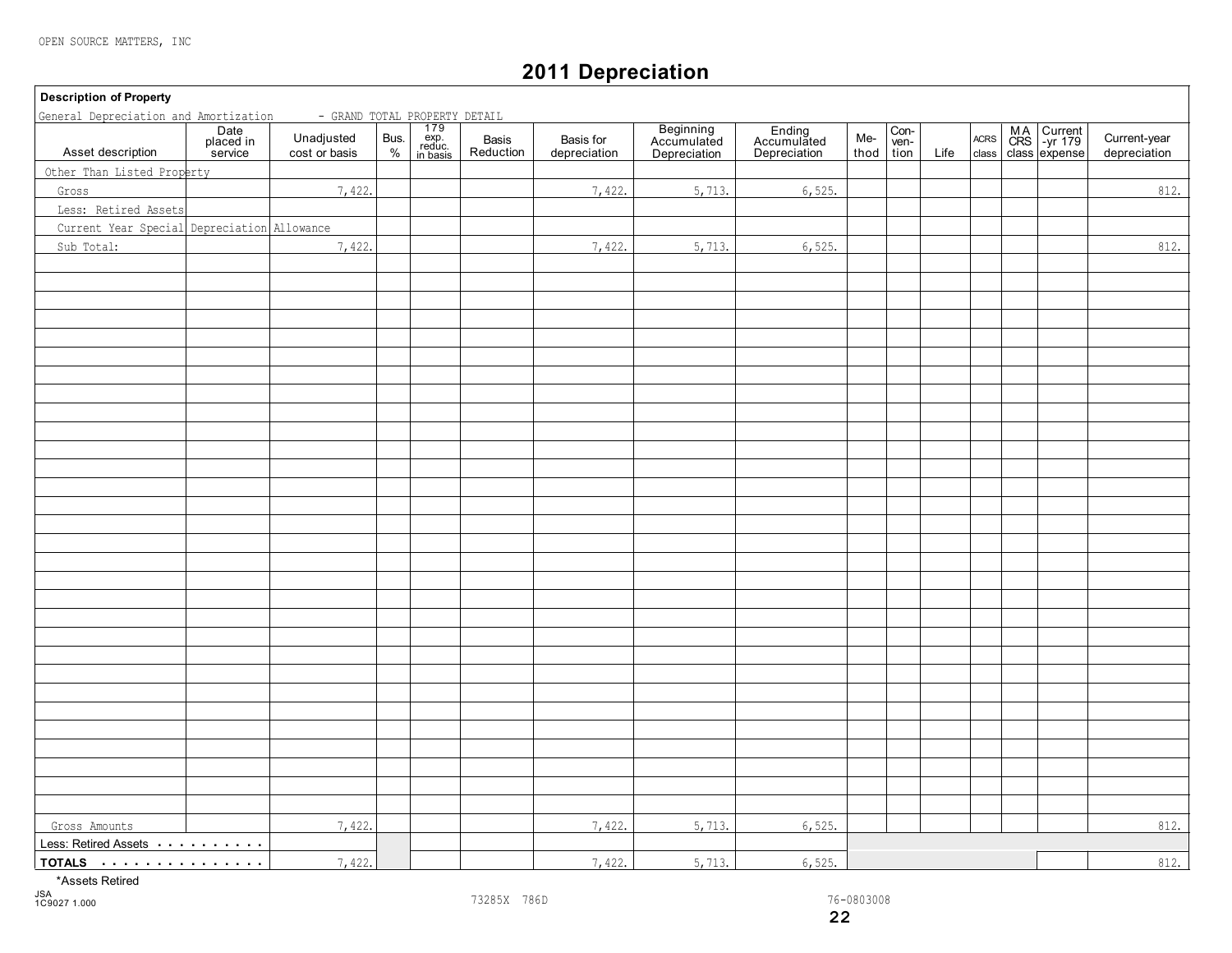OPEN SOURCE MATTERS, INC

# 2011 Depreciation

**Description of Property**

General Depreciation and Amortization - GRAND TOTAL PROPERTY DETAIL

| Asset description | Date placed in service | Unadjusted cost or basis | Bus. % | 179 exp. reduc. in basis | Basis Reduction | Basis for depreciation | Beginning Accumulated Depreciation | Ending Accumulated Depreciation | Method | Convention | Life | ACRS class | MACRS class | Current-yr 179 expense | Current-year depreciation |
|---|---|---|---|---|---|---|---|---|---|---|---|---|---|---|---|
| Other Than Listed Property | | | | | | | | | | | | | | | |
| Gross | | 7,422. | | | | 7,422. | 5,713. | 6,525. | | | | | | | 812. |
| Less: Retired Assets | | | | | | | | | | | | | | | |
| Current Year Special Depreciation Allowance | | | | | | | | | | | | | | | |
| Sub Total: | | 7,422. | | | | 7,422. | 5,713. | 6,525. | | | | | | | 812. |
| Gross Amounts | | 7,422. | | | | 7,422. | 5,713. | 6,525. | | | | | | | 812. |
| Less: Retired Assets | | | | | | | | | | | | | | | |
| **TOTALS** | | 7,422. | | | | 7,422. | 5,713. | 6,525. | | | | | | | 812. |

*Assets Retired

JSA 1C9027 1.000

73285X 786D

76-0803008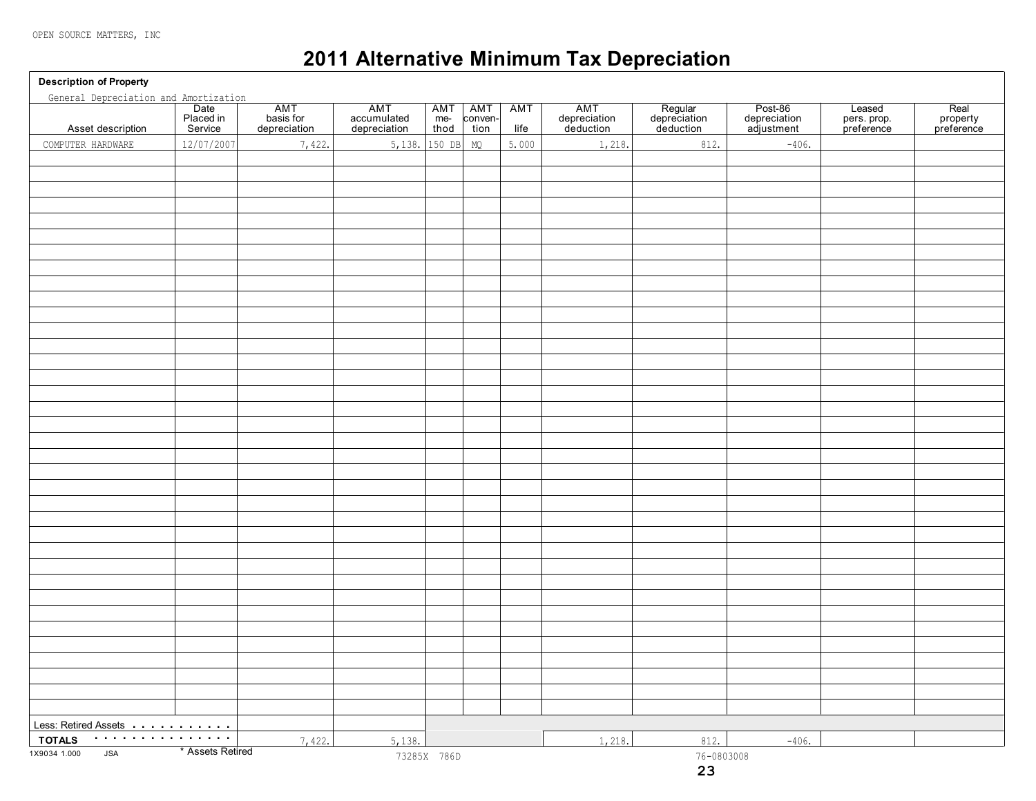OPEN SOURCE MATTERS, INC

# 2011 Alternative Minimum Tax Depreciation

**Description of Property**

General Depreciation and Amortization

| Asset description | Date Placed in Service | AMT basis for depreciation | AMT accumulated depreciation | AMT method | AMT convention | AMT life | AMT depreciation deduction | Regular depreciation deduction | Post-86 depreciation adjustment | Leased pers. prop. preference | Real property preference |
|---|---|---|---|---|---|---|---|---|---|---|---|
| COMPUTER HARDWARE | 12/07/2007 | 7,422. | 5,138. | 150 DB | MQ | 5.000 | 1,218. | 812. | -406. | | |
| Less: Retired Assets . . . . . . . . . . . | | | | | | | | | | | |
| **TOTALS** . . . . . . . . . . . . . . . | | 7,422. | 5,138. | | | | 1,218. | 812. | -406. | | |

1X9034 1.000 JSA

\* Assets Retired

73285X 786D

76-0803008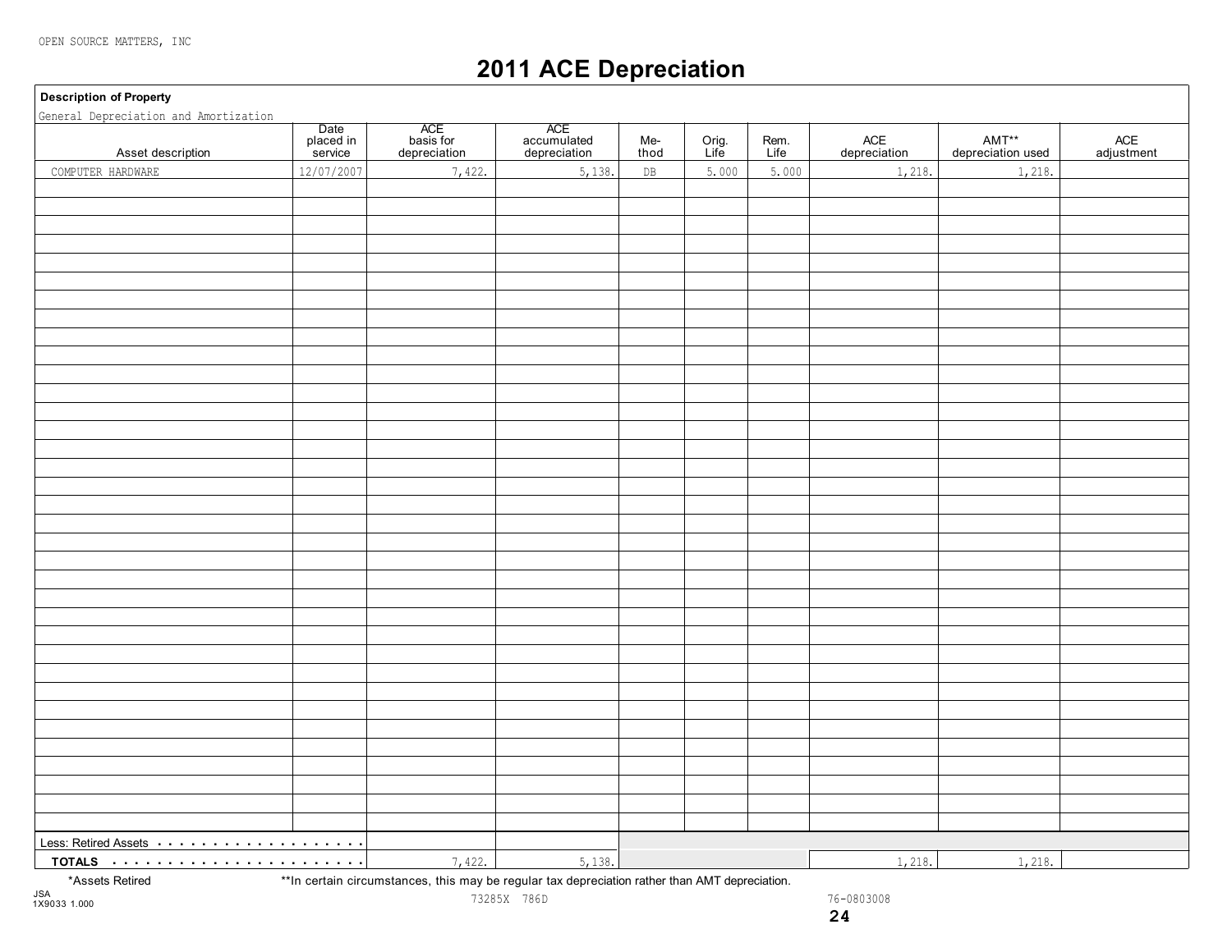OPEN SOURCE MATTERS, INC

# 2011 ACE Depreciation

**Description of Property**

General Depreciation and Amortization

| Asset description | Date placed in service | ACE basis for depreciation | ACE accumulated depreciation | Me-thod | Orig. Life | Rem. Life | ACE depreciation | AMT** depreciation used | ACE adjustment |
|---|---|---|---|---|---|---|---|---|---|
| COMPUTER HARDWARE | 12/07/2007 | 7,422. | 5,138. | DB | 5.000 | 5.000 | 1,218. | 1,218. | |
| Less: Retired Assets | | | | | | | | | |
| **TOTALS** | | 7,422. | 5,138. | | | | 1,218. | 1,218. | |

*Assets Retired **In certain circumstances, this may be regular tax depreciation rather than AMT depreciation.

JSA
1X9033 1.000

73285X 786D

76-0803008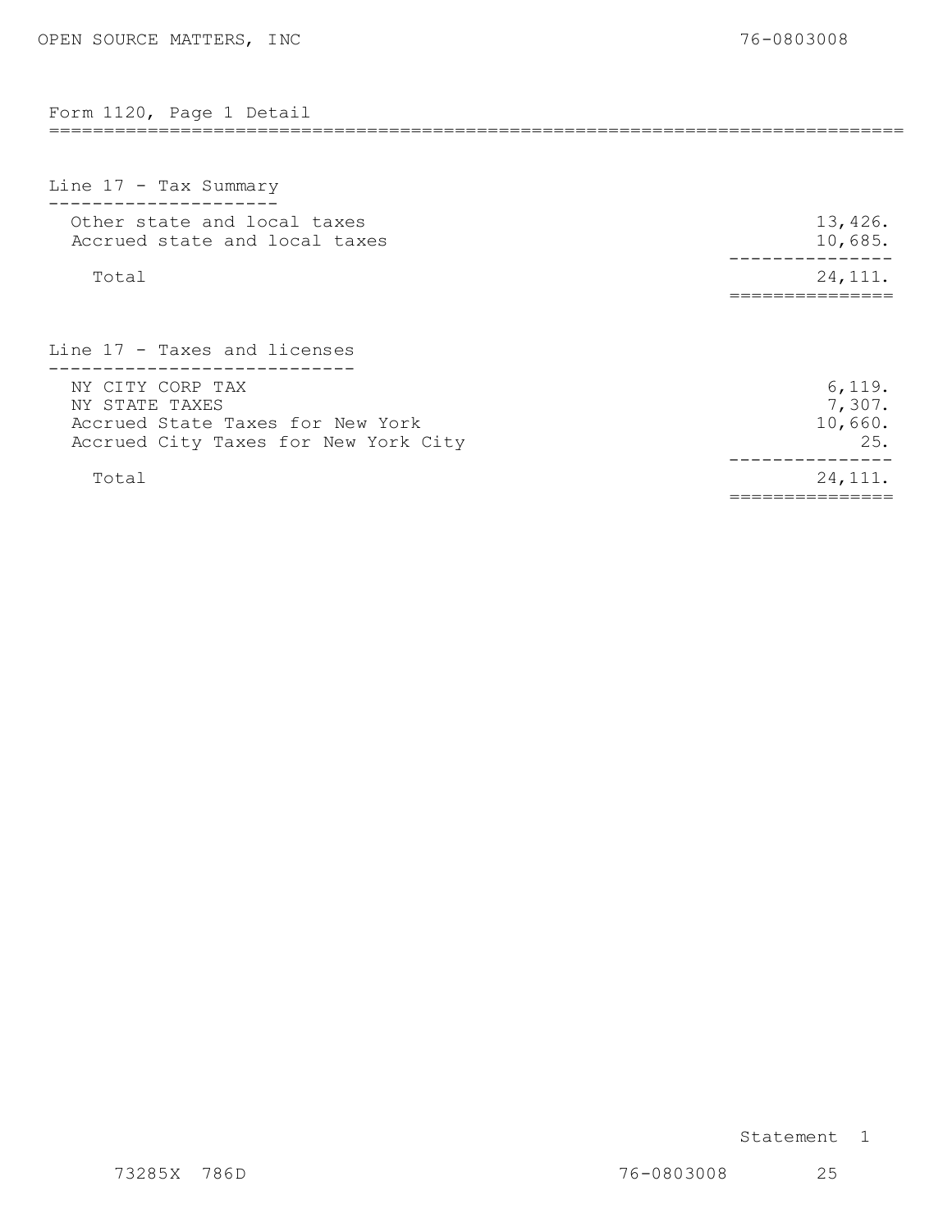OPEN SOURCE MATTERS, INC 76-0803008

## Form 1120, Page 1 Detail

### Line 17 - Tax Summary

| Description | Amount |
|---|---|
| Other state and local taxes | 13,426. |
| Accrued state and local taxes | 10,685. |
| Total | 24,111. |

### Line 17 - Taxes and licenses

| Description | Amount |
|---|---|
| NY CITY CORP TAX | 6,119. |
| NY STATE TAXES | 7,307. |
| Accrued State Taxes for New York | 10,660. |
| Accrued City Taxes for New York City | 25. |
| Total | 24,111. |

Statement 1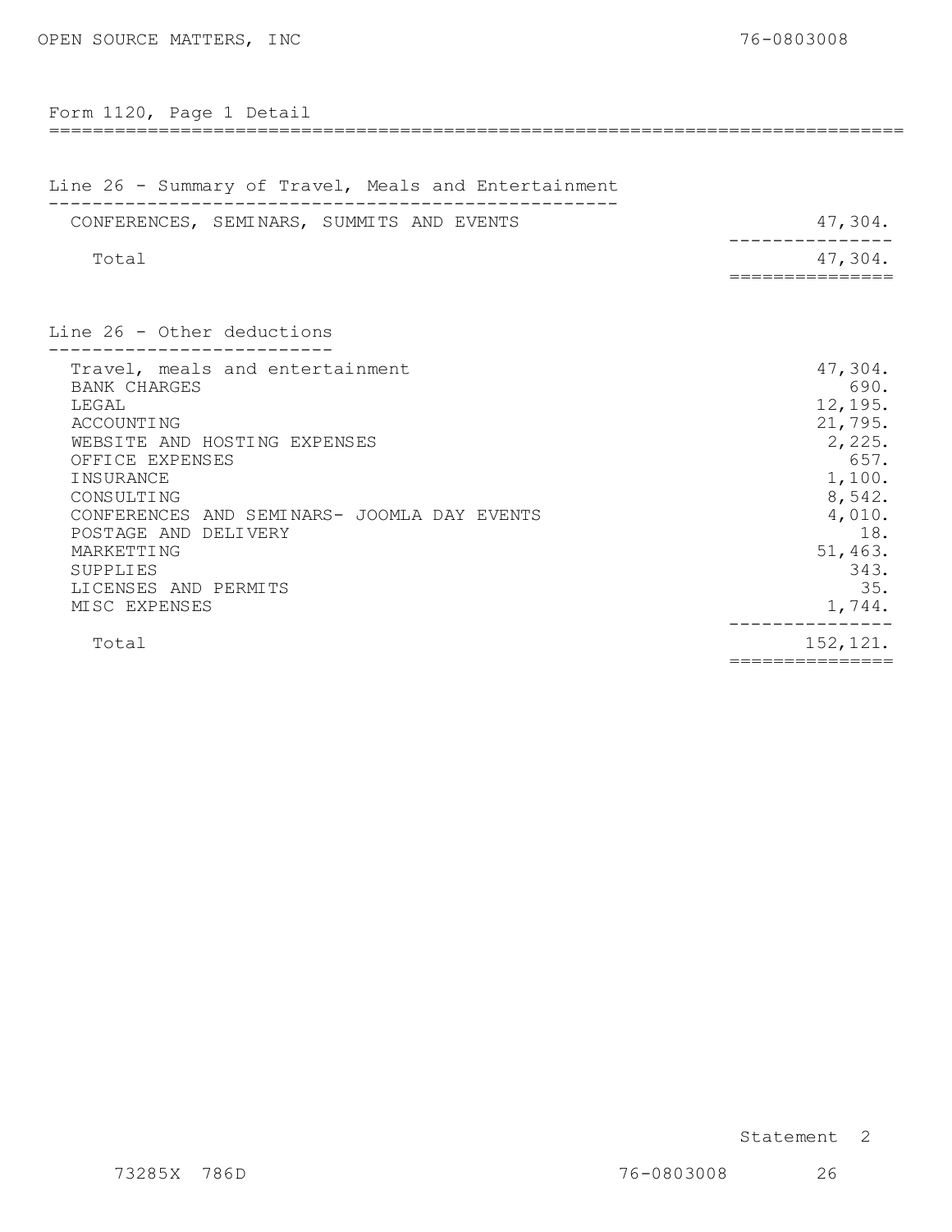OPEN SOURCE MATTERS, INC 76-0803008

## Form 1120, Page 1 Detail

### Line 26 - Summary of Travel, Meals and Entertainment

| Description | Amount |
|---|---|
| CONFERENCES, SEMINARS, SUMMITS AND EVENTS | 47,304. |
| Total | 47,304. |

### Line 26 - Other deductions

| Description | Amount |
|---|---|
| Travel, meals and entertainment | 47,304. |
| BANK CHARGES | 690. |
| LEGAL | 12,195. |
| ACCOUNTING | 21,795. |
| WEBSITE AND HOSTING EXPENSES | 2,225. |
| OFFICE EXPENSES | 657. |
| INSURANCE | 1,100. |
| CONSULTING | 8,542. |
| CONFERENCES AND SEMINARS- JOOMLA DAY EVENTS | 4,010. |
| POSTAGE AND DELIVERY | 18. |
| MARKETTING | 51,463. |
| SUPPLIES | 343. |
| LICENSES AND PERMITS | 35. |
| MISC EXPENSES | 1,744. |
| Total | 152,121. |

Statement 2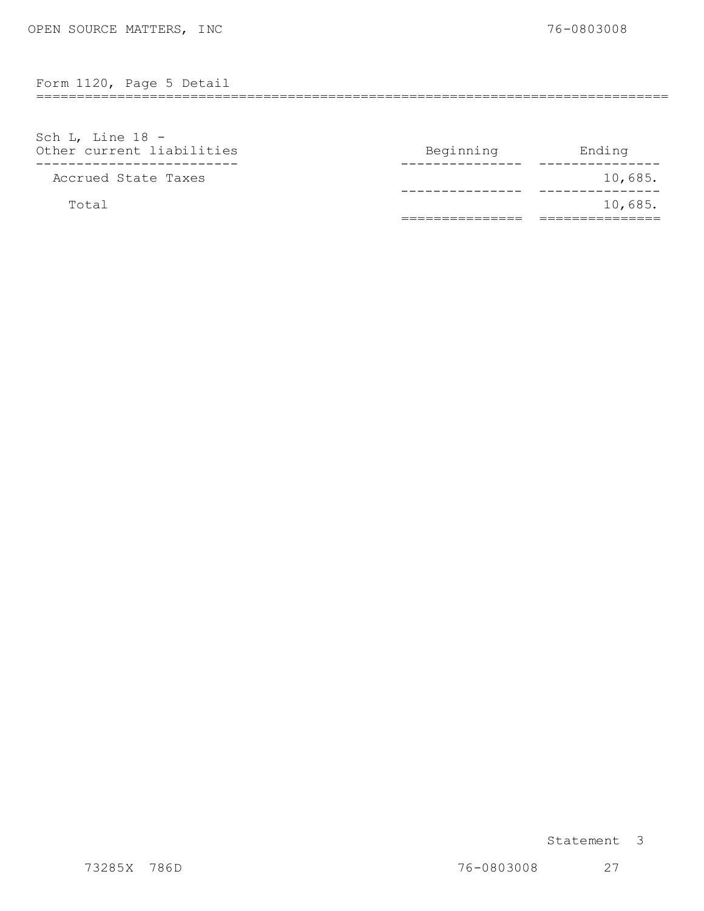## Form 1120, Page 5 Detail

| Sch L, Line 18 - Other current liabilities | Beginning | Ending |
|---|---|---|
| Accrued State Taxes | | 10,685. |
| Total | | 10,685. |

Statement 3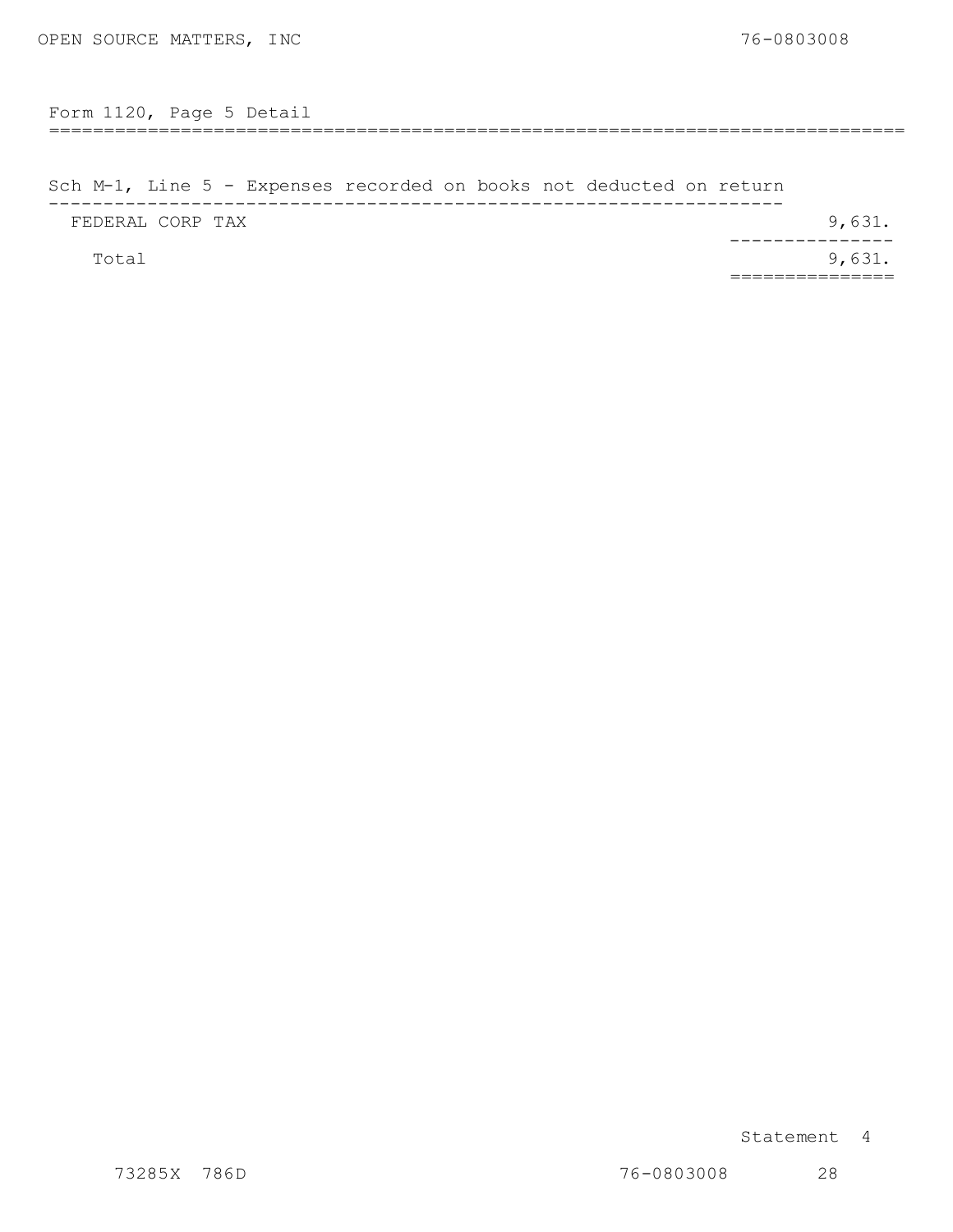## Form 1120, Page 5 Detail

### Sch M-1, Line 5 - Expenses recorded on books not deducted on return

| | |
|---|---|
| FEDERAL CORP TAX | 9,631. |
| Total | 9,631. |

Statement 4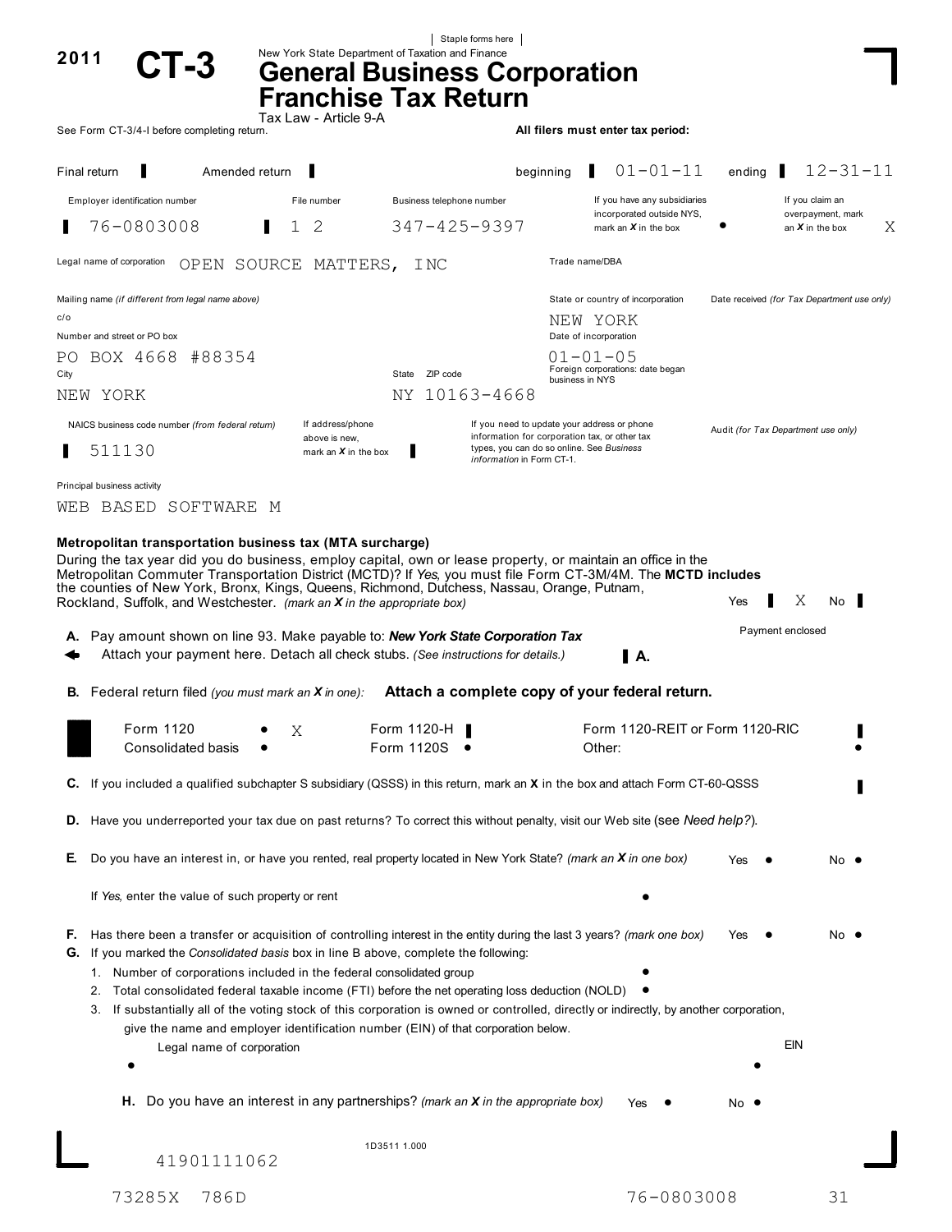Staple forms here

# 2011 CT-3

New York State Department of Taxation and Finance

# General Business Corporation Franchise Tax Return

Tax Law - Article 9-A

See Form CT-3/4-I before completing return.

**All filers must enter tax period:**

Final return ▌ Amended return ▌ beginning ▌ 01-01-11 ending ▌ 12-31-11

| Employer identification number | File number | Business telephone number | If you have any subsidiaries incorporated outside NYS, mark an *X* in the box | If you claim an overpayment, mark an *X* in the box |
|---|---|---|---|---|
| 76-0803008 | 1 2 | 347-425-9397 | | X |

Legal name of corporation: OPEN SOURCE MATTERS, INC

Trade name/DBA

Mailing name *(if different from legal name above)*

c/o

Number and street or PO box: PO BOX 4668 #88354

City: NEW YORK State ZIP code: NY 10163-4668

State or country of incorporation: NEW YORK

Date of incorporation: 01-01-05

Foreign corporations: date began business in NYS

Date received *(for Tax Department use only)*

NAICS business code number *(from federal return)*: 511130

If address/phone above is new, mark an *X* in the box ▌

If you need to update your address or phone information for corporation tax, or other tax types, you can do so online. See *Business information* in Form CT-1.

Audit *(for Tax Department use only)*

Principal business activity: WEB BASED SOFTWARE M

**Metropolitan transportation business tax (MTA surcharge)**

During the tax year did you do business, employ capital, own or lease property, or maintain an office in the Metropolitan Commuter Transportation District (MCTD)? If *Yes,* you must file Form CT-3M/4M. The **MCTD includes** the counties of New York, Bronx, Kings, Queens, Richmond, Dutchess, Nassau, Orange, Putnam, Rockland, Suffolk, and Westchester. *(mark an X in the appropriate box)* Yes ▌ X No ▌

**A.** Pay amount shown on line 93. Make payable to: ***New York State Corporation Tax***
Attach your payment here. Detach all check stubs. *(See instructions for details.)* Payment enclosed **A.**

**B.** Federal return filed *(you must mark an X in one)*: **Attach a complete copy of your federal return.**

Form 1120 • X Form 1120-H ▌ Form 1120-REIT or Form 1120-RIC ▌
Consolidated basis • Form 1120S • Other: •

**C.** If you included a qualified subchapter S subsidiary (QSSS) in this return, mark an **X** in the box and attach Form CT-60-QSSS ▌

**D.** Have you underreported your tax due on past returns? To correct this without penalty, visit our Web site (see *Need help?*).

**E.** Do you have an interest in, or have you rented, real property located in New York State? *(mark an X in one box)* Yes • No •

If *Yes,* enter the value of such property or rent •

**F.** Has there been a transfer or acquisition of controlling interest in the entity during the last 3 years? *(mark one box)* Yes • No •

**G.** If you marked the *Consolidated basis* box in line B above, complete the following:

1. Number of corporations included in the federal consolidated group •
2. Total consolidated federal taxable income (FTI) before the net operating loss deduction (NOLD) •
3. If substantially all of the voting stock of this corporation is owned or controlled, directly or indirectly, by another corporation, give the name and employer identification number (EIN) of that corporation below.

Legal name of corporation • EIN •

**H.** Do you have an interest in any partnerships? *(mark an X in the appropriate box)* Yes • No •

41901111062

1D3511 1.000

73285X 786D 76-0803008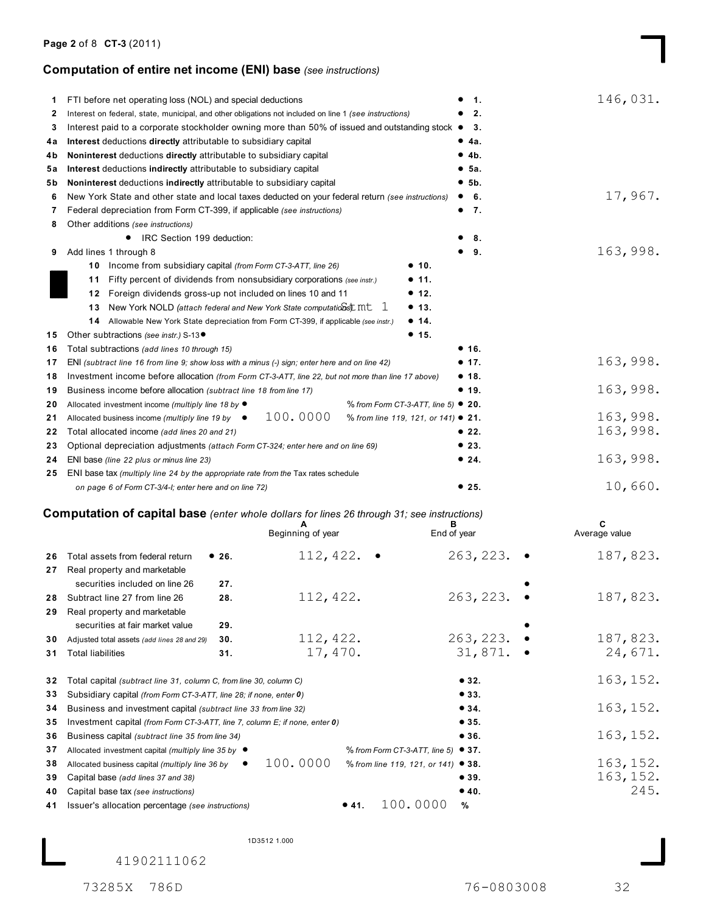## Computation of entire net income (ENI) base *(see instructions)*

| Line | Description | | Line | Amount |
|---|---|---|---|---|
| 1 | FTI before net operating loss (NOL) and special deductions | | • 1. | 146,031. |
| 2 | Interest on federal, state, municipal, and other obligations not included on line 1 *(see instructions)* | | • 2. | |
| 3 | Interest paid to a corporate stockholder owning more than 50% of issued and outstanding stock | | • 3. | |
| 4a | **Interest** deductions **directly** attributable to subsidiary capital | | • 4a. | |
| 4b | **Noninterest** deductions **directly** attributable to subsidiary capital | | • 4b. | |
| 5a | **Interest** deductions **indirectly** attributable to subsidiary capital | | • 5a. | |
| 5b | **Noninterest** deductions **indirectly** attributable to subsidiary capital | | • 5b. | |
| 6 | New York State and other state and local taxes deducted on your federal return *(see instructions)* | | • 6. | 17,967. |
| 7 | Federal depreciation from Form CT-399, if applicable *(see instructions)* | | • 7. | |
| 8 | Other additions *(see instructions)* • IRC Section 199 deduction: | | • 8. | |
| 9 | Add lines 1 through 8 | | • 9. | 163,998. |
| 10 | Income from subsidiary capital *(from Form CT-3-ATT, line 26)* | • 10. | | |
| 11 | Fifty percent of dividends from nonsubsidiary corporations *(see instr.)* | • 11. | | |
| 12 | Foreign dividends gross-up not included on lines 10 and 11 | • 12. | | |
| 13 | New York NOLD *(attach federal and New York State computations)* Stmt 1 | • 13. | | |
| 14 | Allowable New York State depreciation from Form CT-399, if applicable *(see instr.)* | • 14. | | |
| 15 | Other subtractions *(see instr.)* S-13• | • 15. | | |
| 16 | Total subtractions *(add lines 10 through 15)* | | • 16. | |
| 17 | ENI *(subtract line 16 from line 9; show loss with a minus (-) sign; enter here and on line 42)* | | • 17. | 163,998. |
| 18 | Investment income before allocation *(from Form CT-3-ATT, line 22, but not more than line 17 above)* | | • 18. | |
| 19 | Business income before allocation *(subtract line 18 from line 17)* | | • 19. | 163,998. |
| 20 | Allocated investment income *(multiply line 18 by* • % *from Form CT-3-ATT, line 5)* | | • 20. | |
| 21 | Allocated business income *(multiply line 19 by* • 100.0000 % *from line 119, 121, or 141)* | | • 21. | 163,998. |
| 22 | Total allocated income *(add lines 20 and 21)* | | • 22. | 163,998. |
| 23 | Optional depreciation adjustments *(attach Form CT-324; enter here and on line 69)* | | • 23. | |
| 24 | ENI base *(line 22 plus or minus line 23)* | | • 24. | 163,998. |
| 25 | ENI base tax *(multiply line 24 by the appropriate rate from the* Tax rates schedule *on page 6 of Form CT-3/4-I; enter here and on line 72)* | | • 25. | 10,660. |

## Computation of capital base *(enter whole dollars for lines 26 through 31; see instructions)*

| Line | Description | A Beginning of year | B End of year | C Average value |
|---|---|---|---|---|
| 26 | Total assets from federal return | 112,422. | 263,223. | 187,823. |
| 27 | Real property and marketable securities included on line 26 | | | |
| 28 | Subtract line 27 from line 26 | 112,422. | 263,223. | 187,823. |
| 29 | Real property and marketable securities at fair market value | | | |
| 30 | Adjusted total assets *(add lines 28 and 29)* | 112,422. | 263,223. | 187,823. |
| 31 | Total liabilities | 17,470. | 31,871. | 24,671. |

| Line | Description | Line | Amount |
|---|---|---|---|
| 32 | Total capital *(subtract line 31, column C, from line 30, column C)* | • 32. | 163,152. |
| 33 | Subsidiary capital *(from Form CT-3-ATT, line 28; if none, enter 0)* | • 33. | |
| 34 | Business and investment capital *(subtract line 33 from line 32)* | • 34. | 163,152. |
| 35 | Investment capital *(from Form CT-3-ATT, line 7, column E; if none, enter 0)* | • 35. | |
| 36 | Business capital *(subtract line 35 from line 34)* | • 36. | 163,152. |
| 37 | Allocated investment capital *(multiply line 35 by* • % *from Form CT-3-ATT, line 5)* | • 37. | |
| 38 | Allocated business capital *(multiply line 36 by* • 100.0000 % *from line 119, 121, or 141)* | • 38. | 163,152. |
| 39 | Capital base *(add lines 37 and 38)* | • 39. | 163,152. |
| 40 | Capital base tax *(see instructions)* | • 40. | 245. |
| 41 | Issuer's allocation percentage *(see instructions)* | • 41. | 100.0000 % |

1D3512 1.000

41902111062

73285X 786D 76-0803008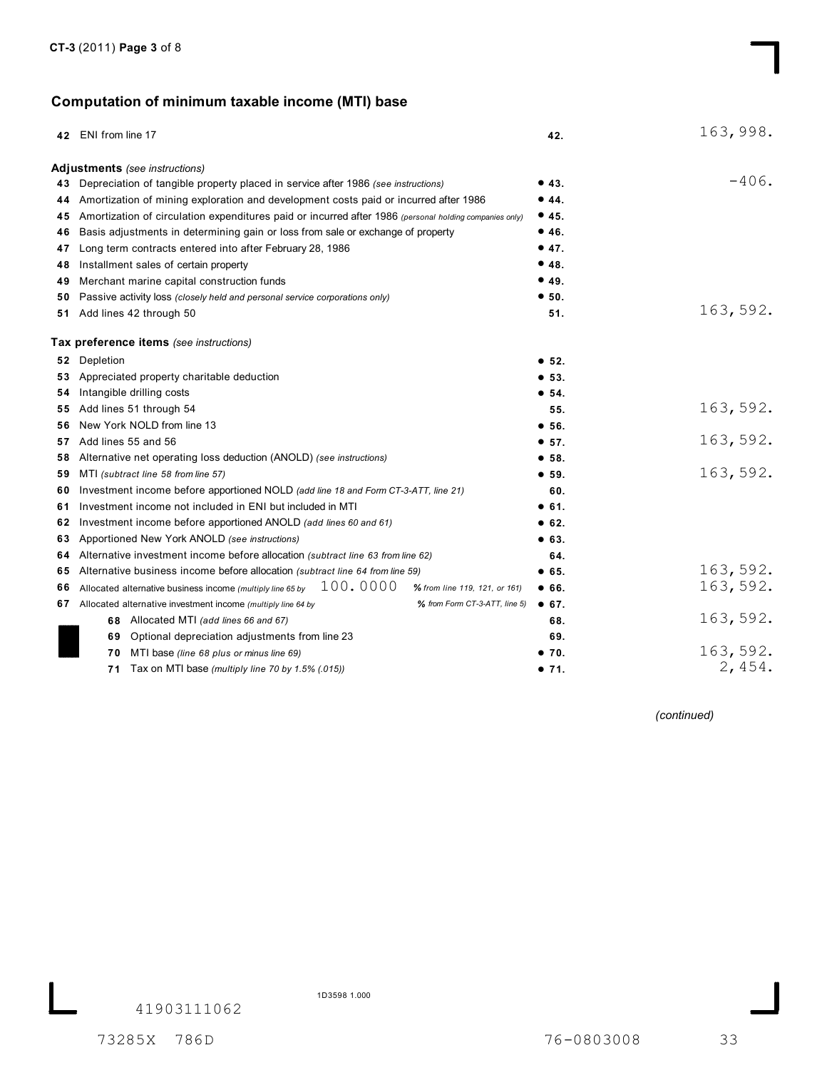## Computation of minimum taxable income (MTI) base

| Line | Description | Line No. | Amount |
|---|---|---|---|
| 42 | ENI from line 17 | 42. | 163,998. |
| | **Adjustments** *(see instructions)* | | |
| 43 | Depreciation of tangible property placed in service after 1986 *(see instructions)* | ● 43. | -406. |
| 44 | Amortization of mining exploration and development costs paid or incurred after 1986 | ● 44. | |
| 45 | Amortization of circulation expenditures paid or incurred after 1986 *(personal holding companies only)* | ● 45. | |
| 46 | Basis adjustments in determining gain or loss from sale or exchange of property | ● 46. | |
| 47 | Long term contracts entered into after February 28, 1986 | ● 47. | |
| 48 | Installment sales of certain property | ● 48. | |
| 49 | Merchant marine capital construction funds | ● 49. | |
| 50 | Passive activity loss *(closely held and personal service corporations only)* | ● 50. | |
| 51 | Add lines 42 through 50 | 51. | 163,592. |
| | **Tax preference items** *(see instructions)* | | |
| 52 | Depletion | ● 52. | |
| 53 | Appreciated property charitable deduction | ● 53. | |
| 54 | Intangible drilling costs | ● 54. | |
| 55 | Add lines 51 through 54 | 55. | 163,592. |
| 56 | New York NOLD from line 13 | ● 56. | |
| 57 | Add lines 55 and 56 | ● 57. | 163,592. |
| 58 | Alternative net operating loss deduction (ANOLD) *(see instructions)* | ● 58. | |
| 59 | MTI *(subtract line 58 from line 57)* | ● 59. | 163,592. |
| 60 | Investment income before apportioned NOLD *(add line 18 and Form CT-3-ATT, line 21)* | 60. | |
| 61 | Investment income not included in ENI but included in MTI | ● 61. | |
| 62 | Investment income before apportioned ANOLD *(add lines 60 and 61)* | ● 62. | |
| 63 | Apportioned New York ANOLD *(see instructions)* | ● 63. | |
| 64 | Alternative investment income before allocation *(subtract line 63 from line 62)* | 64. | |
| 65 | Alternative business income before allocation *(subtract line 64 from line 59)* | ● 65. | 163,592. |
| 66 | Allocated alternative business income *(multiply line 65 by* 100.0000 *% from line 119, 121, or 161)* | ● 66. | 163,592. |
| 67 | Allocated alternative investment income *(multiply line 64 by* *% from Form CT-3-ATT, line 5)* | ● 67. | |
| 68 | Allocated MTI *(add lines 66 and 67)* | 68. | 163,592. |
| 69 | Optional depreciation adjustments from line 23 | 69. | |
| 70 | MTI base *(line 68 plus or minus line 69)* | ● 70. | 163,592. |
| 71 | Tax on MTI base *(multiply line 70 by 1.5% (.015))* | ● 71. | 2,454. |

*(continued)*

1D3598 1.000

41903111062

73285X 786D 76-0803008 33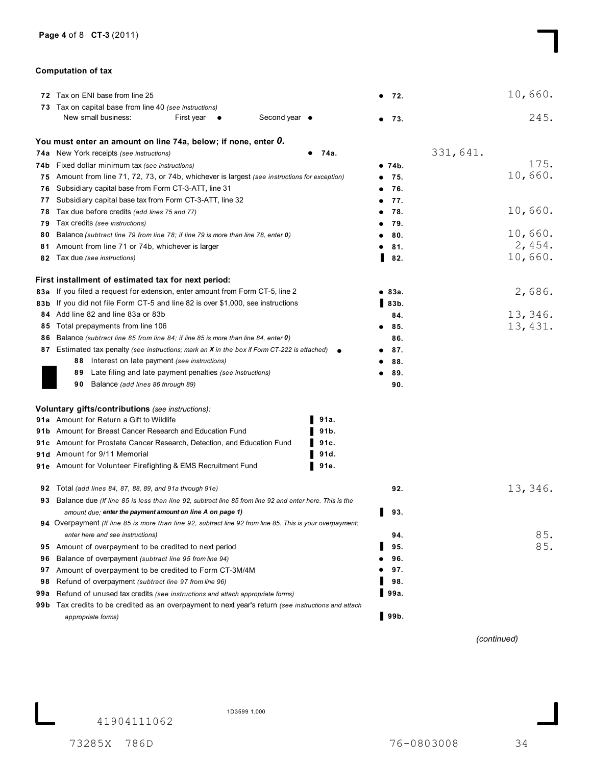### Computation of tax

| Line | Description | | Line | Amount |
|---|---|---|---|---|
| 72 | Tax on ENI base from line 25 | | 72. | 10,660. |
| 73 | Tax on capital base from line 40 *(see instructions)* New small business: First year ● Second year ● | | 73. | 245. |

**You must enter an amount on line 74a, below; if none, enter *0*.**

| Line | Description | | Line | Amount |
|---|---|---|---|---|
| 74a | New York receipts *(see instructions)* | 74a. 331,641. | | |
| 74b | Fixed dollar minimum tax *(see instructions)* | | 74b. | 175. |
| 75 | Amount from line 71, 72, 73, or 74b, whichever is largest *(see instructions for exception)* | | 75. | 10,660. |
| 76 | Subsidiary capital base from Form CT-3-ATT, line 31 | | 76. | |
| 77 | Subsidiary capital base tax from Form CT-3-ATT, line 32 | | 77. | |
| 78 | Tax due before credits *(add lines 75 and 77)* | | 78. | 10,660. |
| 79 | Tax credits *(see instructions)* | | 79. | |
| 80 | Balance *(subtract line 79 from line 78; if line 79 is more than line 78, enter 0)* | | 80. | 10,660. |
| 81 | Amount from line 71 or 74b, whichever is larger | | 81. | 2,454. |
| 82 | Tax due *(see instructions)* | | 82. | 10,660. |

**First installment of estimated tax for next period:**

| Line | Description | | Line | Amount |
|---|---|---|---|---|
| 83a | If you filed a request for extension, enter amount from Form CT-5, line 2 | | 83a. | 2,686. |
| 83b | If you did not file Form CT-5 and line 82 is over $1,000, see instructions | | 83b. | |
| 84 | Add line 82 and line 83a or 83b | | 84. | 13,346. |
| 85 | Total prepayments from line 106 | | 85. | 13,431. |
| 86 | Balance *(subtract line 85 from line 84; if line 85 is more than line 84, enter 0)* | | 86. | |
| 87 | Estimated tax penalty *(see instructions; mark an X in the box if Form CT-222 is attached)* ● | | 87. | |
| 88 | Interest on late payment *(see instructions)* | | 88. | |
| 89 | Late filing and late payment penalties *(see instructions)* | | 89. | |
| 90 | Balance *(add lines 86 through 89)* | | 90. | |

**Voluntary gifts/contributions** *(see instructions)*:

| Line | Description | | Line | Amount |
|---|---|---|---|---|
| 91a | Amount for Return a Gift to Wildlife | 91a. | | |
| 91b | Amount for Breast Cancer Research and Education Fund | 91b. | | |
| 91c | Amount for Prostate Cancer Research, Detection, and Education Fund | 91c. | | |
| 91d | Amount for 9/11 Memorial | 91d. | | |
| 91e | Amount for Volunteer Firefighting & EMS Recruitment Fund | 91e. | | |

| Line | Description | | Line | Amount |
|---|---|---|---|---|
| 92 | Total *(add lines 84, 87, 88, 89, and 91a through 91e)* | | 92. | 13,346. |
| 93 | Balance due *(If line 85 is less than line 92, subtract line 85 from line 92 and enter here. This is the amount due; **enter the payment amount on line A on page 1**)* | | 93. | |
| 94 | Overpayment *(If line 85 is more than line 92, subtract line 92 from line 85. This is your overpayment; enter here and see instructions)* | | 94. | 85. |
| 95 | Amount of overpayment to be credited to next period | | 95. | 85. |
| 96 | Balance of overpayment *(subtract line 95 from line 94)* | | 96. | |
| 97 | Amount of overpayment to be credited to Form CT-3M/4M | | 97. | |
| 98 | Refund of overpayment *(subtract line 97 from line 96)* | | 98. | |
| 99a | Refund of unused tax credits *(see instructions and attach appropriate forms)* | | 99a. | |
| 99b | Tax credits to be credited as an overpayment to next year's return *(see instructions and attach appropriate forms)* | | 99b. | |

*(continued)*

1D3599 1.000

41904111062

73285X 786D 76-0803008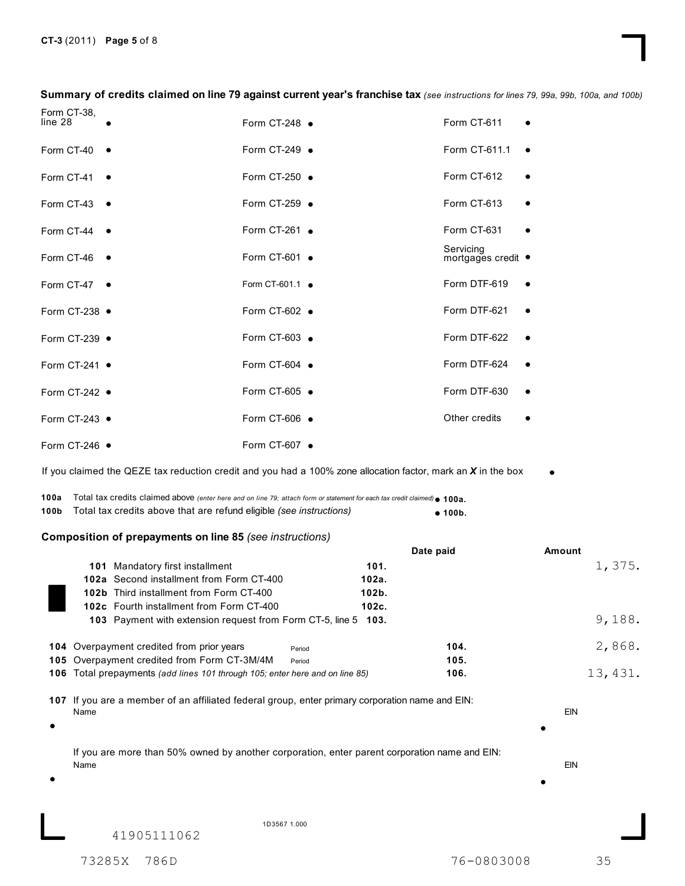**Summary of credits claimed on line 79 against current year's franchise tax** *(see instructions for lines 79, 99a, 99b, 100a, and 100b)*

| | | |
|---|---|---|
| Form CT-38, line 28 • | Form CT-248 • | Form CT-611 • |
| Form CT-40 • | Form CT-249 • | Form CT-611.1 • |
| Form CT-41 • | Form CT-250 • | Form CT-612 • |
| Form CT-43 • | Form CT-259 • | Form CT-613 • |
| Form CT-44 • | Form CT-261 • | Form CT-631 • |
| Form CT-46 • | Form CT-601 • | Servicing mortgages credit • |
| Form CT-47 • | Form CT-601.1 • | Form DTF-619 • |
| Form CT-238 • | Form CT-602 • | Form DTF-621 • |
| Form CT-239 • | Form CT-603 • | Form DTF-622 • |
| Form CT-241 • | Form CT-604 • | Form DTF-624 • |
| Form CT-242 • | Form CT-605 • | Form DTF-630 • |
| Form CT-243 • | Form CT-606 • | Other credits • |
| Form CT-246 • | Form CT-607 • | |

If you claimed the QEZE tax reduction credit and you had a 100% zone allocation factor, mark an *X* in the box •

**100a** Total tax credits claimed above *(enter here and on line 79; attach form or statement for each tax credit claimed)* • **100a.**

**100b** Total tax credits above that are refund eligible *(see instructions)* • **100b.**

**Composition of prepayments on line 85** *(see instructions)*

| Line | Description | | Date paid | Amount |
|---|---|---|---|---|
| 101 | Mandatory first installment | 101. | | 1,375. |
| 102a | Second installment from Form CT-400 | 102a. | | |
| 102b | Third installment from Form CT-400 | 102b. | | |
| 102c | Fourth installment from Form CT-400 | 102c. | | |
| 103 | Payment with extension request from Form CT-5, line 5 | 103. | | 9,188. |
| 104 | Overpayment credited from prior years Period | | 104. | 2,868. |
| 105 | Overpayment credited from Form CT-3M/4M Period | | 105. | |
| 106 | Total prepayments *(add lines 101 through 105; enter here and on line 85)* | | 106. | 13,431. |

**107** If you are a member of an affiliated federal group, enter primary corporation name and EIN:

Name • EIN •

If you are more than 50% owned by another corporation, enter parent corporation name and EIN:

Name • EIN •

1D3567 1.000

41905111062

73285X 786D 76-0803008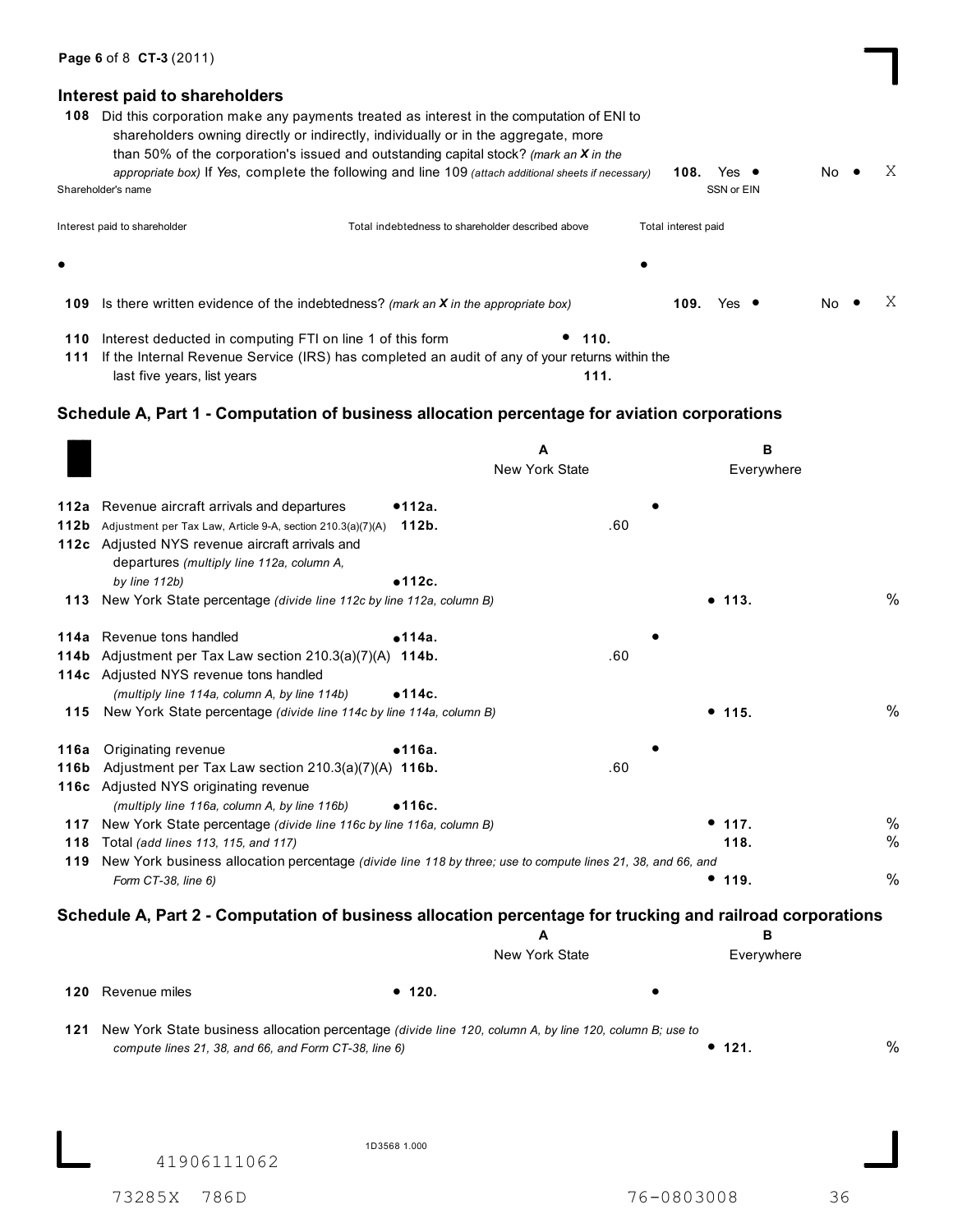## Interest paid to shareholders

**108** Did this corporation make any payments treated as interest in the computation of ENI to shareholders owning directly or indirectly, individually or in the aggregate, more than 50% of the corporation's issued and outstanding capital stock? *(mark an X in the appropriate box)* If *Yes*, complete the following and line 109 *(attach additional sheets if necessary)* **108.** Yes ● No ● X

| Shareholder's name | | SSN or EIN |
|---|---|---|
| **Interest paid to shareholder** | **Total indebtedness to shareholder described above** | **Total interest paid** |
| ● | | ● |

**109** Is there written evidence of the indebtedness? *(mark an X in the appropriate box)* **109.** Yes ● No ● X

**110** Interest deducted in computing FTI on line 1 of this form ● **110.**

**111** If the Internal Revenue Service (IRS) has completed an audit of any of your returns within the last five years, list years **111.**

## Schedule A, Part 1 - Computation of business allocation percentage for aviation corporations

| | | A New York State | B Everywhere |
|---|---|---|---|
| **112a** Revenue aircraft arrivals and departures | ●**112a.** | | ● |
| **112b** Adjustment per Tax Law, Article 9-A, section 210.3(a)(7)(A) | **112b.** | .60 | |
| **112c** Adjusted NYS revenue aircraft arrivals and departures *(multiply line 112a, column A, by line 112b)* | ●**112c.** | | |
| **113** New York State percentage *(divide line 112c by line 112a, column B)* | | | ● **113.** % |
| **114a** Revenue tons handled | ●**114a.** | | ● |
| **114b** Adjustment per Tax Law section 210.3(a)(7)(A) | **114b.** | .60 | |
| **114c** Adjusted NYS revenue tons handled *(multiply line 114a, column A, by line 114b)* | ●**114c.** | | |
| **115** New York State percentage *(divide line 114c by line 114a, column B)* | | | ● **115.** % |
| **116a** Originating revenue | ●**116a.** | | ● |
| **116b** Adjustment per Tax Law section 210.3(a)(7)(A) | **116b.** | .60 | |
| **116c** Adjusted NYS originating revenue *(multiply line 116a, column A, by line 116b)* | ●**116c.** | | |
| **117** New York State percentage *(divide line 116c by line 116a, column B)* | | | ● **117.** % |
| **118** Total *(add lines 113, 115, and 117)* | | | **118.** % |
| **119** New York business allocation percentage *(divide line 118 by three; use to compute lines 21, 38, and 66, and Form CT-38, line 6)* | | | ● **119.** % |

## Schedule A, Part 2 - Computation of business allocation percentage for trucking and railroad corporations

| | | A New York State | B Everywhere |
|---|---|---|---|
| **120** Revenue miles | ● **120.** | | ● |
| **121** New York State business allocation percentage *(divide line 120, column A, by line 120, column B; use to compute lines 21, 38, and 66, and Form CT-38, line 6)* | | | ● **121.** % |

1D3568 1.000

41906111062

73285X 786D 76-0803008 36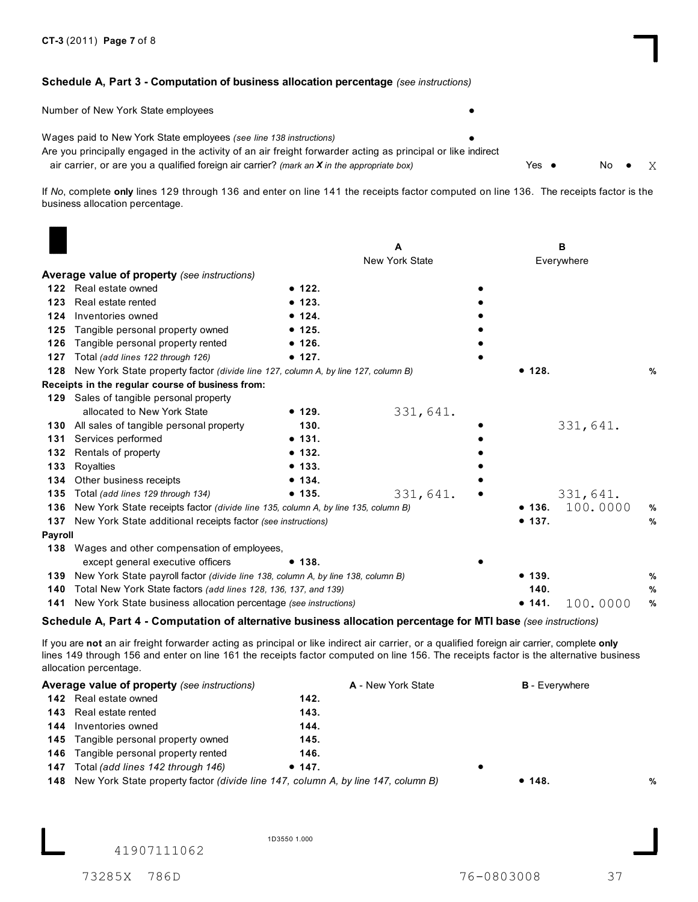### Schedule A, Part 3 - Computation of business allocation percentage *(see instructions)*

Number of New York State employees ●

Wages paid to New York State employees *(see line 138 instructions)* ●

Are you principally engaged in the activity of an air freight forwarder acting as principal or like indirect air carrier, or are you a qualified foreign air carrier? *(mark an X in the appropriate box)* Yes ● No ● X

If *No*, complete **only** lines 129 through 136 and enter on line 141 the receipts factor computed on line 136. The receipts factor is the business allocation percentage.

| | | A New York State | B Everywhere | |
|---|---|---|---|---|
| **Average value of property** *(see instructions)* | | | | |
| 122 Real estate owned | ● 122. | | ● | |
| 123 Real estate rented | ● 123. | | ● | |
| 124 Inventories owned | ● 124. | | ● | |
| 125 Tangible personal property owned | ● 125. | | ● | |
| 126 Tangible personal property rented | ● 126. | | ● | |
| 127 Total *(add lines 122 through 126)* | ● 127. | | ● | |
| 128 New York State property factor *(divide line 127, column A, by line 127, column B)* | | | ● 128. | % |
| **Receipts in the regular course of business from:** | | | | |
| 129 Sales of tangible personal property allocated to New York State | ● 129. | 331,641. | | |
| 130 All sales of tangible personal property | 130. | | ● 331,641. | |
| 131 Services performed | ● 131. | | ● | |
| 132 Rentals of property | ● 132. | | ● | |
| 133 Royalties | ● 133. | | ● | |
| 134 Other business receipts | ● 134. | | ● | |
| 135 Total *(add lines 129 through 134)* | ● 135. | 331,641. | ● 331,641. | |
| 136 New York State receipts factor *(divide line 135, column A, by line 135, column B)* | | | ● 136. 100.0000 | % |
| 137 New York State additional receipts factor *(see instructions)* | | | ● 137. | % |
| **Payroll** | | | | |
| 138 Wages and other compensation of employees, except general executive officers | ● 138. | | ● | |
| 139 New York State payroll factor *(divide line 138, column A, by line 138, column B)* | | | ● 139. | % |
| 140 Total New York State factors *(add lines 128, 136, 137, and 139)* | | | 140. | % |
| 141 New York State business allocation percentage *(see instructions)* | | | ● 141. 100.0000 | % |

### Schedule A, Part 4 - Computation of alternative business allocation percentage for MTI base *(see instructions)*

If you are **not** an air freight forwarder acting as principal or like indirect air carrier, or a qualified foreign air carrier, complete **only** lines 149 through 156 and enter on line 161 the receipts factor computed on line 156. The receipts factor is the alternative business allocation percentage.

| **Average value of property** *(see instructions)* | | A - New York State | B - Everywhere | |
|---|---|---|---|---|
| 142 Real estate owned | 142. | | | |
| 143 Real estate rented | 143. | | | |
| 144 Inventories owned | 144. | | | |
| 145 Tangible personal property owned | 145. | | | |
| 146 Tangible personal property rented | 146. | | | |
| 147 Total *(add lines 142 through 146)* | ● 147. | | ● | |
| 148 New York State property factor *(divide line 147, column A, by line 147, column B)* | | | ● 148. | % |

41907111062

1D3550 1.000

73285X 786D 76-0803008 37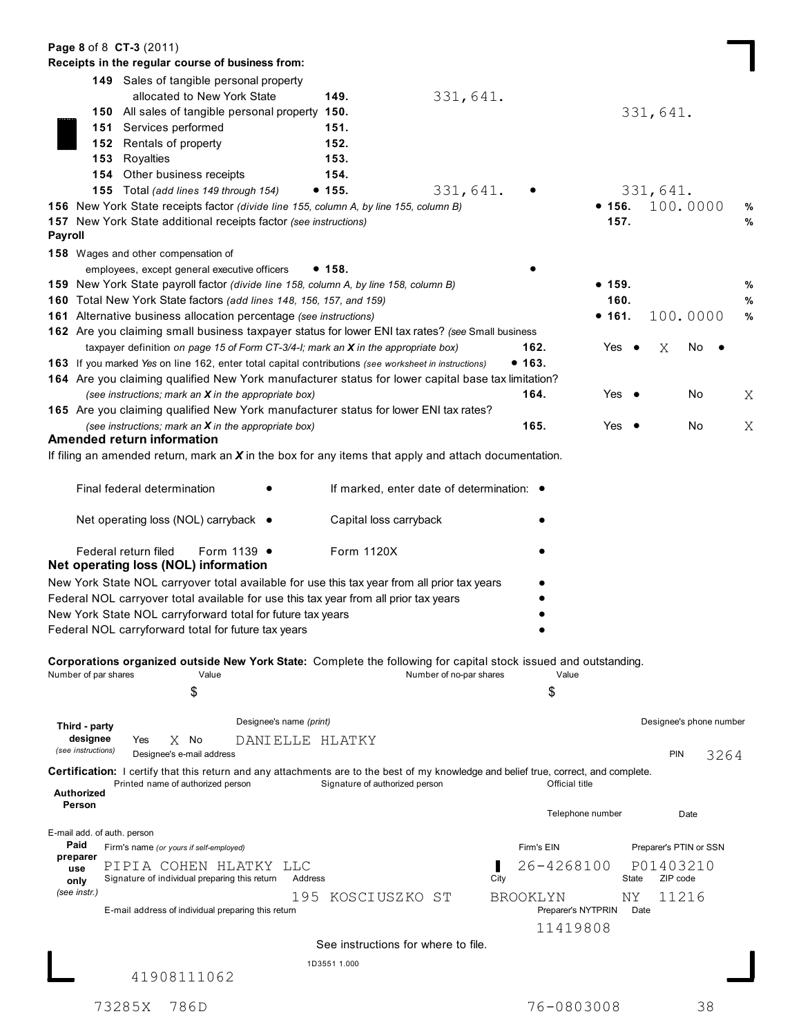**Page 8** of 8 **CT-3** (2011)

**Receipts in the regular course of business from:**

| Line | Description | | Column A | | Column B |
|---|---|---|---|---|---|
| 149 | Sales of tangible personal property allocated to New York State | 149. | 331,641. | | |
| 150 | All sales of tangible personal property | 150. | | | 331,641. |
| 151 | Services performed | 151. | | | |
| 152 | Rentals of property | 152. | | | |
| 153 | Royalties | 153. | | | |
| 154 | Other business receipts | 154. | | | |
| 155 | Total *(add lines 149 through 154)* | • 155. | 331,641. | • | 331,641. |

**156** New York State receipts factor *(divide line 155, column A, by line 155, column B)* • **156.** 100.0000 %

**157** New York State additional receipts factor *(see instructions)* **157.** %

**Payroll**

**158** Wages and other compensation of employees, except general executive officers • **158.** •

**159** New York State payroll factor *(divide line 158, column A, by line 158, column B)* • **159.** %

**160** Total New York State factors *(add lines 148, 156, 157, and 159)* **160.** %

**161** Alternative business allocation percentage *(see instructions)* • **161.** 100.0000 %

**162** Are you claiming small business taxpayer status for lower ENI tax rates? *(see* Small business taxpayer definition *on page 15 of Form CT-3/4-I; mark an **X** in the appropriate box)* **162.** Yes • X No •

**163** If you marked *Yes* on line 162, enter total capital contributions *(see worksheet in instructions)* • **163.**

**164** Are you claiming qualified New York manufacturer status for lower capital base tax limitation? *(see instructions; mark an **X** in the appropriate box)* **164.** Yes • No X

**165** Are you claiming qualified New York manufacturer status for lower ENI tax rates? *(see instructions; mark an **X** in the appropriate box)* **165.** Yes • No X

## Amended return information

If filing an amended return, mark an ***X*** in the box for any items that apply and attach documentation.

Final federal determination • If marked, enter date of determination: •

Net operating loss (NOL) carryback • Capital loss carryback •

Federal return filed Form 1139 • Form 1120X •

## Net operating loss (NOL) information

New York State NOL carryover total available for use this tax year from all prior tax years •

Federal NOL carryover total available for use this tax year from all prior tax years •

New York State NOL carryforward total for future tax years •

Federal NOL carryforward total for future tax years •

**Corporations organized outside New York State:** Complete the following for capital stock issued and outstanding.

| Number of par shares | Value | Number of no-par shares | Value |
|---|---|---|---|
| | $ | | $ |

**Third - party designee** *(see instructions)* Yes X No Designee's name *(print)* DANIELLE HLATKY Designee's phone number

Designee's e-mail address PIN 3264

**Certification:** I certify that this return and any attachments are to the best of my knowledge and belief true, correct, and complete.

**Authorized Person** Printed name of authorized person | Signature of authorized person | Official title | Telephone number | Date

E-mail add. of auth. person

**Paid preparer use only** *(see instr.)*

Firm's name *(or yours if self-employed)*: PIPIA COHEN HLATKY LLC

Firm's EIN: 26-4268100

Preparer's PTIN or SSN: P01403210

Signature of individual preparing this return | Address: 195 KOSCIUSZKO ST | City: BROOKLYN | State: NY | ZIP code: 11216

E-mail address of individual preparing this return | Preparer's NYTPRIN: 11419808 | Date

See instructions for where to file.

1D3551 1.000

41908111062

73285X 786D 76-0803008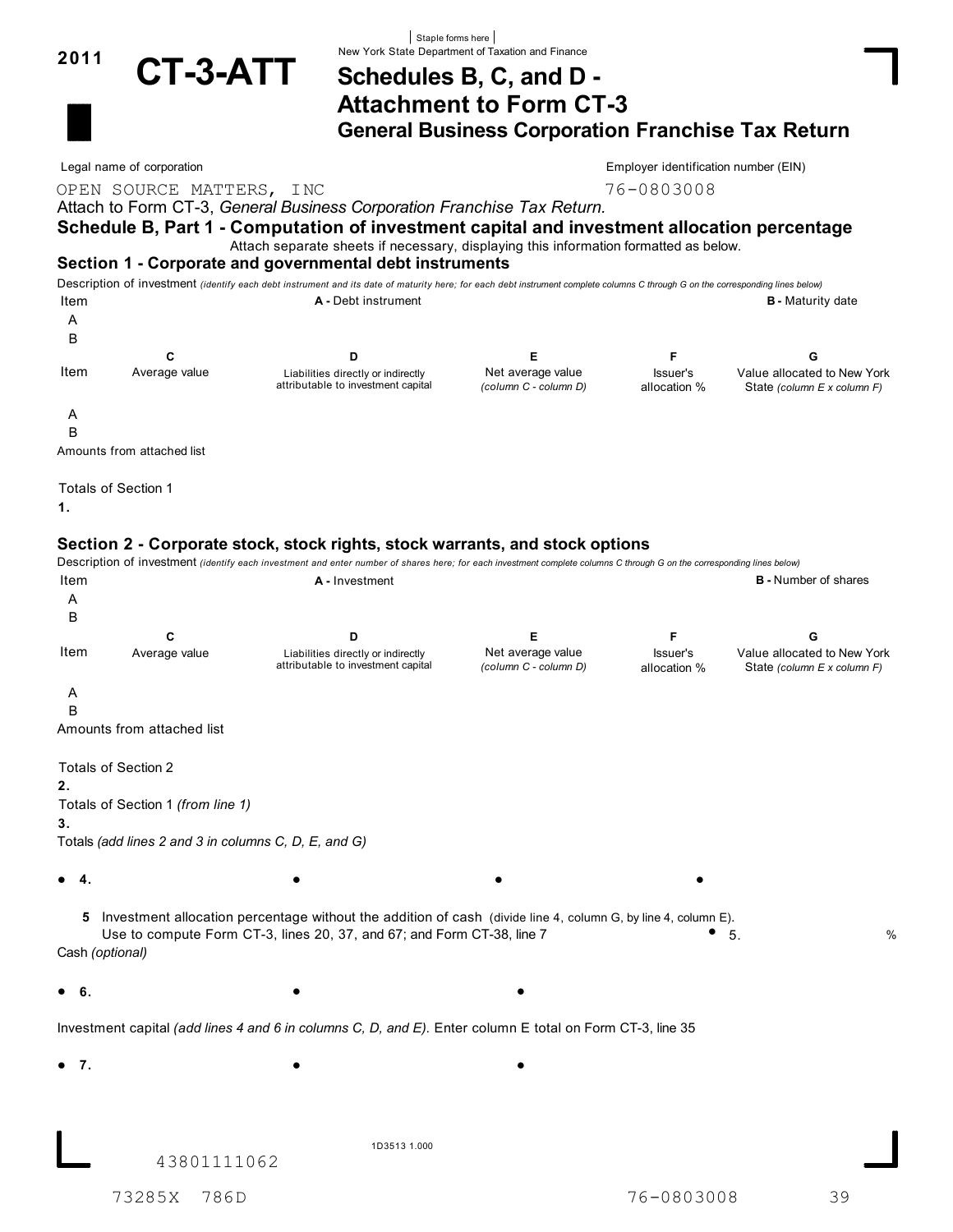2011 **CT-3-ATT**

Staple forms here

New York State Department of Taxation and Finance

# Schedules B, C, and D - Attachment to Form CT-3
## General Business Corporation Franchise Tax Return

Legal name of corporation: OPEN SOURCE MATTERS, INC

Employer identification number (EIN): 76-0803008

Attach to Form CT-3, *General Business Corporation Franchise Tax Return.*

## Schedule B, Part 1 - Computation of investment capital and investment allocation percentage

Attach separate sheets if necessary, displaying this information formatted as below.

### Section 1 - Corporate and governmental debt instruments

Description of investment *(identify each debt instrument and its date of maturity here; for each debt instrument complete columns C through G on the corresponding lines below)*

| Item | A - Debt instrument | B - Maturity date |
|---|---|---|
| A | | |
| B | | |

| Item | C Average value | D Liabilities directly or indirectly attributable to investment capital | E Net average value *(column C - column D)* | F Issuer's allocation % | G Value allocated to New York State *(column E x column F)* |
|---|---|---|---|---|---|
| A | | | | | |
| B | | | | | |
| Amounts from attached list | | | | | |
| Totals of Section 1 **1.** | | | | | |

### Section 2 - Corporate stock, stock rights, stock warrants, and stock options

Description of investment *(identify each investment and enter number of shares here; for each investment complete columns C through G on the corresponding lines below)*

| Item | A - Investment | B - Number of shares |
|---|---|---|
| A | | |
| B | | |

| Item | C Average value | D Liabilities directly or indirectly attributable to investment capital | E Net average value *(column C - column D)* | F Issuer's allocation % | G Value allocated to New York State *(column E x column F)* |
|---|---|---|---|---|---|
| A | | | | | |
| B | | | | | |
| Amounts from attached list | | | | | |
| Totals of Section 2 **2.** | | | | | |
| Totals of Section 1 *(from line 1)* **3.** | | | | | |
| Totals *(add lines 2 and 3 in columns C, D, E, and G)* ● **4.** | ● | ● | ● | | ● |

**5** Investment allocation percentage without the addition of cash (divide line 4, column G, by line 4, column E). Use to compute Form CT-3, lines 20, 37, and 67; and Form CT-38, line 7 ● 5. %

| | C | D | E |
|---|---|---|---|
| Cash *(optional)* ● **6.** | ● | ● | ● |
| Investment capital *(add lines 4 and 6 in columns C, D, and E)*. Enter column E total on Form CT-3, line 35 ● **7.** | ● | ● | ● |

1D3513 1.000

43801111062

73285X 786D 76-0803008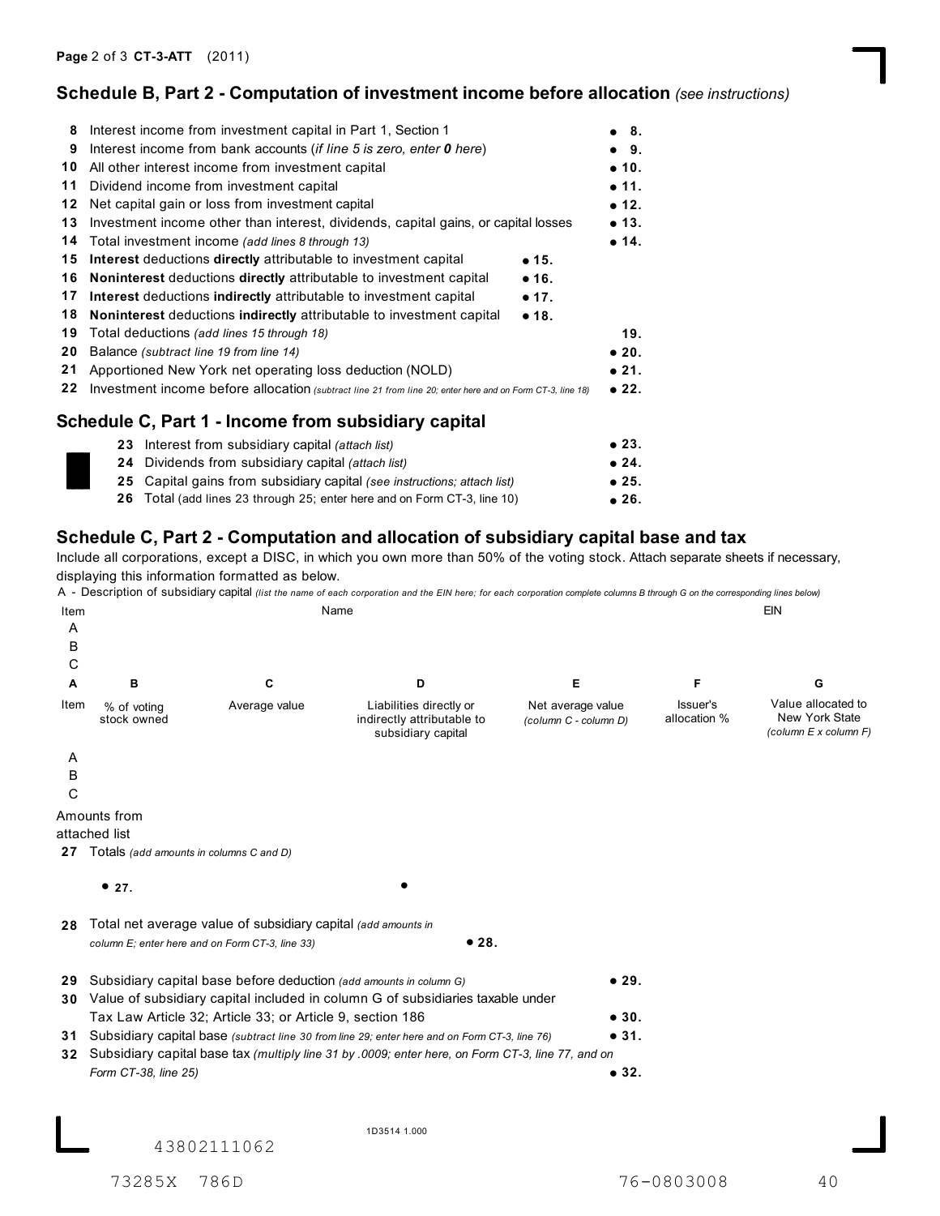## Schedule B, Part 2 - Computation of investment income before allocation *(see instructions)*

| | | | |
|---|---|---|---|
| 8 | Interest income from investment capital in Part 1, Section 1 | | • 8. |
| 9 | Interest income from bank accounts (*if line 5 is zero, enter **0** here*) | | • 9. |
| 10 | All other interest income from investment capital | | • 10. |
| 11 | Dividend income from investment capital | | • 11. |
| 12 | Net capital gain or loss from investment capital | | • 12. |
| 13 | Investment income other than interest, dividends, capital gains, or capital losses | | • 13. |
| 14 | Total investment income *(add lines 8 through 13)* | | • 14. |
| 15 | **Interest** deductions **directly** attributable to investment capital | • 15. | |
| 16 | **Noninterest** deductions **directly** attributable to investment capital | • 16. | |
| 17 | **Interest** deductions **indirectly** attributable to investment capital | • 17. | |
| 18 | **Noninterest** deductions **indirectly** attributable to investment capital | • 18. | |
| 19 | Total deductions *(add lines 15 through 18)* | | 19. |
| 20 | Balance *(subtract line 19 from line 14)* | | • 20. |
| 21 | Apportioned New York net operating loss deduction (NOLD) | | • 21. |
| 22 | Investment income before allocation *(subtract line 21 from line 20; enter here and on Form CT-3, line 18)* | | • 22. |

## Schedule C, Part 1 - Income from subsidiary capital

| | | |
|---|---|---|
| 23 | Interest from subsidiary capital *(attach list)* | • 23. |
| 24 | Dividends from subsidiary capital *(attach list)* | • 24. |
| 25 | Capital gains from subsidiary capital *(see instructions; attach list)* | • 25. |
| 26 | Total (add lines 23 through 25; enter here and on Form CT-3, line 10) | • 26. |

## Schedule C, Part 2 - Computation and allocation of subsidiary capital base and tax

Include all corporations, except a DISC, in which you own more than 50% of the voting stock. Attach separate sheets if necessary, displaying this information formatted as below.

A - Description of subsidiary capital *(list the name of each corporation and the EIN here; for each corporation complete columns B through G on the corresponding lines below)*

| Item | Name | EIN |
|---|---|---|
| A | | |
| B | | |
| C | | |

| A Item | B % of voting stock owned | C Average value | D Liabilities directly or indirectly attributable to subsidiary capital | E Net average value *(column C - column D)* | F Issuer's allocation % | G Value allocated to New York State *(column E x column F)* |
|---|---|---|---|---|---|---|
| A | | | | | | |
| B | | | | | | |
| C | | | | | | |
| Amounts from attached list | | | | | | |
| 27 Totals *(add amounts in columns C and D)* | | • 27. | • | | | |

| | | | |
|---|---|---|---|
| 28 | Total net average value of subsidiary capital *(add amounts in column E; enter here and on Form CT-3, line 33)* | • 28. | |
| 29 | Subsidiary capital base before deduction *(add amounts in column G)* | | • 29. |
| 30 | Value of subsidiary capital included in column G of subsidiaries taxable under Tax Law Article 32; Article 33; or Article 9, section 186 | | • 30. |
| 31 | Subsidiary capital base *(subtract line 30 from line 29; enter here and on Form CT-3, line 76)* | | • 31. |
| 32 | Subsidiary capital base tax *(multiply line 31 by .0009; enter here, on Form CT-3, line 77, and on Form CT-38, line 25)* | | • 32. |

1D3514 1.000

43802111062

73285X 786D 76-0803008 40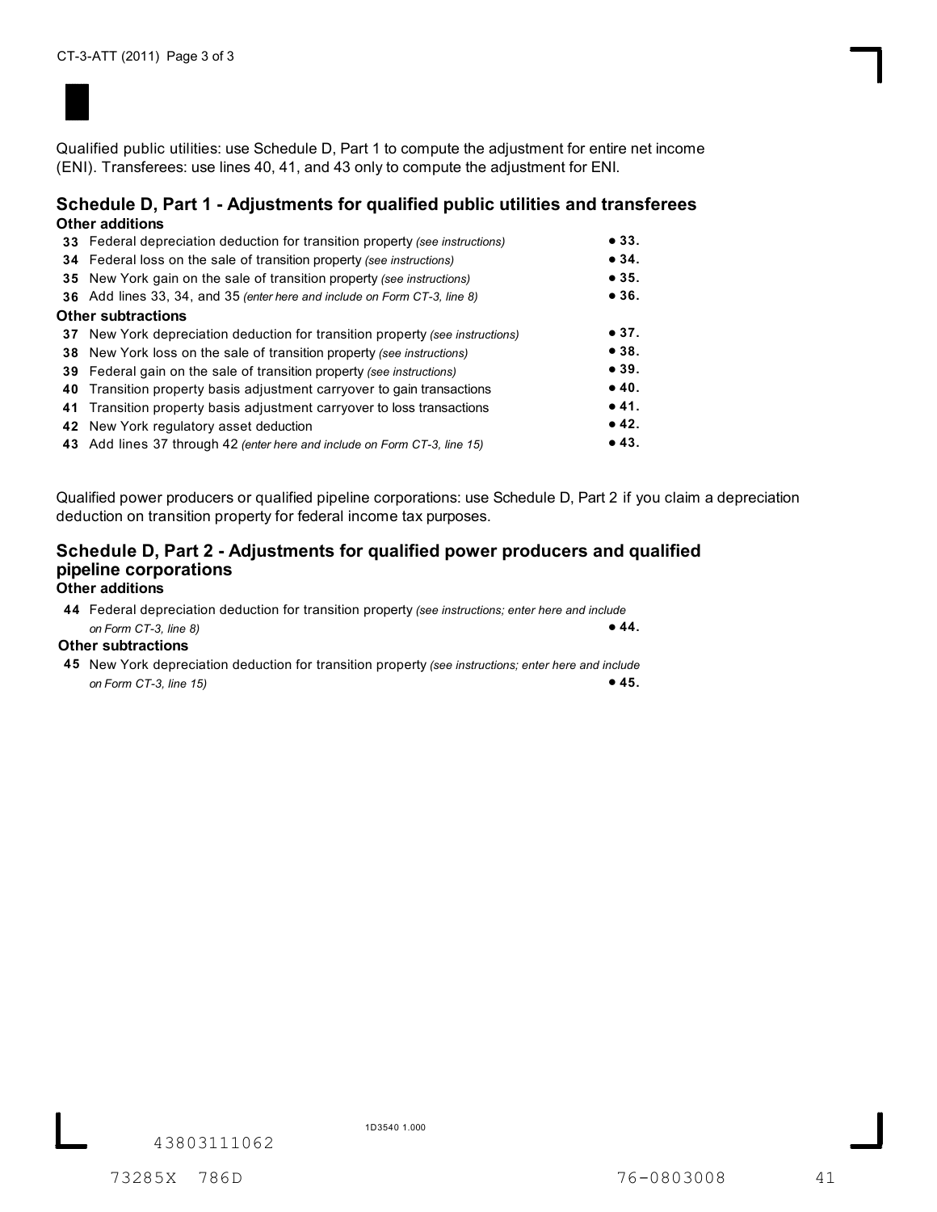Qualified public utilities: use Schedule D, Part 1 to compute the adjustment for entire net income (ENI). Transferees: use lines 40, 41, and 43 only to compute the adjustment for ENI.

## Schedule D, Part 1 - Adjustments for qualified public utilities and transferees

**Other additions**

| Line | Description | | Amount |
|---|---|---|---|
| 33 | Federal depreciation deduction for transition property *(see instructions)* | ● 33. | |
| 34 | Federal loss on the sale of transition property *(see instructions)* | ● 34. | |
| 35 | New York gain on the sale of transition property *(see instructions)* | ● 35. | |
| 36 | Add lines 33, 34, and 35 *(enter here and include on Form CT-3, line 8)* | ● 36. | |

**Other subtractions**

| Line | Description | | Amount |
|---|---|---|---|
| 37 | New York depreciation deduction for transition property *(see instructions)* | ● 37. | |
| 38 | New York loss on the sale of transition property *(see instructions)* | ● 38. | |
| 39 | Federal gain on the sale of transition property *(see instructions)* | ● 39. | |
| 40 | Transition property basis adjustment carryover to gain transactions | ● 40. | |
| 41 | Transition property basis adjustment carryover to loss transactions | ● 41. | |
| 42 | New York regulatory asset deduction | ● 42. | |
| 43 | Add lines 37 through 42 *(enter here and include on Form CT-3, line 15)* | ● 43. | |

Qualified power producers or qualified pipeline corporations: use Schedule D, Part 2 if you claim a depreciation deduction on transition property for federal income tax purposes.

## Schedule D, Part 2 - Adjustments for qualified power producers and qualified pipeline corporations

**Other additions**

| Line | Description | | Amount |
|---|---|---|---|
| 44 | Federal depreciation deduction for transition property *(see instructions; enter here and include on Form CT-3, line 8)* | ● 44. | |

**Other subtractions**

| Line | Description | | Amount |
|---|---|---|---|
| 45 | New York depreciation deduction for transition property *(see instructions; enter here and include on Form CT-3, line 15)* | ● 45. | |

43803111062

1D3540 1.000

73285X 786D 76-0803008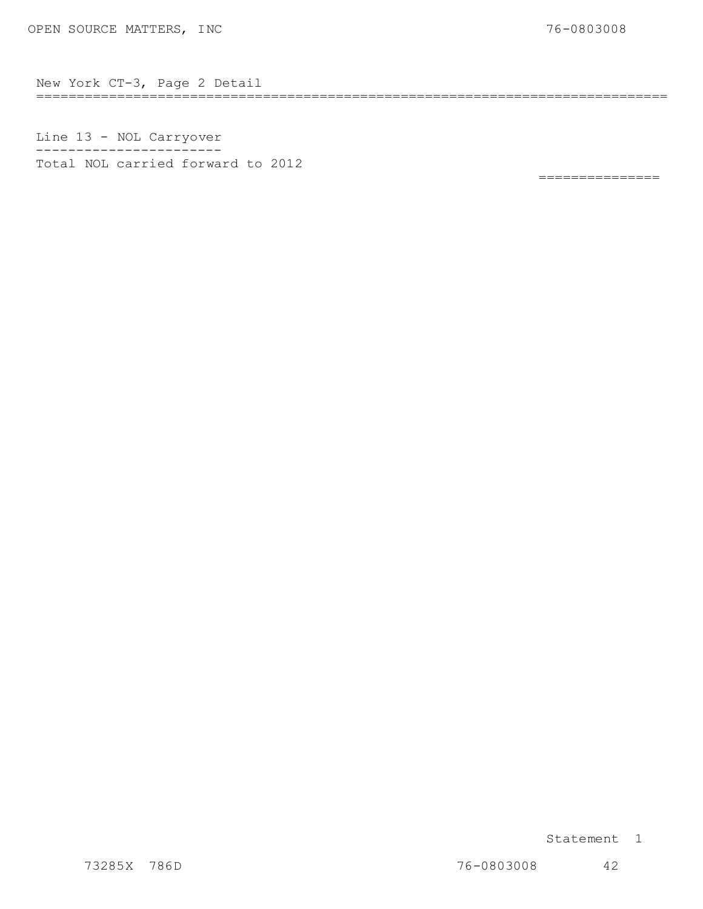OPEN SOURCE MATTERS, INC 76-0803008

## New York CT-3, Page 2 Detail

### Line 13 - NOL Carryover

Total NOL carried forward to 2012

Statement 1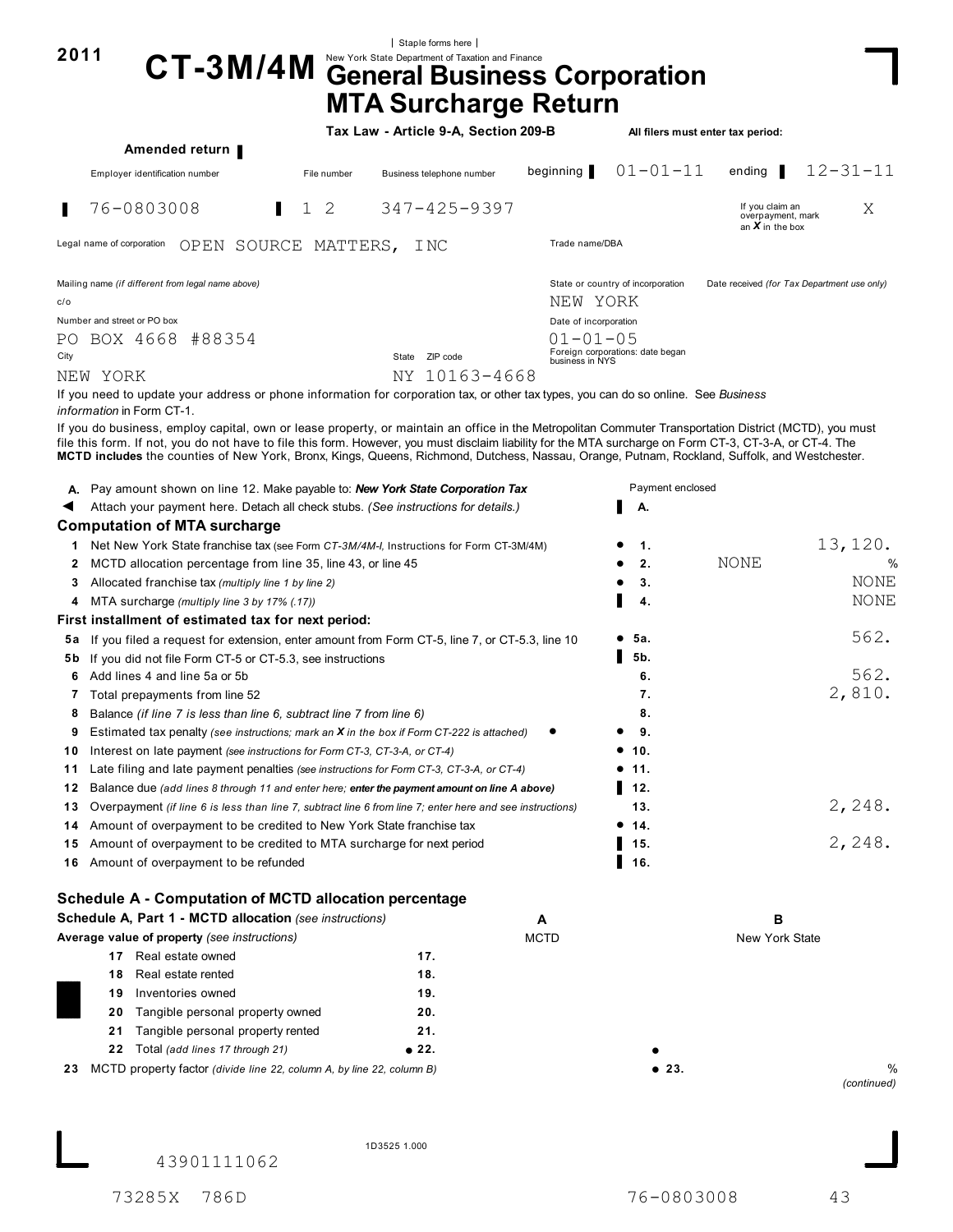2011

# CT-3M/4M

New York State Department of Taxation and Finance

## General Business Corporation MTA Surcharge Return

Staple forms here

**Tax Law - Article 9-A, Section 209-B**

All filers must enter tax period: beginning 01-01-11 ending 12-31-11

Amended return

| Employer identification number | File number | Business telephone number |
|---|---|---|
| 76-0803008 | 1 2 | 347-425-9397 |

If you claim an overpayment, mark an **X** in the box: X

Legal name of corporation: OPEN SOURCE MATTERS, INC

Trade name/DBA:

Mailing name *(if different from legal name above)*:

c/o

Number and street or PO box: PO BOX 4668 #88354

City: NEW YORK  State: NY  ZIP code: 10163-4668

State or country of incorporation: NEW YORK

Date received *(for Tax Department use only)*:

Date of incorporation: 01-01-05

Foreign corporations: date began business in NYS:

If you need to update your address or phone information for corporation tax, or other tax types, you can do so online. See *Business information* in Form CT-1.

If you do business, employ capital, own or lease property, or maintain an office in the Metropolitan Commuter Transportation District (MCTD), you must file this form. If not, you do not have to file this form. However, you must disclaim liability for the MTA surcharge on Form CT-3, CT-3-A, or CT-4. The **MCTD includes** the counties of New York, Bronx, Kings, Queens, Richmond, Dutchess, Nassau, Orange, Putnam, Rockland, Suffolk, and Westchester.

**A.** Pay amount shown on line 12. Make payable to: ***New York State Corporation Tax***
Attach your payment here. Detach all check stubs. *(See instructions for details.)* — Payment enclosed **A.**

### Computation of MTA surcharge

| Line | Description | | Amount |
|---|---|---|---|
| 1 | Net New York State franchise tax (see Form *CT-3M/4M-I,* Instructions for Form CT-3M/4M) | 1. | 13,120. |
| 2 | MCTD allocation percentage from line 35, line 43, or line 45 | 2. | NONE % |
| 3 | Allocated franchise tax *(multiply line 1 by line 2)* | 3. | NONE |
| 4 | MTA surcharge *(multiply line 3 by 17% (.17))* | 4. | NONE |

**First installment of estimated tax for next period:**

| Line | Description | | Amount |
|---|---|---|---|
| 5a | If you filed a request for extension, enter amount from Form CT-5, line 7, or CT-5.3, line 10 | 5a. | 562. |
| 5b | If you did not file Form CT-5 or CT-5.3, see instructions | 5b. | |
| 6 | Add lines 4 and line 5a or 5b | 6. | 562. |
| 7 | Total prepayments from line 52 | 7. | 2,810. |
| 8 | Balance *(if line 7 is less than line 6, subtract line 7 from line 6)* | 8. | |
| 9 | Estimated tax penalty *(see instructions; mark an X in the box if Form CT-222 is attached)* | 9. | |
| 10 | Interest on late payment *(see instructions for Form CT-3, CT-3-A, or CT-4)* | 10. | |
| 11 | Late filing and late payment penalties *(see instructions for Form CT-3, CT-3-A, or CT-4)* | 11. | |
| 12 | Balance due *(add lines 8 through 11 and enter here; **enter the payment amount on line A above**)* | 12. | |
| 13 | Overpayment *(if line 6 is less than line 7, subtract line 6 from line 7; enter here and see instructions)* | 13. | 2,248. |
| 14 | Amount of overpayment to be credited to New York State franchise tax | 14. | |
| 15 | Amount of overpayment to be credited to MTA surcharge for next period | 15. | 2,248. |
| 16 | Amount of overpayment to be refunded | 16. | |

### Schedule A - Computation of MCTD allocation percentage

**Schedule A, Part 1 - MCTD allocation** *(see instructions)*

| Average value of property *(see instructions)* | | A MCTD | B New York State |
|---|---|---|---|
| 17 Real estate owned | 17. | | |
| 18 Real estate rented | 18. | | |
| 19 Inventories owned | 19. | | |
| 20 Tangible personal property owned | 20. | | |
| 21 Tangible personal property rented | 21. | | |
| 22 Total *(add lines 17 through 21)* | 22. | | |

23 MCTD property factor *(divide line 22, column A, by line 22, column B)* — 23. %

*(continued)*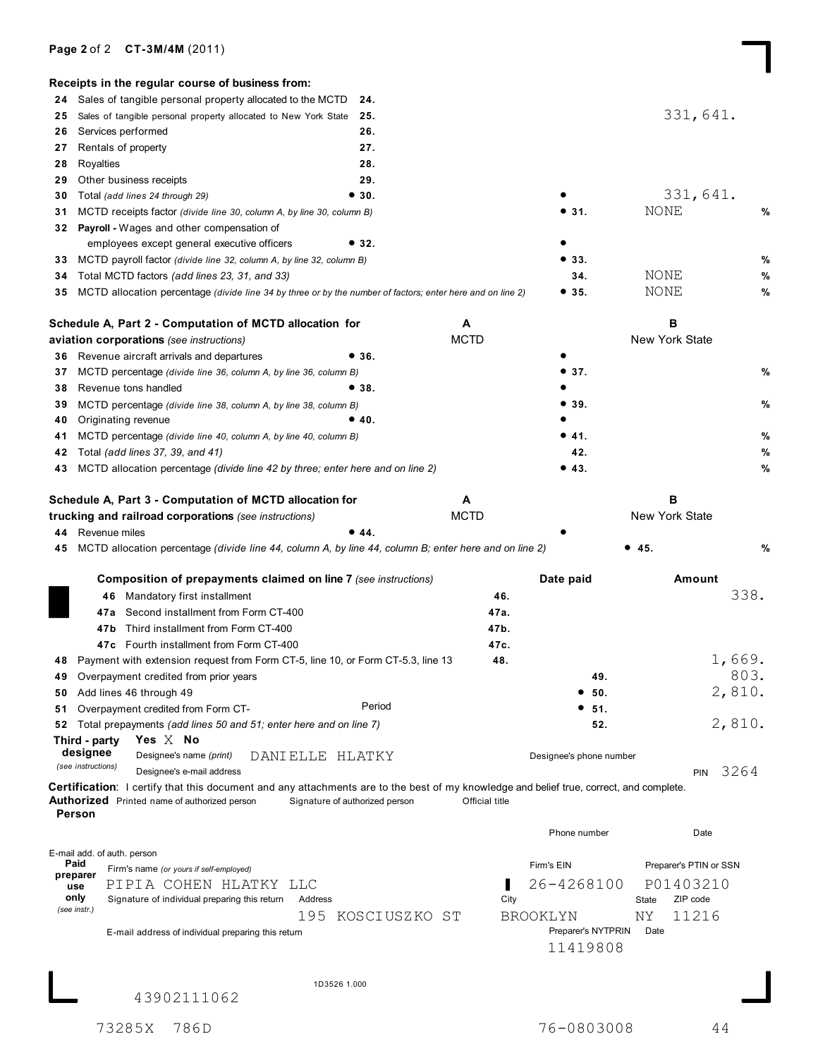**Receipts in the regular course of business from:**

| Line | Description | | A (MCTD) | B (New York State) | |
|---|---|---|---|---|---|
| 24 | Sales of tangible personal property allocated to the MCTD | 24. | | | |
| 25 | Sales of tangible personal property allocated to New York State | 25. | | 331,641. | |
| 26 | Services performed | 26. | | | |
| 27 | Rentals of property | 27. | | | |
| 28 | Royalties | 28. | | | |
| 29 | Other business receipts | 29. | | | |
| 30 | Total *(add lines 24 through 29)* | • 30. | | • 331,641. | |
| 31 | MCTD receipts factor *(divide line 30, column A, by line 30, column B)* | | • 31. | NONE | % |
| 32 | **Payroll -** Wages and other compensation of employees except general executive officers | • 32. | | • | |
| 33 | MCTD payroll factor *(divide line 32, column A, by line 32, column B)* | | • 33. | | % |
| 34 | Total MCTD factors *(add lines 23, 31, and 33)* | | 34. | NONE | % |
| 35 | MCTD allocation percentage *(divide line 34 by three or by the number of factors; enter here and on line 2)* | | • 35. | NONE | % |

**Schedule A, Part 2 - Computation of MCTD allocation for aviation corporations** *(see instructions)*

| Line | Description | | A MCTD | B New York State | |
|---|---|---|---|---|---|
| 36 | Revenue aircraft arrivals and departures | • 36. | | • | |
| 37 | MCTD percentage *(divide line 36, column A, by line 36, column B)* | | • 37. | | % |
| 38 | Revenue tons handled | • 38. | | • | |
| 39 | MCTD percentage *(divide line 38, column A, by line 38, column B)* | | • 39. | | % |
| 40 | Originating revenue | • 40. | | • | |
| 41 | MCTD percentage *(divide line 40, column A, by line 40, column B)* | | • 41. | | % |
| 42 | Total *(add lines 37, 39, and 41)* | | 42. | | % |
| 43 | MCTD allocation percentage *(divide line 42 by three; enter here and on line 2)* | | • 43. | | % |

**Schedule A, Part 3 - Computation of MCTD allocation for trucking and railroad corporations** *(see instructions)*

| Line | Description | | A MCTD | B New York State | |
|---|---|---|---|---|---|
| 44 | Revenue miles | • 44. | | • | |
| 45 | MCTD allocation percentage *(divide line 44, column A, by line 44, column B; enter here and on line 2)* | | | • 45. | % |

**Composition of prepayments claimed on line 7** *(see instructions)*

| Line | Description | | Date paid | Amount |
|---|---|---|---|---|
| 46 | Mandatory first installment | 46. | | 338. |
| 47a | Second installment from Form CT-400 | 47a. | | |
| 47b | Third installment from Form CT-400 | 47b. | | |
| 47c | Fourth installment from Form CT-400 | 47c. | | |
| 48 | Payment with extension request from Form CT-5, line 10, or Form CT-5.3, line 13 | 48. | | 1,669. |
| 49 | Overpayment credited from prior years | | 49. | 803. |
| 50 | Add lines 46 through 49 | | • 50. | 2,810. |
| 51 | Overpayment credited from Form CT- Period | | • 51. | |
| 52 | Total prepayments *(add lines 50 and 51; enter here and on line 7)* | | 52. | 2,810. |

**Third - party designee** *(see instructions)* Yes X No
Designee's name *(print)* DANIELLE HLATKY
Designee's phone number
Designee's e-mail address
PIN 3264

**Certification**: I certify that this document and any attachments are to the best of my knowledge and belief true, correct, and complete.

**Authorized Person**
Printed name of authorized person | Signature of authorized person | Official title
Phone number | Date
E-mail add. of auth. person

**Paid preparer use only** *(see instr.)*
Firm's name *(or yours if self-employed)*: PIPIA COHEN HLATKY LLC
Firm's EIN: 26-4268100
Preparer's PTIN or SSN: P01403210
Signature of individual preparing this return
Address: 195 KOSCIUSZKO ST
City: BROOKLYN
State: NY
ZIP code: 11216
E-mail address of individual preparing this return
Preparer's NYTPRIN: 11419808
Date

1D3526 1.000
43902111062
73285X 786D 76-0803008 44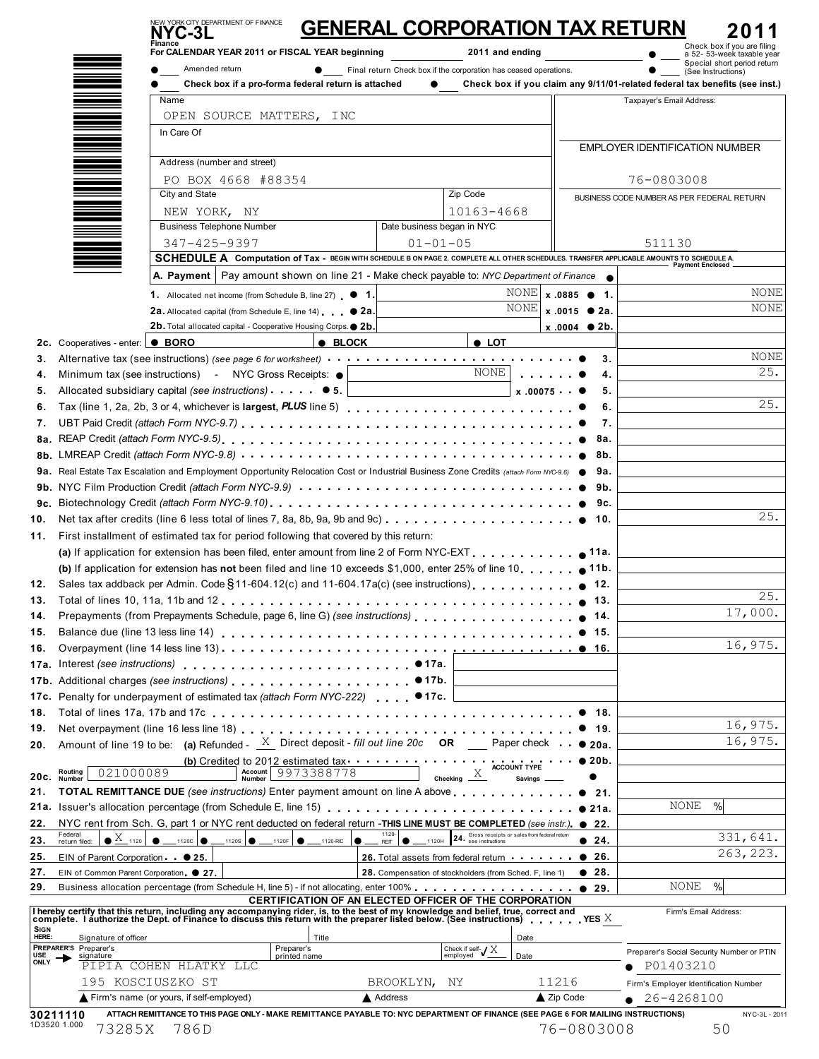NEW YORK CITY DEPARTMENT OF FINANCE

# NYC-3L — GENERAL CORPORATION TAX RETURN 2011

Finance

For CALENDAR YEAR 2011 or FISCAL YEAR beginning ______ 2011 and ending ______

● ___ Check box if you are filing a 52- 53-week taxable year

● ___ Amended return ● ___ Final return Check box if the corporation has ceased operations. ● ___ Special short period return (See Instructions)

● ___ Check box if a pro-forma federal return is attached ● ___ Check box if you claim any 9/11/01-related federal tax benefits (see inst.)

| | |
|---|---|
| Name: OPEN SOURCE MATTERS, INC | Taxpayer's Email Address: |
| In Care Of: | EMPLOYER IDENTIFICATION NUMBER |
| Address (number and street): PO BOX 4668 #88354 | 76-0803008 |
| City and State: NEW YORK, NY — Zip Code: 10163-4668 | BUSINESS CODE NUMBER AS PER FEDERAL RETURN |
| Business Telephone Number: 347-425-9397 — Date business began in NYC: 01-01-05 | 511130 |

**SCHEDULE A Computation of Tax** - BEGIN WITH SCHEDULE B ON PAGE 2. COMPLETE ALL OTHER SCHEDULES. TRANSFER APPLICABLE AMOUNTS TO SCHEDULE A.

**A. Payment** Pay amount shown on line 21 - Make check payable to: *NYC Department of Finance* ● Payment Enclosed

| Line | Description | Amount | Rate | Tax |
|---|---|---|---|---|
| 1. | Allocated net income (from Schedule B, line 27) | NONE | x .0885 | NONE |
| 2a. | Allocated capital (from Schedule E, line 14) | NONE | x .0015 | NONE |
| 2b. | Total allocated capital - Cooperative Housing Corps. | | x .0004 | |
| 2c. | Cooperatives - enter: BORO / BLOCK / LOT | | | |
| 3. | Alternative tax (see instructions) (see page 6 for worksheet) | | | NONE |
| 4. | Minimum tax (see instructions) - NYC Gross Receipts: | NONE | | 25. |
| 5. | Allocated subsidiary capital (see instructions) | | x .00075 | |
| 6. | Tax (line 1, 2a, 2b, 3 or 4, whichever is **largest**, ***PLUS*** line 5) | | | 25. |
| 7. | UBT Paid Credit (attach Form NYC-9.7) | | | |
| 8a. | REAP Credit (attach Form NYC-9.5) | | | |
| 8b. | LMREAP Credit (attach Form NYC-9.8) | | | |
| 9a. | Real Estate Tax Escalation and Employment Opportunity Relocation Cost or Industrial Business Zone Credits (attach Form NYC-9.6) | | | |
| 9b. | NYC Film Production Credit (attach Form NYC-9.9) | | | |
| 9c. | Biotechnology Credit (attach Form NYC-9.10) | | | |
| 10. | Net tax after credits (line 6 less total of lines 7, 8a, 8b, 9a, 9b and 9c) | | | 25. |
| 11. | First installment of estimated tax for period following that covered by this return: | | | |
| 11a. | (a) If application for extension has been filed, enter amount from line 2 of Form NYC-EXT | | | |
| 11b. | (b) If application for extension has **not** been filed and line 10 exceeds $1,000, enter 25% of line 10 | | | |
| 12. | Sales tax addback per Admin. Code §11-604.12(c) and 11-604.17a(c) (see instructions) | | | |
| 13. | Total of lines 10, 11a, 11b and 12 | | | 25. |
| 14. | Prepayments (from Prepayments Schedule, page 6, line G) (see instructions) | | | 17,000. |
| 15. | Balance due (line 13 less line 14) | | | |
| 16. | Overpayment (line 14 less line 13) | | | 16,975. |
| 17a. | Interest (see instructions) | | | |
| 17b. | Additional charges (see instructions) | | | |
| 17c. | Penalty for underpayment of estimated tax (attach Form NYC-222) | | | |
| 18. | Total of lines 17a, 17b and 17c | | | |
| 19. | Net overpayment (line 16 less line 18) | | | 16,975. |
| 20a. | Amount of line 19 to be: (a) Refunded - X Direct deposit - fill out line 20c OR ___ Paper check | | | 16,975. |
| 20b. | (b) Credited to 2012 estimated tax | | | |
| 20c. | Routing Number 021000089 — Account Number 9973388778 — ACCOUNT TYPE: Checking X Savings ___ | | | |
| 21. | **TOTAL REMITTANCE DUE** (see instructions) Enter payment amount on line A above | | | |
| 21a. | Issuer's allocation percentage (from Schedule E, line 15) | | | NONE % |
| 22. | NYC rent from Sch. G, part 1 or NYC rent deducted on federal return - **THIS LINE MUST BE COMPLETED** (see instr.) | | | |
| 23. | Federal return filed: X 1120 ___ 1120C ___ 1120S ___ 1120F ___ 1120-RIC ___ 1120-REIT ___ 1120H | | | |
| 24. | Gross receipts or sales from federal return (see instructions) | | | 331,641. |
| 25. | EIN of Parent Corporation | | | |
| 26. | Total assets from federal return | | | 263,223. |
| 27. | EIN of Common Parent Corporation | | | |
| 28. | Compensation of stockholders (from Sched. F, line 1) | | | |
| 29. | Business allocation percentage (from Schedule H, line 5) - if not allocating, enter 100% | | | NONE % |

**CERTIFICATION OF AN ELECTED OFFICER OF THE CORPORATION**

I hereby certify that this return, including any accompanying rider, is, to the best of my knowledge and belief, true, correct and complete. I authorize the Dept. of Finance to discuss this return with the preparer listed below. (See instructions) YES X

Firm's Email Address:

SIGN HERE: Signature of officer ______ Title ______ Date ______

PREPARER'S USE ONLY: Preparer's signature ______ Preparer's printed name ______ Check if self-employed ✓ X Date ______

Preparer's Social Security Number or PTIN: P01403210

PIPIA COHEN HLATKY LLC

195 KOSCIUSZKO ST — BROOKLYN, NY — 11216

Firm's name (or yours, if self-employed) — Address — Zip Code

Firm's Employer Identification Number: 26-4268100

30211110

ATTACH REMITTANCE TO THIS PAGE ONLY - MAKE REMITTANCE PAYABLE TO: NYC DEPARTMENT OF FINANCE (SEE PAGE 6 FOR MAILING INSTRUCTIONS)

NYC-3L - 2011

1D3520 1.000 73285X 786D 76-0803008 50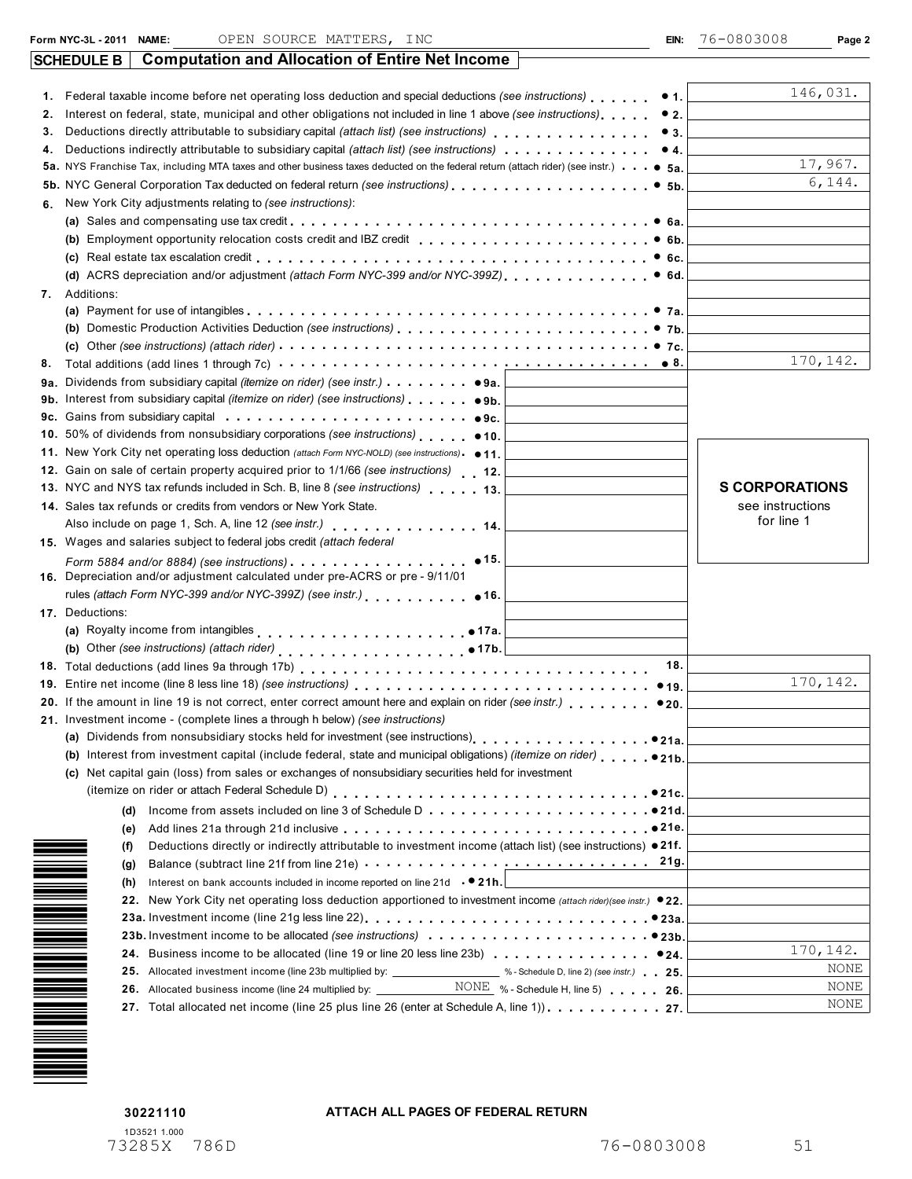**Form NYC-3L - 2011** NAME: OPEN SOURCE MATTERS, INC EIN: 76-0803008 **Page 2**

## SCHEDULE B | Computation and Allocation of Entire Net Income

| Line | Description | | Amount |
|---|---|---|---|
| 1. | Federal taxable income before net operating loss deduction and special deductions *(see instructions)* | • 1. | 146,031. |
| 2. | Interest on federal, state, municipal and other obligations not included in line 1 above *(see instructions)* | • 2. | |
| 3. | Deductions directly attributable to subsidiary capital *(attach list) (see instructions)* | • 3. | |
| 4. | Deductions indirectly attributable to subsidiary capital *(attach list) (see instructions)* | • 4. | |
| 5a. | NYS Franchise Tax, including MTA taxes and other business taxes deducted on the federal return (attach rider) (see instr.) | • 5a. | 17,967. |
| 5b. | NYC General Corporation Tax deducted on federal return *(see instructions)* | • 5b. | 6,144. |
| 6. | New York City adjustments relating to *(see instructions)*: | | |
| | (a) Sales and compensating use tax credit | • 6a. | |
| | (b) Employment opportunity relocation costs credit and IBZ credit | • 6b. | |
| | (c) Real estate tax escalation credit | • 6c. | |
| | (d) ACRS depreciation and/or adjustment *(attach Form NYC-399 and/or NYC-399Z)* | • 6d. | |
| 7. | Additions: | | |
| | (a) Payment for use of intangibles | • 7a. | |
| | (b) Domestic Production Activities Deduction *(see instructions)* | • 7b. | |
| | (c) Other *(see instructions) (attach rider)* | • 7c. | |
| 8. | Total additions (add lines 1 through 7c) | • 8. | 170,142. |
| 9a. | Dividends from subsidiary capital *(itemize on rider) (see instr.)* | • 9a. | |
| 9b. | Interest from subsidiary capital *(itemize on rider) (see instructions)* | • 9b. | |
| 9c. | Gains from subsidiary capital | • 9c. | |
| 10. | 50% of dividends from nonsubsidiary corporations *(see instructions)* | • 10. | |
| 11. | New York City net operating loss deduction *(attach Form NYC-NOLD) (see instructions)* | • 11. | |
| 12. | Gain on sale of certain property acquired prior to 1/1/66 *(see instructions)* | 12. | |
| 13. | NYC and NYS tax refunds included in Sch. B, line 8 *(see instructions)* | 13. | |
| 14. | Sales tax refunds or credits from vendors or New York State. Also include on page 1, Sch. A, line 12 *(see instr.)* | 14. | |
| 15. | Wages and salaries subject to federal jobs credit *(attach federal Form 5884 and/or 8884) (see instructions)* | • 15. | |
| 16. | Depreciation and/or adjustment calculated under pre-ACRS or pre - 9/11/01 rules *(attach Form NYC-399 and/or NYC-399Z) (see instr.)* | • 16. | |
| 17. | Deductions: | | |
| | (a) Royalty income from intangibles | • 17a. | |
| | (b) Other *(see instructions) (attach rider)* | • 17b. | |
| 18. | Total deductions (add lines 9a through 17b) | 18. | |
| 19. | Entire net income (line 8 less line 18) *(see instructions)* | • 19. | 170,142. |
| 20. | If the amount in line 19 is not correct, enter correct amount here and explain on rider *(see instr.)* | • 20. | |
| 21. | Investment income - (complete lines a through h below) *(see instructions)* | | |
| | (a) Dividends from nonsubsidiary stocks held for investment (see instructions) | • 21a. | |
| | (b) Interest from investment capital (include federal, state and municipal obligations) *(itemize on rider)* | • 21b. | |
| | (c) Net capital gain (loss) from sales or exchanges of nonsubsidiary securities held for investment (itemize on rider or attach Federal Schedule D) | • 21c. | |
| | (d) Income from assets included on line 3 of Schedule D | • 21d. | |
| | (e) Add lines 21a through 21d inclusive | • 21e. | |
| | (f) Deductions directly or indirectly attributable to investment income (attach list) (see instructions) | • 21f. | |
| | (g) Balance (subtract line 21f from line 21e) | 21g. | |
| | (h) Interest on bank accounts included in income reported on line 21d | • 21h. | |
| 22. | New York City net operating loss deduction apportioned to investment income *(attach rider)(see instr.)* | • 22. | |
| 23a. | Investment income (line 21g less line 22) | • 23a. | |
| 23b. | Investment income to be allocated *(see instructions)* | • 23b. | |
| 24. | Business income to be allocated (line 19 or line 20 less line 23b) | • 24. | 170,142. |
| 25. | Allocated investment income (line 23b multiplied by: ______ % - Schedule D, line 2) *(see instr.)* | 25. | NONE |
| 26. | Allocated business income (line 24 multiplied by: NONE % - Schedule H, line 5) | 26. | NONE |
| 27. | Total allocated net income (line 25 plus line 26 (enter at Schedule A, line 1)) | 27. | NONE |

**S CORPORATIONS**
see instructions for line 1

30221110

**ATTACH ALL PAGES OF FEDERAL RETURN**

1D3521 1.000
73285X 786D 76-0803008 51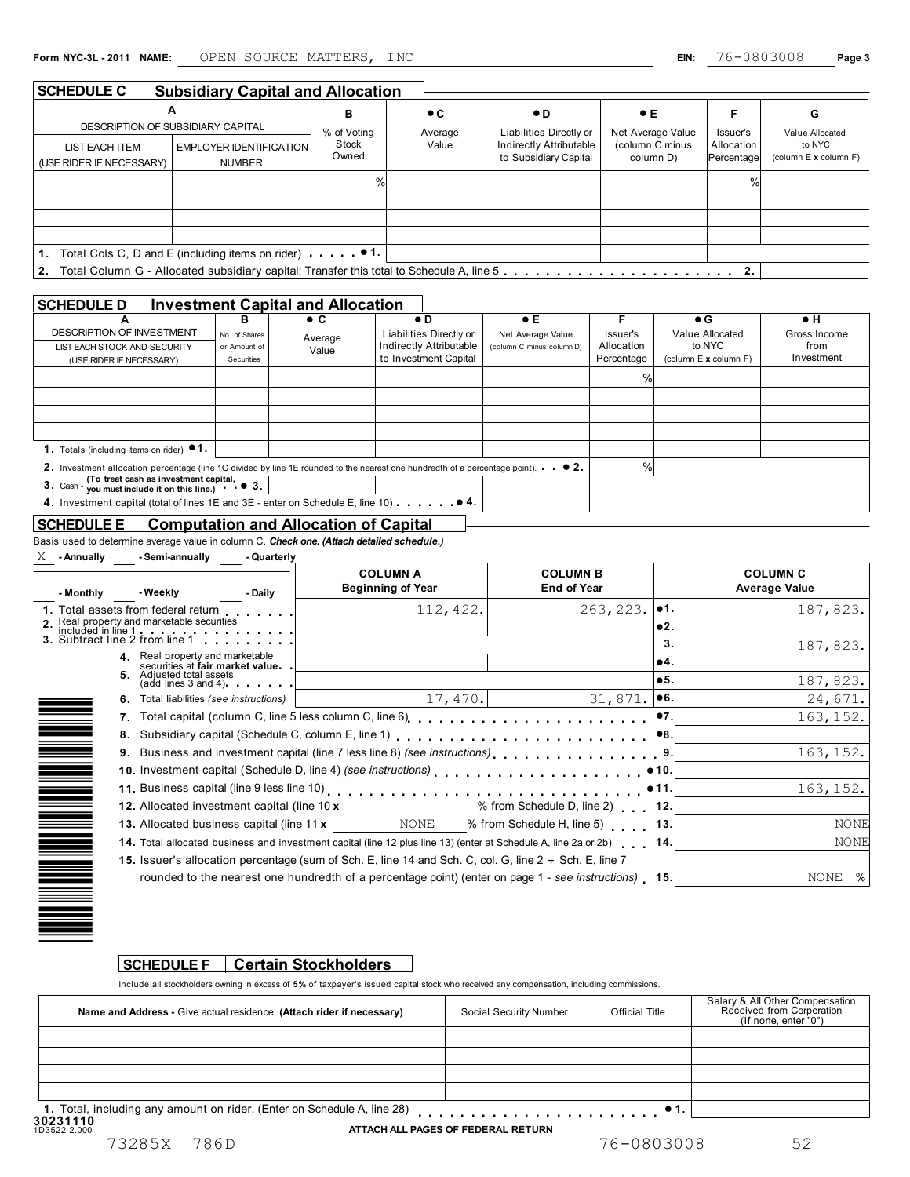Form NYC-3L - 2011 NAME: OPEN SOURCE MATTERS, INC EIN: 76-0803008

## SCHEDULE C Subsidiary Capital and Allocation

| A DESCRIPTION OF SUBSIDIARY CAPITAL | | B | ● C | ● D | ● E | F | G |
|---|---|---|---|---|---|---|---|
| LIST EACH ITEM (USE RIDER IF NECESSARY) | EMPLOYER IDENTIFICATION NUMBER | % of Voting Stock Owned | Average Value | Liabilities Directly or Indirectly Attributable to Subsidiary Capital | Net Average Value (column C minus column D) | Issuer's Allocation Percentage | Value Allocated to NYC (column E x column F) |
| | | % | | | | % | |
| | | | | | | | |
| | | | | | | | |
| | | | | | | | |
| 1. Total Cols C, D and E (including items on rider) ● 1. | | | | | | | |
| 2. Total Column G - Allocated subsidiary capital: Transfer this total to Schedule A, line 5 2. | | | | | | | |

## SCHEDULE D Investment Capital and Allocation

| A DESCRIPTION OF INVESTMENT LIST EACH STOCK AND SECURITY (USE RIDER IF NECESSARY) | B No. of Shares or Amount of Securities | ● C Average Value | ● D Liabilities Directly or Indirectly Attributable to Investment Capital | ● E Net Average Value (column C minus column D) | F Issuer's Allocation Percentage | ● G Value Allocated to NYC (column E x column F) | ● H Gross Income from Investment |
|---|---|---|---|---|---|---|---|
| | | | | | % | | |
| | | | | | | | |
| | | | | | | | |
| | | | | | | | |
| 1. Totals (including items on rider) ● 1. | | | | | | | |
| 2. Investment allocation percentage (line 1G divided by line 1E rounded to the nearest one hundredth of a percentage point). ● 2. | | | | | % | | |
| 3. Cash - (To treat cash as investment capital, you must include it on this line.) ● 3. | | | | | | | |
| 4. Investment capital (total of lines 1E and 3E - enter on Schedule E, line 10) ● 4. | | | | | | | |

## SCHEDULE E Computation and Allocation of Capital

Basis used to determine average value in column C. *Check one. (Attach detailed schedule.)*

X - Annually ___ - Semi-annually ___ - Quarterly ___ - Monthly ___ - Weekly ___ - Daily

| | COLUMN A Beginning of Year | COLUMN B End of Year | | COLUMN C Average Value |
|---|---|---|---|---|
| 1. Total assets from federal return | 112,422. | 263,223. | ●1. | 187,823. |
| 2. Real property and marketable securities included in line 1 | | | ●2. | |
| 3. Subtract line 2 from line 1 | | | 3. | 187,823. |
| 4. Real property and marketable securities at **fair market value** | | | ●4. | |
| 5. Adjusted total assets (add lines 3 and 4) | | | ●5. | 187,823. |
| 6. Total liabilities *(see instructions)* | 17,470. | 31,871. | ●6. | 24,671. |
| 7. Total capital (column C, line 5 less column C, line 6) | | | ●7. | 163,152. |
| 8. Subsidiary capital (Schedule C, column E, line 1) | | | ●8. | |
| 9. Business and investment capital (line 7 less line 8) *(see instructions)* | | | 9. | 163,152. |
| 10. Investment capital (Schedule D, line 4) *(see instructions)* | | | ●10. | |
| 11. Business capital (line 9 less line 10) | | | ●11. | 163,152. |
| 12. Allocated investment capital (line 10 x ___ % from Schedule D, line 2) | | | 12. | |
| 13. Allocated business capital (line 11 x NONE % from Schedule H, line 5) | | | 13. | NONE |
| 14. Total allocated business and investment capital (line 12 plus line 13) (enter at Schedule A, line 2a or 2b) | | | 14. | NONE |
| 15. Issuer's allocation percentage (sum of Sch. E, line 14 and Sch. C, col. G, line 2 ÷ Sch. E, line 7 rounded to the nearest one hundredth of a percentage point) (enter on page 1 - *see instructions*) | | | 15. | NONE % |

## SCHEDULE F Certain Stockholders

Include all stockholders owning in excess of **5%** of taxpayer's issued capital stock who received any compensation, including commissions.

| Name and Address - Give actual residence. **(Attach rider if necessary)** | Social Security Number | Official Title | Salary & All Other Compensation Received from Corporation (If none, enter "0") |
|---|---|---|---|
| | | | |
| | | | |
| | | | |
| | | | |
| 1. Total, including any amount on rider. (Enter on Schedule A, line 28) ● 1. | | | |

30231110
1D3522 2.000

**ATTACH ALL PAGES OF FEDERAL RETURN**

73285X 786D 76-0803008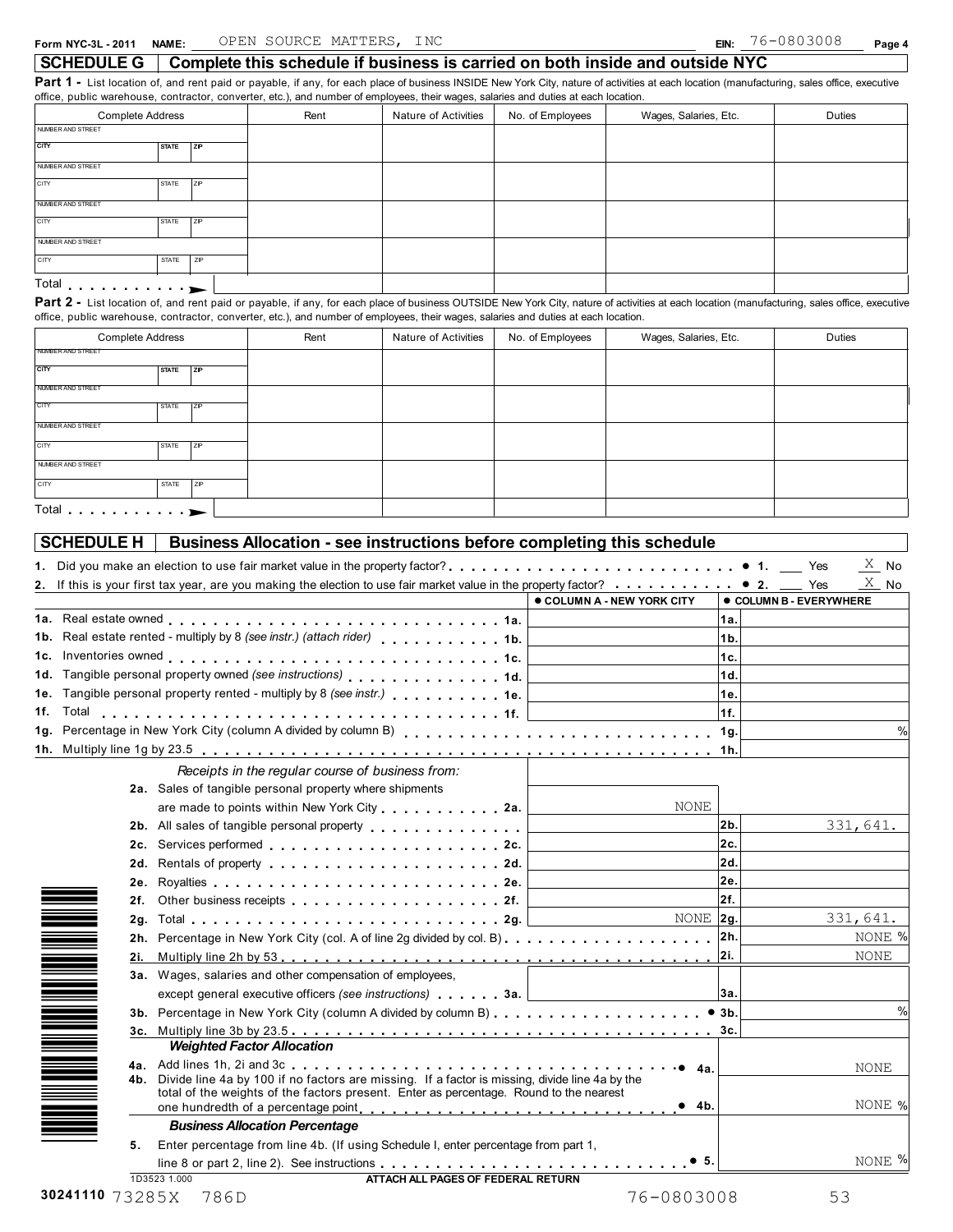Form NYC-3L - 2011 NAME: OPEN SOURCE MATTERS, INC EIN: 76-0803008

## SCHEDULE G | Complete this schedule if business is carried on both inside and outside NYC

**Part 1 -** List location of, and rent paid or payable, if any, for each place of business INSIDE New York City, nature of activities at each location (manufacturing, sales office, executive office, public warehouse, contractor, converter, etc.), and number of employees, their wages, salaries and duties at each location.

| Complete Address | Rent | Nature of Activities | No. of Employees | Wages, Salaries, Etc. | Duties |
|---|---|---|---|---|---|
| NUMBER AND STREET / CITY / STATE / ZIP | | | | | |
| NUMBER AND STREET / CITY / STATE / ZIP | | | | | |
| NUMBER AND STREET / CITY / STATE / ZIP | | | | | |
| NUMBER AND STREET / CITY / STATE / ZIP | | | | | |
| Total | | | | | |

**Part 2 -** List location of, and rent paid or payable, if any, for each place of business OUTSIDE New York City, nature of activities at each location (manufacturing, sales office, executive office, public warehouse, contractor, converter, etc.), and number of employees, their wages, salaries and duties at each location.

| Complete Address | Rent | Nature of Activities | No. of Employees | Wages, Salaries, Etc. | Duties |
|---|---|---|---|---|---|
| NUMBER AND STREET / CITY / STATE / ZIP | | | | | |
| NUMBER AND STREET / CITY / STATE / ZIP | | | | | |
| NUMBER AND STREET / CITY / STATE / ZIP | | | | | |
| NUMBER AND STREET / CITY / STATE / ZIP | | | | | |
| Total | | | | | |

## SCHEDULE H | Business Allocation - see instructions before completing this schedule

1. Did you make an election to use fair market value in the property factor? ● 1. ___ Yes X No
2. If this is your first tax year, are you making the election to use fair market value in the property factor? ● 2. ___ Yes X No

| | Line | ● COLUMN A - NEW YORK CITY | Line | ● COLUMN B - EVERYWHERE |
|---|---|---|---|---|
| 1a. Real estate owned | 1a. | | 1a. | |
| 1b. Real estate rented - multiply by 8 *(see instr.) (attach rider)* | 1b. | | 1b. | |
| 1c. Inventories owned | 1c. | | 1c. | |
| 1d. Tangible personal property owned *(see instructions)* | 1d. | | 1d. | |
| 1e. Tangible personal property rented - multiply by 8 *(see instr.)* | 1e. | | 1e. | |
| 1f. Total | 1f. | | 1f. | |
| 1g. Percentage in New York City (column A divided by column B) | | | 1g. | % |
| 1h. Multiply line 1g by 23.5 | | | 1h. | |
| *Receipts in the regular course of business from:* | | | | |
| 2a. Sales of tangible personal property where shipments are made to points within New York City | 2a. | NONE | | |
| 2b. All sales of tangible personal property | | | 2b. | 331,641. |
| 2c. Services performed | 2c. | | 2c. | |
| 2d. Rentals of property | 2d. | | 2d. | |
| 2e. Royalties | 2e. | | 2e. | |
| 2f. Other business receipts | 2f. | | 2f. | |
| 2g. Total | 2g. | NONE | 2g. | 331,641. |
| 2h. Percentage in New York City (col. A of line 2g divided by col. B) | | | 2h. | NONE % |
| 2i. Multiply line 2h by 53 | | | 2i. | NONE |
| 3a. Wages, salaries and other compensation of employees, except general executive officers *(see instructions)* | 3a. | | 3a. | |
| 3b. Percentage in New York City (column A divided by column B) | | | ● 3b. | % |
| 3c. Multiply line 3b by 23.5 | | | 3c. | |
| ***Weighted Factor Allocation*** | | | | |
| 4a. Add lines 1h, 2i and 3c | | | ● 4a. | NONE |
| 4b. Divide line 4a by 100 if no factors are missing. If a factor is missing, divide line 4a by the total of the weights of the factors present. Enter as percentage. Round to the nearest one hundredth of a percentage point | | | ● 4b. | NONE % |
| ***Business Allocation Percentage*** | | | | |
| 5. Enter percentage from line 4b. (If using Schedule I, enter percentage from part 1, line 8 or part 2, line 2). See instructions | | | ● 5. | NONE % |

1D3523 1.000

**ATTACH ALL PAGES OF FEDERAL RETURN**

30241110 73285X 786D 76-0803008 53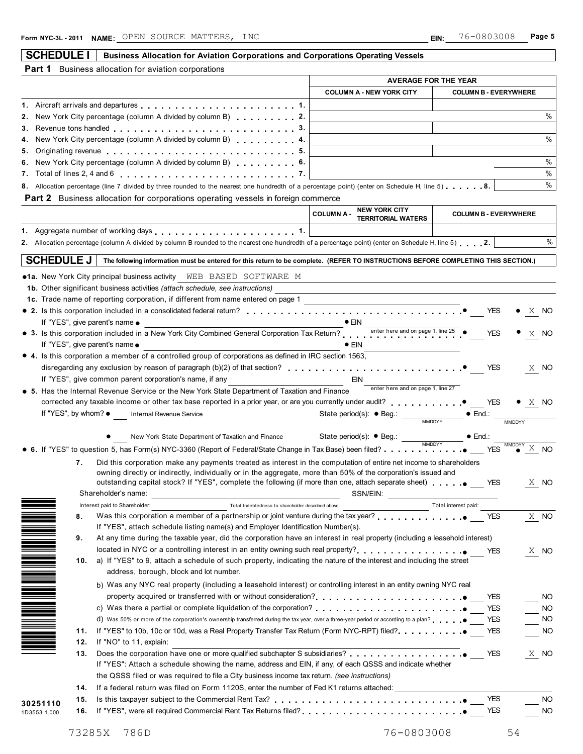Form NYC-3L - 2011 NAME: OPEN SOURCE MATTERS, INC EIN: 76-0803008 Page 5

## SCHEDULE I — Business Allocation for Aviation Corporations and Corporations Operating Vessels

**Part 1** Business allocation for aviation corporations

| | AVERAGE FOR THE YEAR | |
|---|---|---|
| | COLUMN A - NEW YORK CITY | COLUMN B - EVERYWHERE |
| 1. Aircraft arrivals and departures . . . 1. | | |
| 2. New York City percentage (column A divided by column B) . . . 2. | | % |
| 3. Revenue tons handled . . . 3. | | |
| 4. New York City percentage (column A divided by column B) . . . 4. | | % |
| 5. Originating revenue . . . 5. | | |
| 6. New York City percentage (column A divided by column B) . . . 6. | | % |
| 7. Total of lines 2, 4 and 6 . . . 7. | | % |

8. Allocation percentage (line 7 divided by three rounded to the nearest one hundredth of a percentage point) (enter on Schedule H, line 5) . . . 8. %

**Part 2** Business allocation for corporations operating vessels in foreign commerce

| | COLUMN A - NEW YORK CITY TERRITORIAL WATERS | COLUMN B - EVERYWHERE |
|---|---|---|
| 1. Aggregate number of working days . . . 1. | | |

2. Allocation percentage (column A divided by column B rounded to the nearest one hundredth of a percentage point) (enter on Schedule H, line 5) . . . 2. %

## SCHEDULE J — The following information must be entered for this return to be complete. (REFER TO INSTRUCTIONS BEFORE COMPLETING THIS SECTION.)

● 1a. New York City principal business activity: WEB BASED SOFTWARE M

1b. Other significant business activities *(attach schedule, see instructions)*

1c. Trade name of reporting corporation, if different from name entered on page 1

● 2. Is this corporation included in a consolidated federal return? . . . ● ___ YES ● X NO

If "YES", give parent's name ● ___ ● EIN ___

● 3. Is this corporation included in a New York City Combined General Corporation Tax Return? (enter here and on page 1, line 25) . . . ● ___ YES ● X NO

If "YES", give parent's name ● ___ ● EIN ___

● 4. Is this corporation a member of a controlled group of corporations as defined in IRC section 1563, disregarding any exclusion by reason of paragraph (b)(2) of that section? . . . ● ___ YES X NO

If "YES", give common parent corporation's name, if any ___ EIN ___ (enter here and on page 1, line 27)

● 5. Has the Internal Revenue Service or the New York State Department of Taxation and Finance corrected any taxable income or other tax base reported in a prior year, or are you currently under audit? . . . ● ___ YES ● X NO

If "YES", by whom? ● ___ Internal Revenue Service — State period(s): ● Beg.: ___ (MMDDYY) ● End.: ___ (MMDDYY)

● ___ New York State Department of Taxation and Finance — State period(s): ● Beg.: ___ (MMDDYY) ● End.: ___ (MMDDYY)

● 6. If "YES" to question 5, has Form(s) NYC-3360 (Report of Federal/State Change in Tax Base) been filed? . . . ● ___ YES ● X NO

7. Did this corporation make any payments treated as interest in the computation of entire net income to shareholders owning directly or indirectly, individually or in the aggregate, more than 50% of the corporation's issued and outstanding capital stock? If "YES", complete the following (if more than one, attach separate sheet) . . . ● ___ YES X NO

Shareholder's name: ___ SSN/EIN: ___

Interest paid to Shareholder: ___ Total Indebtedness to shareholder described above: ___ Total interest paid: ___

8. Was this corporation a member of a partnership or joint venture during the tax year? . . . ● ___ YES X NO

If "YES", attach schedule listing name(s) and Employer Identification Number(s).

9. At any time during the taxable year, did the corporation have an interest in real property (including a leasehold interest) located in NYC or a controlling interest in an entity owning such real property? . . . ● ___ YES X NO

10. a) If "YES" to 9, attach a schedule of such property, indicating the nature of the interest and including the street address, borough, block and lot number.

b) Was any NYC real property (including a leasehold interest) or controlling interest in an entity owning NYC real property acquired or transferred with or without consideration? . . . ● ___ YES ___ NO

c) Was there a partial or complete liquidation of the corporation? . . . ● ___ YES ___ NO

d) Was 50% or more of the corporation's ownership transferred during the tax year, over a three-year period or according to a plan? . . . ● ___ YES ___ NO

11. If "YES" to 10b, 10c or 10d, was a Real Property Transfer Tax Return (Form NYC-RPT) filed? . . . ● ___ YES ___ NO

12. If "NO" to 11, explain:

13. Does the corporation have one or more qualified subchapter S subsidiaries? . . . ● ___ YES X NO

If "YES": Attach a schedule showing the name, address and EIN, if any, of each QSSS and indicate whether the QSSS filed or was required to file a City business income tax return. *(see instructions)*

14. If a federal return was filed on Form 1120S, enter the number of Fed K1 returns attached:

15. Is this taxpayer subject to the Commercial Rent Tax? . . . ● ___ YES ___ NO

16. If "YES", were all required Commercial Rent Tax Returns filed? . . . ● ___ YES ___ NO

30251110
1D3553 1.000

73285X 786D 76-0803008 54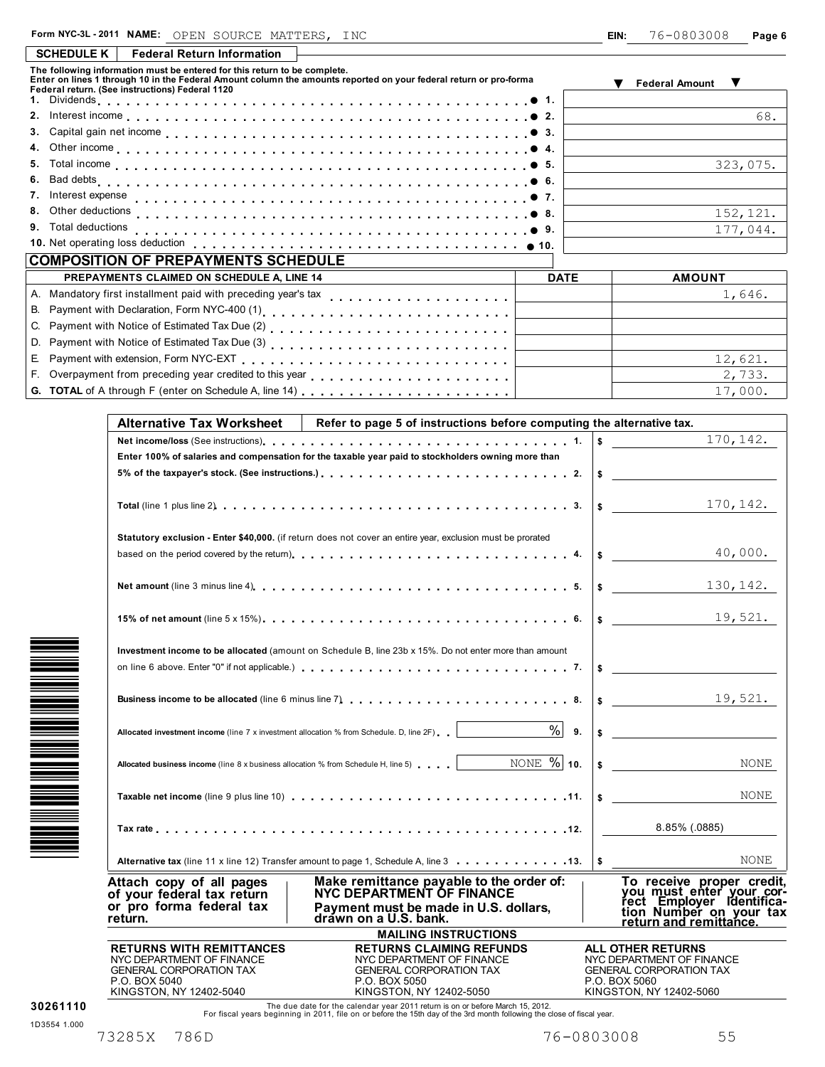Form NYC-3L - 2011 NAME: OPEN SOURCE MATTERS, INC EIN: 76-0803008

## SCHEDULE K Federal Return Information

**The following information must be entered for this return to be complete.**
**Enter on lines 1 through 10 in the Federal Amount column the amounts reported on your federal return or pro-forma Federal return. (See instructions) Federal 1120**

| | | Federal Amount |
|---|---|---|
| 1. Dividends | 1. | |
| 2. Interest income | 2. | 68. |
| 3. Capital gain net income | 3. | |
| 4. Other income | 4. | |
| 5. Total income | 5. | 323,075. |
| 6. Bad debts | 6. | |
| 7. Interest expense | 7. | |
| 8. Other deductions | 8. | 152,121. |
| 9. Total deductions | 9. | 177,044. |
| 10. Net operating loss deduction | 10. | |

## COMPOSITION OF PREPAYMENTS SCHEDULE

| PREPAYMENTS CLAIMED ON SCHEDULE A, LINE 14 | DATE | AMOUNT |
|---|---|---|
| A. Mandatory first installment paid with preceding year's tax | | 1,646. |
| B. Payment with Declaration, Form NYC-400 (1) | | |
| C. Payment with Notice of Estimated Tax Due (2) | | |
| D. Payment with Notice of Estimated Tax Due (3) | | |
| E. Payment with extension, Form NYC-EXT | | 12,621. |
| F. Overpayment from preceding year credited to this year | | 2,733. |
| **G. TOTAL** of A through F (enter on Schedule A, line 14) | | 17,000. |

## Alternative Tax Worksheet

Refer to page 5 of instructions before computing the alternative tax.

| | | | Amount |
|---|---|---|---|
| **Net income/loss** (See instructions) | | 1. | $ 170,142. |
| **Enter 100% of salaries and compensation for the taxable year paid to stockholders owning more than 5% of the taxpayer's stock. (See instructions.)** | | 2. | $ |
| **Total** (line 1 plus line 2) | | 3. | $ 170,142. |
| **Statutory exclusion - Enter $40,000.** (if return does not cover an entire year, exclusion must be prorated based on the period covered by the return) | | 4. | $ 40,000. |
| **Net amount** (line 3 minus line 4) | | 5. | $ 130,142. |
| **15% of net amount** (line 5 x 15%) | | 6. | $ 19,521. |
| **Investment income to be allocated** (amount on Schedule B, line 23b x 15%. Do not enter more than amount on line 6 above. Enter "0" if not applicable.) | | 7. | $ |
| **Business income to be allocated** (line 6 minus line 7) | | 8. | $ 19,521. |
| **Allocated investment income** (line 7 x investment allocation % from Schedule. D, line 2F) | % | 9. | $ |
| **Allocated business income** (line 8 x business allocation % from Schedule H, line 5) | NONE % | 10. | $ NONE |
| **Taxable net income** (line 9 plus line 10) | | 11. | $ NONE |
| **Tax rate** | | 12. | 8.85% (.0885) |
| **Alternative tax** (line 11 x line 12) Transfer amount to page 1, Schedule A, line 3 | | 13. | $ NONE |

**Attach copy of all pages of your federal tax return or pro forma federal tax return.**

**Make remittance payable to the order of: NYC DEPARTMENT OF FINANCE**
**Payment must be made in U.S. dollars, drawn on a U.S. bank.**

**To receive proper credit, you must enter your correct Employer Identification Number on your tax return and remittance.**

### MAILING INSTRUCTIONS

| RETURNS WITH REMITTANCES | RETURNS CLAIMING REFUNDS | ALL OTHER RETURNS |
|---|---|---|
| NYC DEPARTMENT OF FINANCE<br>GENERAL CORPORATION TAX<br>P.O. BOX 5040<br>KINGSTON, NY 12402-5040 | NYC DEPARTMENT OF FINANCE<br>GENERAL CORPORATION TAX<br>P.O. BOX 5050<br>KINGSTON, NY 12402-5050 | NYC DEPARTMENT OF FINANCE<br>GENERAL CORPORATION TAX<br>P.O. BOX 5060<br>KINGSTON, NY 12402-5060 |

The due date for the calendar year 2011 return is on or before March 15, 2012.
For fiscal years beginning in 2011, file on or before the 15th day of the 3rd month following the close of fiscal year.

30261110
1D3554 1.000
73285X 786D 76-0803008 55